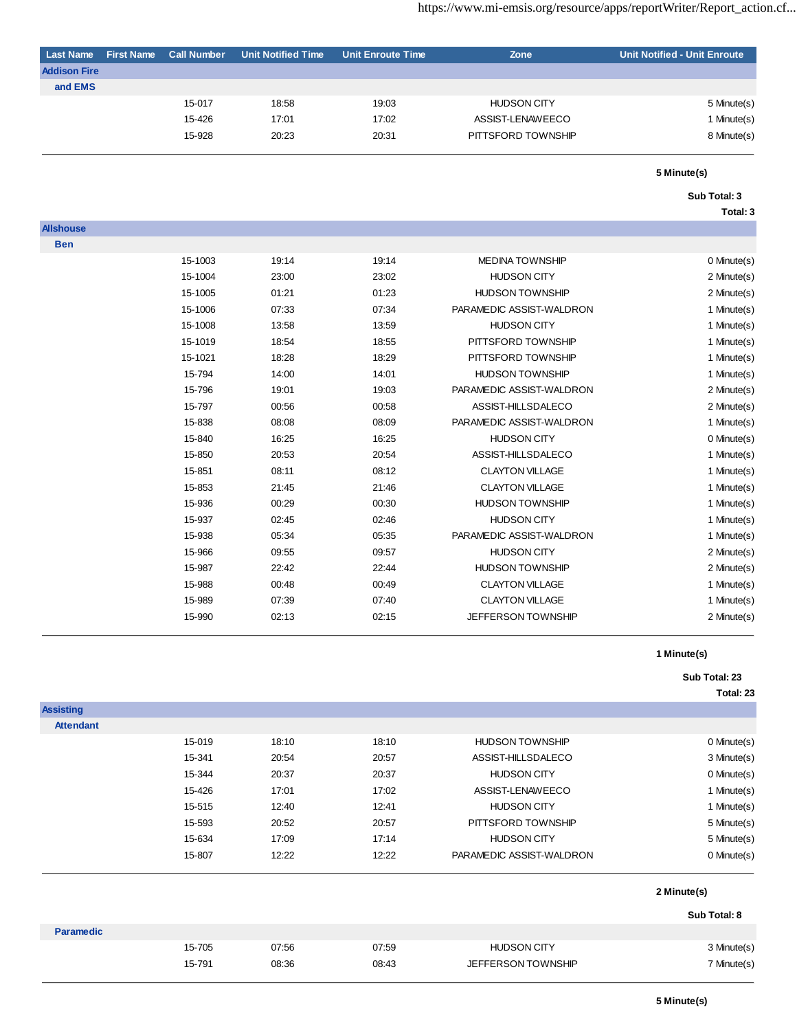| Last Name | First Name | Call Number | Unit Notified Time | Unit Enroute Time | Zone | Unit Notified - Unit Enroute |
|---|---|---|---|---|---|---|
| **Addison Fire** | | | | | | |
| **and EMS** | | | | | | |
| | | 15-017 | 18:58 | 19:03 | HUDSON CITY | 5 Minute(s) |
| | | 15-426 | 17:01 | 17:02 | ASSIST-LENAWEECO | 1 Minute(s) |
| | | 15-928 | 20:23 | 20:31 | PITTSFORD TOWNSHIP | 8 Minute(s) |
| | | | | | | **5 Minute(s)** |
| | | | | | | **Sub Total: 3** |
| | | | | | | **Total: 3** |
| **Allshouse** | | | | | | |
| **Ben** | | | | | | |
| | | 15-1003 | 19:14 | 19:14 | MEDINA TOWNSHIP | 0 Minute(s) |
| | | 15-1004 | 23:00 | 23:02 | HUDSON CITY | 2 Minute(s) |
| | | 15-1005 | 01:21 | 01:23 | HUDSON TOWNSHIP | 2 Minute(s) |
| | | 15-1006 | 07:33 | 07:34 | PARAMEDIC ASSIST-WALDRON | 1 Minute(s) |
| | | 15-1008 | 13:58 | 13:59 | HUDSON CITY | 1 Minute(s) |
| | | 15-1019 | 18:54 | 18:55 | PITTSFORD TOWNSHIP | 1 Minute(s) |
| | | 15-1021 | 18:28 | 18:29 | PITTSFORD TOWNSHIP | 1 Minute(s) |
| | | 15-794 | 14:00 | 14:01 | HUDSON TOWNSHIP | 1 Minute(s) |
| | | 15-796 | 19:01 | 19:03 | PARAMEDIC ASSIST-WALDRON | 2 Minute(s) |
| | | 15-797 | 00:56 | 00:58 | ASSIST-HILLSDALECO | 2 Minute(s) |
| | | 15-838 | 08:08 | 08:09 | PARAMEDIC ASSIST-WALDRON | 1 Minute(s) |
| | | 15-840 | 16:25 | 16:25 | HUDSON CITY | 0 Minute(s) |
| | | 15-850 | 20:53 | 20:54 | ASSIST-HILLSDALECO | 1 Minute(s) |
| | | 15-851 | 08:11 | 08:12 | CLAYTON VILLAGE | 1 Minute(s) |
| | | 15-853 | 21:45 | 21:46 | CLAYTON VILLAGE | 1 Minute(s) |
| | | 15-936 | 00:29 | 00:30 | HUDSON TOWNSHIP | 1 Minute(s) |
| | | 15-937 | 02:45 | 02:46 | HUDSON CITY | 1 Minute(s) |
| | | 15-938 | 05:34 | 05:35 | PARAMEDIC ASSIST-WALDRON | 1 Minute(s) |
| | | 15-966 | 09:55 | 09:57 | HUDSON CITY | 2 Minute(s) |
| | | 15-987 | 22:42 | 22:44 | HUDSON TOWNSHIP | 2 Minute(s) |
| | | 15-988 | 00:48 | 00:49 | CLAYTON VILLAGE | 1 Minute(s) |
| | | 15-989 | 07:39 | 07:40 | CLAYTON VILLAGE | 1 Minute(s) |
| | | 15-990 | 02:13 | 02:15 | JEFFERSON TOWNSHIP | 2 Minute(s) |
| | | | | | | **1 Minute(s)** |
| | | | | | | **Sub Total: 23** |
| | | | | | | **Total: 23** |
| **Assisting** | | | | | | |
| **Attendant** | | | | | | |
| | | 15-019 | 18:10 | 18:10 | HUDSON TOWNSHIP | 0 Minute(s) |
| | | 15-341 | 20:54 | 20:57 | ASSIST-HILLSDALECO | 3 Minute(s) |
| | | 15-344 | 20:37 | 20:37 | HUDSON CITY | 0 Minute(s) |
| | | 15-426 | 17:01 | 17:02 | ASSIST-LENAWEECO | 1 Minute(s) |
| | | 15-515 | 12:40 | 12:41 | HUDSON CITY | 1 Minute(s) |
| | | 15-593 | 20:52 | 20:57 | PITTSFORD TOWNSHIP | 5 Minute(s) |
| | | 15-634 | 17:09 | 17:14 | HUDSON CITY | 5 Minute(s) |
| | | 15-807 | 12:22 | 12:22 | PARAMEDIC ASSIST-WALDRON | 0 Minute(s) |
| | | | | | | **2 Minute(s)** |
| | | | | | | **Sub Total: 8** |
| **Paramedic** | | | | | | |
| | | 15-705 | 07:56 | 07:59 | HUDSON CITY | 3 Minute(s) |
| | | 15-791 | 08:36 | 08:43 | JEFFERSON TOWNSHIP | 7 Minute(s) |
| | | | | | | **5 Minute(s)** |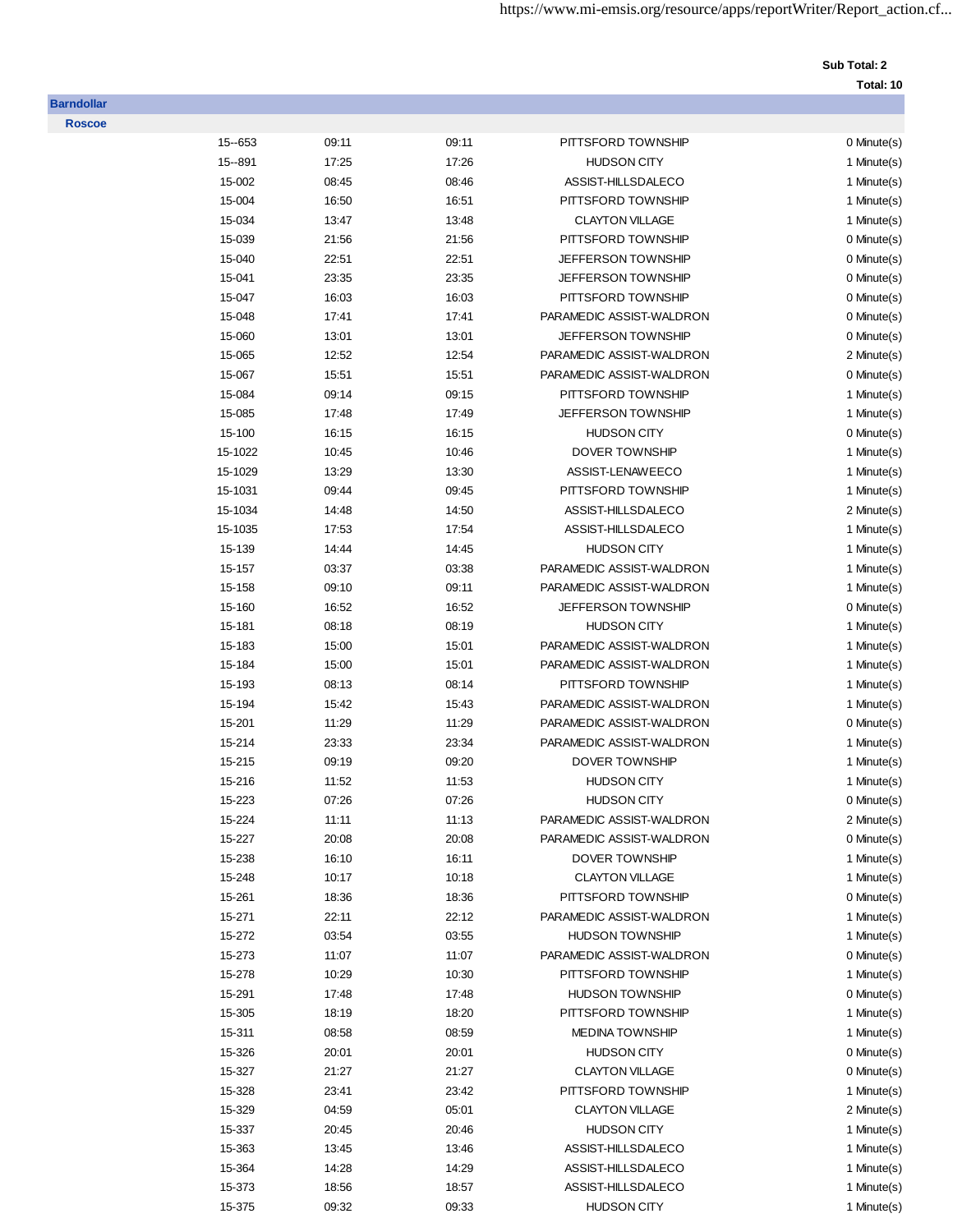Sub Total: 2

Total: 10

**Barndollar**

**Roscoe**

| | | | | |
|---|---|---|---|---|
| 15--653 | 09:11 | 09:11 | PITTSFORD TOWNSHIP | 0 Minute(s) |
| 15--891 | 17:25 | 17:26 | HUDSON CITY | 1 Minute(s) |
| 15-002 | 08:45 | 08:46 | ASSIST-HILLSDALECO | 1 Minute(s) |
| 15-004 | 16:50 | 16:51 | PITTSFORD TOWNSHIP | 1 Minute(s) |
| 15-034 | 13:47 | 13:48 | CLAYTON VILLAGE | 1 Minute(s) |
| 15-039 | 21:56 | 21:56 | PITTSFORD TOWNSHIP | 0 Minute(s) |
| 15-040 | 22:51 | 22:51 | JEFFERSON TOWNSHIP | 0 Minute(s) |
| 15-041 | 23:35 | 23:35 | JEFFERSON TOWNSHIP | 0 Minute(s) |
| 15-047 | 16:03 | 16:03 | PITTSFORD TOWNSHIP | 0 Minute(s) |
| 15-048 | 17:41 | 17:41 | PARAMEDIC ASSIST-WALDRON | 0 Minute(s) |
| 15-060 | 13:01 | 13:01 | JEFFERSON TOWNSHIP | 0 Minute(s) |
| 15-065 | 12:52 | 12:54 | PARAMEDIC ASSIST-WALDRON | 2 Minute(s) |
| 15-067 | 15:51 | 15:51 | PARAMEDIC ASSIST-WALDRON | 0 Minute(s) |
| 15-084 | 09:14 | 09:15 | PITTSFORD TOWNSHIP | 1 Minute(s) |
| 15-085 | 17:48 | 17:49 | JEFFERSON TOWNSHIP | 1 Minute(s) |
| 15-100 | 16:15 | 16:15 | HUDSON CITY | 0 Minute(s) |
| 15-1022 | 10:45 | 10:46 | DOVER TOWNSHIP | 1 Minute(s) |
| 15-1029 | 13:29 | 13:30 | ASSIST-LENAWEECO | 1 Minute(s) |
| 15-1031 | 09:44 | 09:45 | PITTSFORD TOWNSHIP | 1 Minute(s) |
| 15-1034 | 14:48 | 14:50 | ASSIST-HILLSDALECO | 2 Minute(s) |
| 15-1035 | 17:53 | 17:54 | ASSIST-HILLSDALECO | 1 Minute(s) |
| 15-139 | 14:44 | 14:45 | HUDSON CITY | 1 Minute(s) |
| 15-157 | 03:37 | 03:38 | PARAMEDIC ASSIST-WALDRON | 1 Minute(s) |
| 15-158 | 09:10 | 09:11 | PARAMEDIC ASSIST-WALDRON | 1 Minute(s) |
| 15-160 | 16:52 | 16:52 | JEFFERSON TOWNSHIP | 0 Minute(s) |
| 15-181 | 08:18 | 08:19 | HUDSON CITY | 1 Minute(s) |
| 15-183 | 15:00 | 15:01 | PARAMEDIC ASSIST-WALDRON | 1 Minute(s) |
| 15-184 | 15:00 | 15:01 | PARAMEDIC ASSIST-WALDRON | 1 Minute(s) |
| 15-193 | 08:13 | 08:14 | PITTSFORD TOWNSHIP | 1 Minute(s) |
| 15-194 | 15:42 | 15:43 | PARAMEDIC ASSIST-WALDRON | 1 Minute(s) |
| 15-201 | 11:29 | 11:29 | PARAMEDIC ASSIST-WALDRON | 0 Minute(s) |
| 15-214 | 23:33 | 23:34 | PARAMEDIC ASSIST-WALDRON | 1 Minute(s) |
| 15-215 | 09:19 | 09:20 | DOVER TOWNSHIP | 1 Minute(s) |
| 15-216 | 11:52 | 11:53 | HUDSON CITY | 1 Minute(s) |
| 15-223 | 07:26 | 07:26 | HUDSON CITY | 0 Minute(s) |
| 15-224 | 11:11 | 11:13 | PARAMEDIC ASSIST-WALDRON | 2 Minute(s) |
| 15-227 | 20:08 | 20:08 | PARAMEDIC ASSIST-WALDRON | 0 Minute(s) |
| 15-238 | 16:10 | 16:11 | DOVER TOWNSHIP | 1 Minute(s) |
| 15-248 | 10:17 | 10:18 | CLAYTON VILLAGE | 1 Minute(s) |
| 15-261 | 18:36 | 18:36 | PITTSFORD TOWNSHIP | 0 Minute(s) |
| 15-271 | 22:11 | 22:12 | PARAMEDIC ASSIST-WALDRON | 1 Minute(s) |
| 15-272 | 03:54 | 03:55 | HUDSON TOWNSHIP | 1 Minute(s) |
| 15-273 | 11:07 | 11:07 | PARAMEDIC ASSIST-WALDRON | 0 Minute(s) |
| 15-278 | 10:29 | 10:30 | PITTSFORD TOWNSHIP | 1 Minute(s) |
| 15-291 | 17:48 | 17:48 | HUDSON TOWNSHIP | 0 Minute(s) |
| 15-305 | 18:19 | 18:20 | PITTSFORD TOWNSHIP | 1 Minute(s) |
| 15-311 | 08:58 | 08:59 | MEDINA TOWNSHIP | 1 Minute(s) |
| 15-326 | 20:01 | 20:01 | HUDSON CITY | 0 Minute(s) |
| 15-327 | 21:27 | 21:27 | CLAYTON VILLAGE | 0 Minute(s) |
| 15-328 | 23:41 | 23:42 | PITTSFORD TOWNSHIP | 1 Minute(s) |
| 15-329 | 04:59 | 05:01 | CLAYTON VILLAGE | 2 Minute(s) |
| 15-337 | 20:45 | 20:46 | HUDSON CITY | 1 Minute(s) |
| 15-363 | 13:45 | 13:46 | ASSIST-HILLSDALECO | 1 Minute(s) |
| 15-364 | 14:28 | 14:29 | ASSIST-HILLSDALECO | 1 Minute(s) |
| 15-373 | 18:56 | 18:57 | ASSIST-HILLSDALECO | 1 Minute(s) |
| 15-375 | 09:32 | 09:33 | HUDSON CITY | 1 Minute(s) |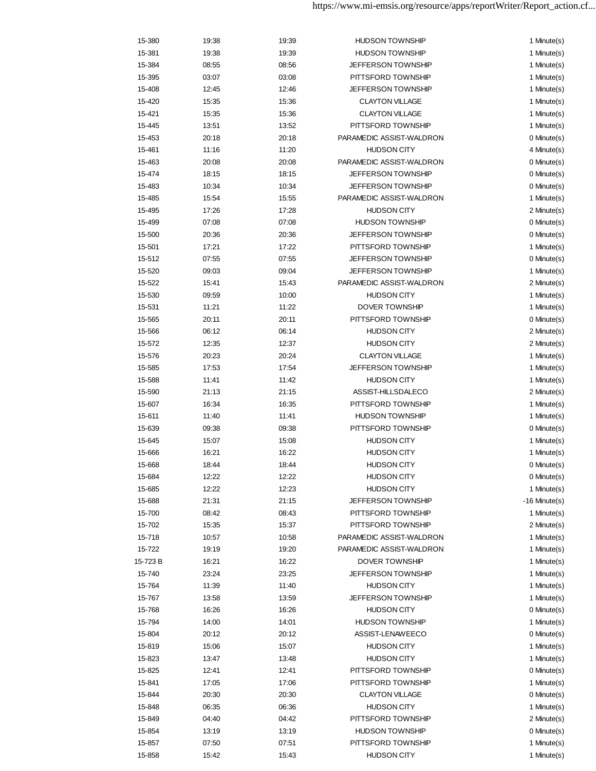| | | | | |
|---|---|---|---|---|
| 15-380 | 19:38 | 19:39 | HUDSON TOWNSHIP | 1 Minute(s) |
| 15-381 | 19:38 | 19:39 | HUDSON TOWNSHIP | 1 Minute(s) |
| 15-384 | 08:55 | 08:56 | JEFFERSON TOWNSHIP | 1 Minute(s) |
| 15-395 | 03:07 | 03:08 | PITTSFORD TOWNSHIP | 1 Minute(s) |
| 15-408 | 12:45 | 12:46 | JEFFERSON TOWNSHIP | 1 Minute(s) |
| 15-420 | 15:35 | 15:36 | CLAYTON VILLAGE | 1 Minute(s) |
| 15-421 | 15:35 | 15:36 | CLAYTON VILLAGE | 1 Minute(s) |
| 15-445 | 13:51 | 13:52 | PITTSFORD TOWNSHIP | 1 Minute(s) |
| 15-453 | 20:18 | 20:18 | PARAMEDIC ASSIST-WALDRON | 0 Minute(s) |
| 15-461 | 11:16 | 11:20 | HUDSON CITY | 4 Minute(s) |
| 15-463 | 20:08 | 20:08 | PARAMEDIC ASSIST-WALDRON | 0 Minute(s) |
| 15-474 | 18:15 | 18:15 | JEFFERSON TOWNSHIP | 0 Minute(s) |
| 15-483 | 10:34 | 10:34 | JEFFERSON TOWNSHIP | 0 Minute(s) |
| 15-485 | 15:54 | 15:55 | PARAMEDIC ASSIST-WALDRON | 1 Minute(s) |
| 15-495 | 17:26 | 17:28 | HUDSON CITY | 2 Minute(s) |
| 15-499 | 07:08 | 07:08 | HUDSON TOWNSHIP | 0 Minute(s) |
| 15-500 | 20:36 | 20:36 | JEFFERSON TOWNSHIP | 0 Minute(s) |
| 15-501 | 17:21 | 17:22 | PITTSFORD TOWNSHIP | 1 Minute(s) |
| 15-512 | 07:55 | 07:55 | JEFFERSON TOWNSHIP | 0 Minute(s) |
| 15-520 | 09:03 | 09:04 | JEFFERSON TOWNSHIP | 1 Minute(s) |
| 15-522 | 15:41 | 15:43 | PARAMEDIC ASSIST-WALDRON | 2 Minute(s) |
| 15-530 | 09:59 | 10:00 | HUDSON CITY | 1 Minute(s) |
| 15-531 | 11:21 | 11:22 | DOVER TOWNSHIP | 1 Minute(s) |
| 15-565 | 20:11 | 20:11 | PITTSFORD TOWNSHIP | 0 Minute(s) |
| 15-566 | 06:12 | 06:14 | HUDSON CITY | 2 Minute(s) |
| 15-572 | 12:35 | 12:37 | HUDSON CITY | 2 Minute(s) |
| 15-576 | 20:23 | 20:24 | CLAYTON VILLAGE | 1 Minute(s) |
| 15-585 | 17:53 | 17:54 | JEFFERSON TOWNSHIP | 1 Minute(s) |
| 15-588 | 11:41 | 11:42 | HUDSON CITY | 1 Minute(s) |
| 15-590 | 21:13 | 21:15 | ASSIST-HILLSDALECO | 2 Minute(s) |
| 15-607 | 16:34 | 16:35 | PITTSFORD TOWNSHIP | 1 Minute(s) |
| 15-611 | 11:40 | 11:41 | HUDSON TOWNSHIP | 1 Minute(s) |
| 15-639 | 09:38 | 09:38 | PITTSFORD TOWNSHIP | 0 Minute(s) |
| 15-645 | 15:07 | 15:08 | HUDSON CITY | 1 Minute(s) |
| 15-666 | 16:21 | 16:22 | HUDSON CITY | 1 Minute(s) |
| 15-668 | 18:44 | 18:44 | HUDSON CITY | 0 Minute(s) |
| 15-684 | 12:22 | 12:22 | HUDSON CITY | 0 Minute(s) |
| 15-685 | 12:22 | 12:23 | HUDSON CITY | 1 Minute(s) |
| 15-688 | 21:31 | 21:15 | JEFFERSON TOWNSHIP | -16 Minute(s) |
| 15-700 | 08:42 | 08:43 | PITTSFORD TOWNSHIP | 1 Minute(s) |
| 15-702 | 15:35 | 15:37 | PITTSFORD TOWNSHIP | 2 Minute(s) |
| 15-718 | 10:57 | 10:58 | PARAMEDIC ASSIST-WALDRON | 1 Minute(s) |
| 15-722 | 19:19 | 19:20 | PARAMEDIC ASSIST-WALDRON | 1 Minute(s) |
| 15-723 B | 16:21 | 16:22 | DOVER TOWNSHIP | 1 Minute(s) |
| 15-740 | 23:24 | 23:25 | JEFFERSON TOWNSHIP | 1 Minute(s) |
| 15-764 | 11:39 | 11:40 | HUDSON CITY | 1 Minute(s) |
| 15-767 | 13:58 | 13:59 | JEFFERSON TOWNSHIP | 1 Minute(s) |
| 15-768 | 16:26 | 16:26 | HUDSON CITY | 0 Minute(s) |
| 15-794 | 14:00 | 14:01 | HUDSON TOWNSHIP | 1 Minute(s) |
| 15-804 | 20:12 | 20:12 | ASSIST-LENAWEECO | 0 Minute(s) |
| 15-819 | 15:06 | 15:07 | HUDSON CITY | 1 Minute(s) |
| 15-823 | 13:47 | 13:48 | HUDSON CITY | 1 Minute(s) |
| 15-825 | 12:41 | 12:41 | PITTSFORD TOWNSHIP | 0 Minute(s) |
| 15-841 | 17:05 | 17:06 | PITTSFORD TOWNSHIP | 1 Minute(s) |
| 15-844 | 20:30 | 20:30 | CLAYTON VILLAGE | 0 Minute(s) |
| 15-848 | 06:35 | 06:36 | HUDSON CITY | 1 Minute(s) |
| 15-849 | 04:40 | 04:42 | PITTSFORD TOWNSHIP | 2 Minute(s) |
| 15-854 | 13:19 | 13:19 | HUDSON TOWNSHIP | 0 Minute(s) |
| 15-857 | 07:50 | 07:51 | PITTSFORD TOWNSHIP | 1 Minute(s) |
| 15-858 | 15:42 | 15:43 | HUDSON CITY | 1 Minute(s) |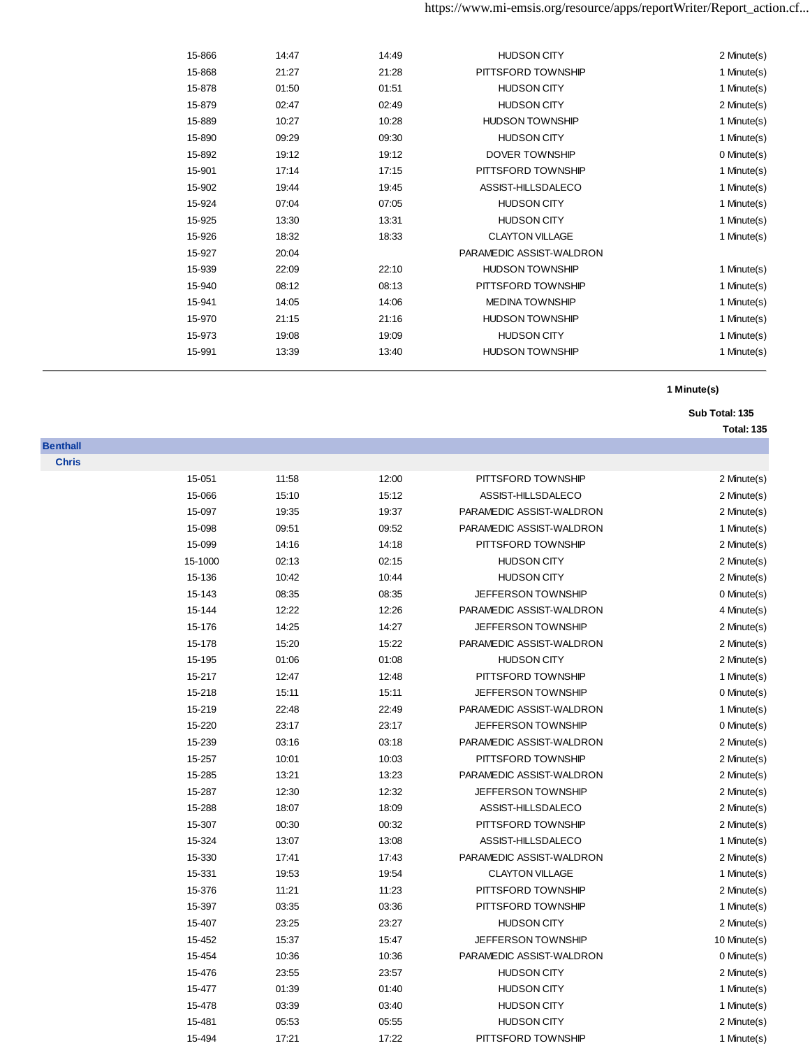| | | | | |
|---|---|---|---|---|
| 15-866 | 14:47 | 14:49 | HUDSON CITY | 2 Minute(s) |
| 15-868 | 21:27 | 21:28 | PITTSFORD TOWNSHIP | 1 Minute(s) |
| 15-878 | 01:50 | 01:51 | HUDSON CITY | 1 Minute(s) |
| 15-879 | 02:47 | 02:49 | HUDSON CITY | 2 Minute(s) |
| 15-889 | 10:27 | 10:28 | HUDSON TOWNSHIP | 1 Minute(s) |
| 15-890 | 09:29 | 09:30 | HUDSON CITY | 1 Minute(s) |
| 15-892 | 19:12 | 19:12 | DOVER TOWNSHIP | 0 Minute(s) |
| 15-901 | 17:14 | 17:15 | PITTSFORD TOWNSHIP | 1 Minute(s) |
| 15-902 | 19:44 | 19:45 | ASSIST-HILLSDALECO | 1 Minute(s) |
| 15-924 | 07:04 | 07:05 | HUDSON CITY | 1 Minute(s) |
| 15-925 | 13:30 | 13:31 | HUDSON CITY | 1 Minute(s) |
| 15-926 | 18:32 | 18:33 | CLAYTON VILLAGE | 1 Minute(s) |
| 15-927 | 20:04 | | PARAMEDIC ASSIST-WALDRON | |
| 15-939 | 22:09 | 22:10 | HUDSON TOWNSHIP | 1 Minute(s) |
| 15-940 | 08:12 | 08:13 | PITTSFORD TOWNSHIP | 1 Minute(s) |
| 15-941 | 14:05 | 14:06 | MEDINA TOWNSHIP | 1 Minute(s) |
| 15-970 | 21:15 | 21:16 | HUDSON TOWNSHIP | 1 Minute(s) |
| 15-973 | 19:08 | 19:09 | HUDSON CITY | 1 Minute(s) |
| 15-991 | 13:39 | 13:40 | HUDSON TOWNSHIP | 1 Minute(s) |

**1 Minute(s)**

**Sub Total: 135**

**Total: 135**

## Benthall

### Chris

| | | | | |
|---|---|---|---|---|
| 15-051 | 11:58 | 12:00 | PITTSFORD TOWNSHIP | 2 Minute(s) |
| 15-066 | 15:10 | 15:12 | ASSIST-HILLSDALECO | 2 Minute(s) |
| 15-097 | 19:35 | 19:37 | PARAMEDIC ASSIST-WALDRON | 2 Minute(s) |
| 15-098 | 09:51 | 09:52 | PARAMEDIC ASSIST-WALDRON | 1 Minute(s) |
| 15-099 | 14:16 | 14:18 | PITTSFORD TOWNSHIP | 2 Minute(s) |
| 15-1000 | 02:13 | 02:15 | HUDSON CITY | 2 Minute(s) |
| 15-136 | 10:42 | 10:44 | HUDSON CITY | 2 Minute(s) |
| 15-143 | 08:35 | 08:35 | JEFFERSON TOWNSHIP | 0 Minute(s) |
| 15-144 | 12:22 | 12:26 | PARAMEDIC ASSIST-WALDRON | 4 Minute(s) |
| 15-176 | 14:25 | 14:27 | JEFFERSON TOWNSHIP | 2 Minute(s) |
| 15-178 | 15:20 | 15:22 | PARAMEDIC ASSIST-WALDRON | 2 Minute(s) |
| 15-195 | 01:06 | 01:08 | HUDSON CITY | 2 Minute(s) |
| 15-217 | 12:47 | 12:48 | PITTSFORD TOWNSHIP | 1 Minute(s) |
| 15-218 | 15:11 | 15:11 | JEFFERSON TOWNSHIP | 0 Minute(s) |
| 15-219 | 22:48 | 22:49 | PARAMEDIC ASSIST-WALDRON | 1 Minute(s) |
| 15-220 | 23:17 | 23:17 | JEFFERSON TOWNSHIP | 0 Minute(s) |
| 15-239 | 03:16 | 03:18 | PARAMEDIC ASSIST-WALDRON | 2 Minute(s) |
| 15-257 | 10:01 | 10:03 | PITTSFORD TOWNSHIP | 2 Minute(s) |
| 15-285 | 13:21 | 13:23 | PARAMEDIC ASSIST-WALDRON | 2 Minute(s) |
| 15-287 | 12:30 | 12:32 | JEFFERSON TOWNSHIP | 2 Minute(s) |
| 15-288 | 18:07 | 18:09 | ASSIST-HILLSDALECO | 2 Minute(s) |
| 15-307 | 00:30 | 00:32 | PITTSFORD TOWNSHIP | 2 Minute(s) |
| 15-324 | 13:07 | 13:08 | ASSIST-HILLSDALECO | 1 Minute(s) |
| 15-330 | 17:41 | 17:43 | PARAMEDIC ASSIST-WALDRON | 2 Minute(s) |
| 15-331 | 19:53 | 19:54 | CLAYTON VILLAGE | 1 Minute(s) |
| 15-376 | 11:21 | 11:23 | PITTSFORD TOWNSHIP | 2 Minute(s) |
| 15-397 | 03:35 | 03:36 | PITTSFORD TOWNSHIP | 1 Minute(s) |
| 15-407 | 23:25 | 23:27 | HUDSON CITY | 2 Minute(s) |
| 15-452 | 15:37 | 15:47 | JEFFERSON TOWNSHIP | 10 Minute(s) |
| 15-454 | 10:36 | 10:36 | PARAMEDIC ASSIST-WALDRON | 0 Minute(s) |
| 15-476 | 23:55 | 23:57 | HUDSON CITY | 2 Minute(s) |
| 15-477 | 01:39 | 01:40 | HUDSON CITY | 1 Minute(s) |
| 15-478 | 03:39 | 03:40 | HUDSON CITY | 1 Minute(s) |
| 15-481 | 05:53 | 05:55 | HUDSON CITY | 2 Minute(s) |
| 15-494 | 17:21 | 17:22 | PITTSFORD TOWNSHIP | 1 Minute(s) |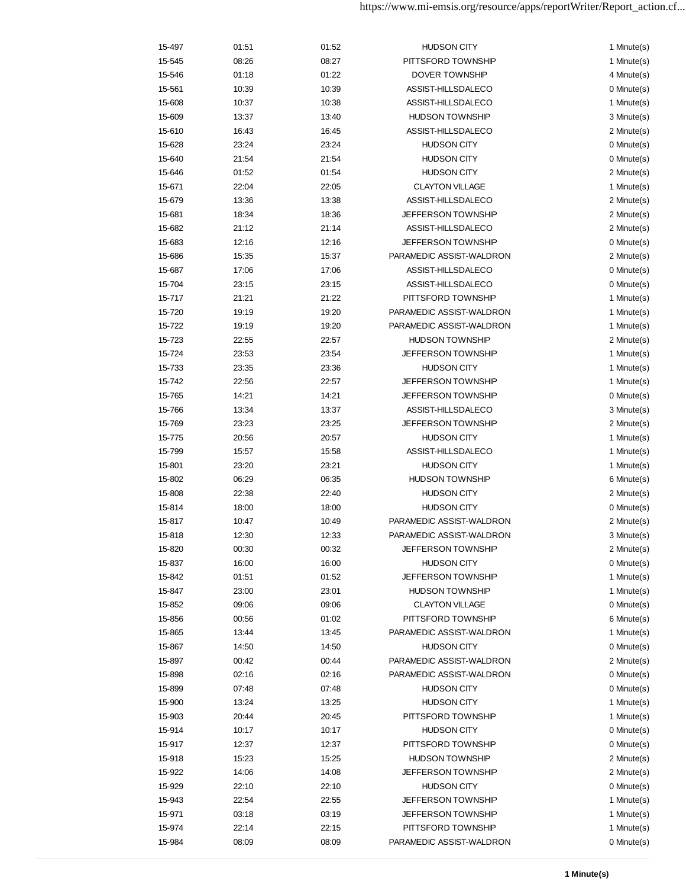| | | | | |
|---|---|---|---|---|
| 15-497 | 01:51 | 01:52 | HUDSON CITY | 1 Minute(s) |
| 15-545 | 08:26 | 08:27 | PITTSFORD TOWNSHIP | 1 Minute(s) |
| 15-546 | 01:18 | 01:22 | DOVER TOWNSHIP | 4 Minute(s) |
| 15-561 | 10:39 | 10:39 | ASSIST-HILLSDALECO | 0 Minute(s) |
| 15-608 | 10:37 | 10:38 | ASSIST-HILLSDALECO | 1 Minute(s) |
| 15-609 | 13:37 | 13:40 | HUDSON TOWNSHIP | 3 Minute(s) |
| 15-610 | 16:43 | 16:45 | ASSIST-HILLSDALECO | 2 Minute(s) |
| 15-628 | 23:24 | 23:24 | HUDSON CITY | 0 Minute(s) |
| 15-640 | 21:54 | 21:54 | HUDSON CITY | 0 Minute(s) |
| 15-646 | 01:52 | 01:54 | HUDSON CITY | 2 Minute(s) |
| 15-671 | 22:04 | 22:05 | CLAYTON VILLAGE | 1 Minute(s) |
| 15-679 | 13:36 | 13:38 | ASSIST-HILLSDALECO | 2 Minute(s) |
| 15-681 | 18:34 | 18:36 | JEFFERSON TOWNSHIP | 2 Minute(s) |
| 15-682 | 21:12 | 21:14 | ASSIST-HILLSDALECO | 2 Minute(s) |
| 15-683 | 12:16 | 12:16 | JEFFERSON TOWNSHIP | 0 Minute(s) |
| 15-686 | 15:35 | 15:37 | PARAMEDIC ASSIST-WALDRON | 2 Minute(s) |
| 15-687 | 17:06 | 17:06 | ASSIST-HILLSDALECO | 0 Minute(s) |
| 15-704 | 23:15 | 23:15 | ASSIST-HILLSDALECO | 0 Minute(s) |
| 15-717 | 21:21 | 21:22 | PITTSFORD TOWNSHIP | 1 Minute(s) |
| 15-720 | 19:19 | 19:20 | PARAMEDIC ASSIST-WALDRON | 1 Minute(s) |
| 15-722 | 19:19 | 19:20 | PARAMEDIC ASSIST-WALDRON | 1 Minute(s) |
| 15-723 | 22:55 | 22:57 | HUDSON TOWNSHIP | 2 Minute(s) |
| 15-724 | 23:53 | 23:54 | JEFFERSON TOWNSHIP | 1 Minute(s) |
| 15-733 | 23:35 | 23:36 | HUDSON CITY | 1 Minute(s) |
| 15-742 | 22:56 | 22:57 | JEFFERSON TOWNSHIP | 1 Minute(s) |
| 15-765 | 14:21 | 14:21 | JEFFERSON TOWNSHIP | 0 Minute(s) |
| 15-766 | 13:34 | 13:37 | ASSIST-HILLSDALECO | 3 Minute(s) |
| 15-769 | 23:23 | 23:25 | JEFFERSON TOWNSHIP | 2 Minute(s) |
| 15-775 | 20:56 | 20:57 | HUDSON CITY | 1 Minute(s) |
| 15-799 | 15:57 | 15:58 | ASSIST-HILLSDALECO | 1 Minute(s) |
| 15-801 | 23:20 | 23:21 | HUDSON CITY | 1 Minute(s) |
| 15-802 | 06:29 | 06:35 | HUDSON TOWNSHIP | 6 Minute(s) |
| 15-808 | 22:38 | 22:40 | HUDSON CITY | 2 Minute(s) |
| 15-814 | 18:00 | 18:00 | HUDSON CITY | 0 Minute(s) |
| 15-817 | 10:47 | 10:49 | PARAMEDIC ASSIST-WALDRON | 2 Minute(s) |
| 15-818 | 12:30 | 12:33 | PARAMEDIC ASSIST-WALDRON | 3 Minute(s) |
| 15-820 | 00:30 | 00:32 | JEFFERSON TOWNSHIP | 2 Minute(s) |
| 15-837 | 16:00 | 16:00 | HUDSON CITY | 0 Minute(s) |
| 15-842 | 01:51 | 01:52 | JEFFERSON TOWNSHIP | 1 Minute(s) |
| 15-847 | 23:00 | 23:01 | HUDSON TOWNSHIP | 1 Minute(s) |
| 15-852 | 09:06 | 09:06 | CLAYTON VILLAGE | 0 Minute(s) |
| 15-856 | 00:56 | 01:02 | PITTSFORD TOWNSHIP | 6 Minute(s) |
| 15-865 | 13:44 | 13:45 | PARAMEDIC ASSIST-WALDRON | 1 Minute(s) |
| 15-867 | 14:50 | 14:50 | HUDSON CITY | 0 Minute(s) |
| 15-897 | 00:42 | 00:44 | PARAMEDIC ASSIST-WALDRON | 2 Minute(s) |
| 15-898 | 02:16 | 02:16 | PARAMEDIC ASSIST-WALDRON | 0 Minute(s) |
| 15-899 | 07:48 | 07:48 | HUDSON CITY | 0 Minute(s) |
| 15-900 | 13:24 | 13:25 | HUDSON CITY | 1 Minute(s) |
| 15-903 | 20:44 | 20:45 | PITTSFORD TOWNSHIP | 1 Minute(s) |
| 15-914 | 10:17 | 10:17 | HUDSON CITY | 0 Minute(s) |
| 15-917 | 12:37 | 12:37 | PITTSFORD TOWNSHIP | 0 Minute(s) |
| 15-918 | 15:23 | 15:25 | HUDSON TOWNSHIP | 2 Minute(s) |
| 15-922 | 14:06 | 14:08 | JEFFERSON TOWNSHIP | 2 Minute(s) |
| 15-929 | 22:10 | 22:10 | HUDSON CITY | 0 Minute(s) |
| 15-943 | 22:54 | 22:55 | JEFFERSON TOWNSHIP | 1 Minute(s) |
| 15-971 | 03:18 | 03:19 | JEFFERSON TOWNSHIP | 1 Minute(s) |
| 15-974 | 22:14 | 22:15 | PITTSFORD TOWNSHIP | 1 Minute(s) |
| 15-984 | 08:09 | 08:09 | PARAMEDIC ASSIST-WALDRON | 0 Minute(s) |

**1 Minute(s)**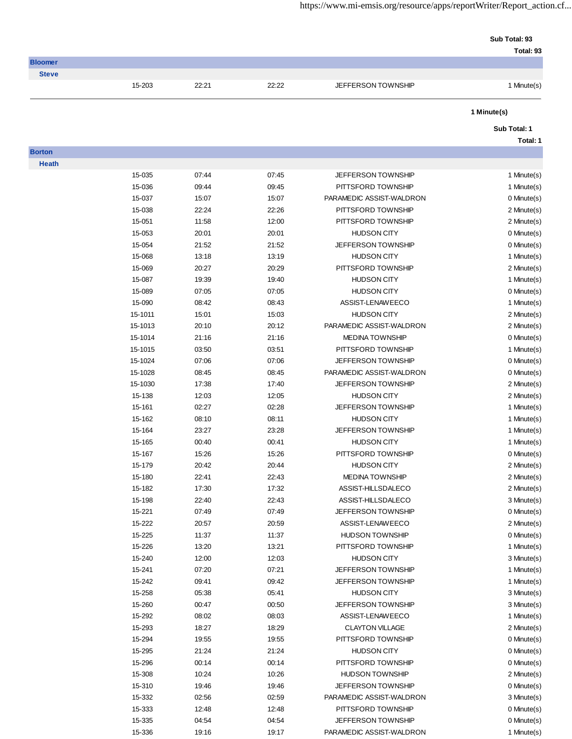Sub Total: 93

Total: 93

## Bloomer

### Steve

| | | | | |
|---|---|---|---|---|
| 15-203 | 22:21 | 22:22 | JEFFERSON TOWNSHIP | 1 Minute(s) |

**1 Minute(s)**

**Sub Total: 1**

**Total: 1**

## Borton

### Heath

| | | | | |
|---|---|---|---|---|
| 15-035 | 07:44 | 07:45 | JEFFERSON TOWNSHIP | 1 Minute(s) |
| 15-036 | 09:44 | 09:45 | PITTSFORD TOWNSHIP | 1 Minute(s) |
| 15-037 | 15:07 | 15:07 | PARAMEDIC ASSIST-WALDRON | 0 Minute(s) |
| 15-038 | 22:24 | 22:26 | PITTSFORD TOWNSHIP | 2 Minute(s) |
| 15-051 | 11:58 | 12:00 | PITTSFORD TOWNSHIP | 2 Minute(s) |
| 15-053 | 20:01 | 20:01 | HUDSON CITY | 0 Minute(s) |
| 15-054 | 21:52 | 21:52 | JEFFERSON TOWNSHIP | 0 Minute(s) |
| 15-068 | 13:18 | 13:19 | HUDSON CITY | 1 Minute(s) |
| 15-069 | 20:27 | 20:29 | PITTSFORD TOWNSHIP | 2 Minute(s) |
| 15-087 | 19:39 | 19:40 | HUDSON CITY | 1 Minute(s) |
| 15-089 | 07:05 | 07:05 | HUDSON CITY | 0 Minute(s) |
| 15-090 | 08:42 | 08:43 | ASSIST-LENAWEECO | 1 Minute(s) |
| 15-1011 | 15:01 | 15:03 | HUDSON CITY | 2 Minute(s) |
| 15-1013 | 20:10 | 20:12 | PARAMEDIC ASSIST-WALDRON | 2 Minute(s) |
| 15-1014 | 21:16 | 21:16 | MEDINA TOWNSHIP | 0 Minute(s) |
| 15-1015 | 03:50 | 03:51 | PITTSFORD TOWNSHIP | 1 Minute(s) |
| 15-1024 | 07:06 | 07:06 | JEFFERSON TOWNSHIP | 0 Minute(s) |
| 15-1028 | 08:45 | 08:45 | PARAMEDIC ASSIST-WALDRON | 0 Minute(s) |
| 15-1030 | 17:38 | 17:40 | JEFFERSON TOWNSHIP | 2 Minute(s) |
| 15-138 | 12:03 | 12:05 | HUDSON CITY | 2 Minute(s) |
| 15-161 | 02:27 | 02:28 | JEFFERSON TOWNSHIP | 1 Minute(s) |
| 15-162 | 08:10 | 08:11 | HUDSON CITY | 1 Minute(s) |
| 15-164 | 23:27 | 23:28 | JEFFERSON TOWNSHIP | 1 Minute(s) |
| 15-165 | 00:40 | 00:41 | HUDSON CITY | 1 Minute(s) |
| 15-167 | 15:26 | 15:26 | PITTSFORD TOWNSHIP | 0 Minute(s) |
| 15-179 | 20:42 | 20:44 | HUDSON CITY | 2 Minute(s) |
| 15-180 | 22:41 | 22:43 | MEDINA TOWNSHIP | 2 Minute(s) |
| 15-182 | 17:30 | 17:32 | ASSIST-HILLSDALECO | 2 Minute(s) |
| 15-198 | 22:40 | 22:43 | ASSIST-HILLSDALECO | 3 Minute(s) |
| 15-221 | 07:49 | 07:49 | JEFFERSON TOWNSHIP | 0 Minute(s) |
| 15-222 | 20:57 | 20:59 | ASSIST-LENAWEECO | 2 Minute(s) |
| 15-225 | 11:37 | 11:37 | HUDSON TOWNSHIP | 0 Minute(s) |
| 15-226 | 13:20 | 13:21 | PITTSFORD TOWNSHIP | 1 Minute(s) |
| 15-240 | 12:00 | 12:03 | HUDSON CITY | 3 Minute(s) |
| 15-241 | 07:20 | 07:21 | JEFFERSON TOWNSHIP | 1 Minute(s) |
| 15-242 | 09:41 | 09:42 | JEFFERSON TOWNSHIP | 1 Minute(s) |
| 15-258 | 05:38 | 05:41 | HUDSON CITY | 3 Minute(s) |
| 15-260 | 00:47 | 00:50 | JEFFERSON TOWNSHIP | 3 Minute(s) |
| 15-292 | 08:02 | 08:03 | ASSIST-LENAWEECO | 1 Minute(s) |
| 15-293 | 18:27 | 18:29 | CLAYTON VILLAGE | 2 Minute(s) |
| 15-294 | 19:55 | 19:55 | PITTSFORD TOWNSHIP | 0 Minute(s) |
| 15-295 | 21:24 | 21:24 | HUDSON CITY | 0 Minute(s) |
| 15-296 | 00:14 | 00:14 | PITTSFORD TOWNSHIP | 0 Minute(s) |
| 15-308 | 10:24 | 10:26 | HUDSON TOWNSHIP | 2 Minute(s) |
| 15-310 | 19:46 | 19:46 | JEFFERSON TOWNSHIP | 0 Minute(s) |
| 15-332 | 02:56 | 02:59 | PARAMEDIC ASSIST-WALDRON | 3 Minute(s) |
| 15-333 | 12:48 | 12:48 | PITTSFORD TOWNSHIP | 0 Minute(s) |
| 15-335 | 04:54 | 04:54 | JEFFERSON TOWNSHIP | 0 Minute(s) |
| 15-336 | 19:16 | 19:17 | PARAMEDIC ASSIST-WALDRON | 1 Minute(s) |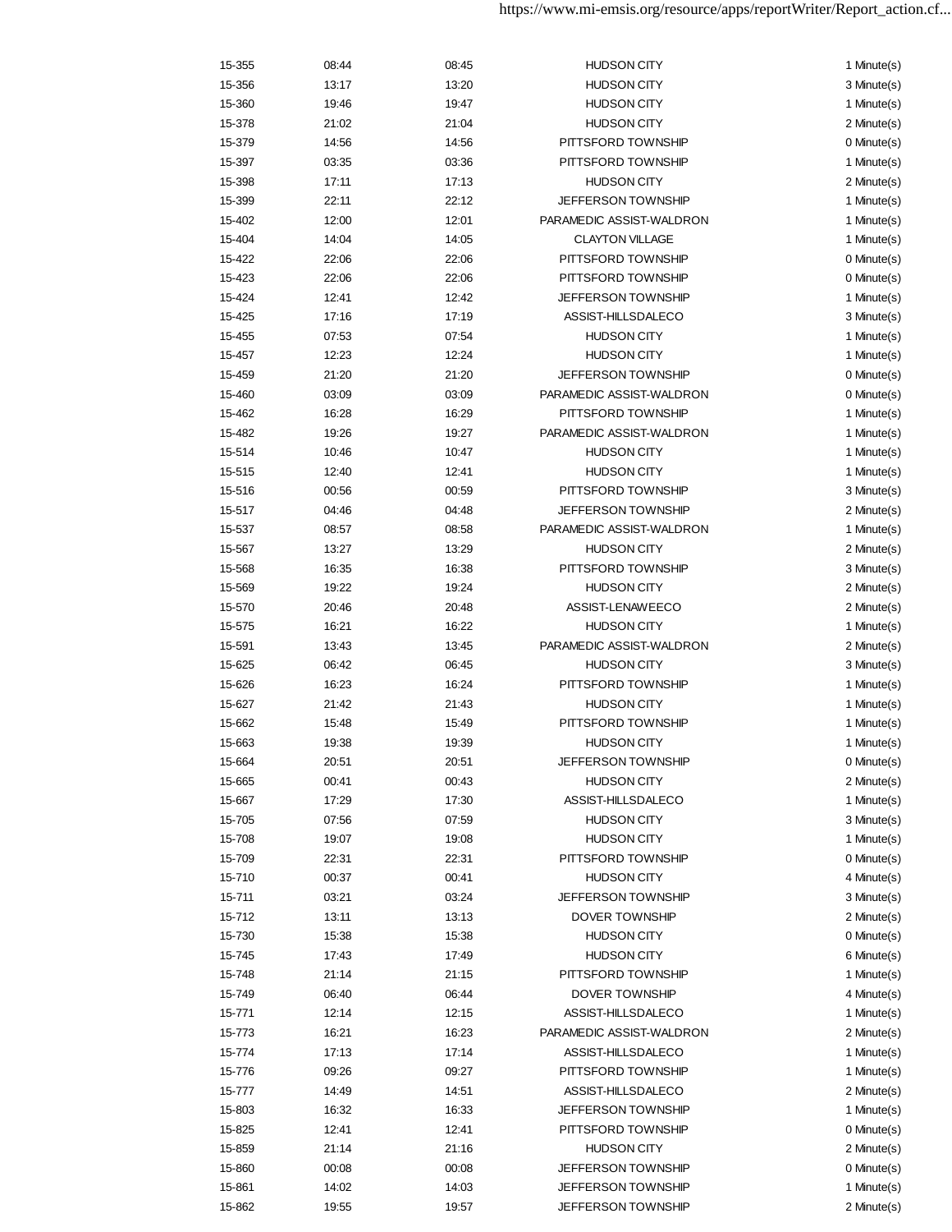| | | | | |
|---|---|---|---|---|
| 15-355 | 08:44 | 08:45 | HUDSON CITY | 1 Minute(s) |
| 15-356 | 13:17 | 13:20 | HUDSON CITY | 3 Minute(s) |
| 15-360 | 19:46 | 19:47 | HUDSON CITY | 1 Minute(s) |
| 15-378 | 21:02 | 21:04 | HUDSON CITY | 2 Minute(s) |
| 15-379 | 14:56 | 14:56 | PITTSFORD TOWNSHIP | 0 Minute(s) |
| 15-397 | 03:35 | 03:36 | PITTSFORD TOWNSHIP | 1 Minute(s) |
| 15-398 | 17:11 | 17:13 | HUDSON CITY | 2 Minute(s) |
| 15-399 | 22:11 | 22:12 | JEFFERSON TOWNSHIP | 1 Minute(s) |
| 15-402 | 12:00 | 12:01 | PARAMEDIC ASSIST-WALDRON | 1 Minute(s) |
| 15-404 | 14:04 | 14:05 | CLAYTON VILLAGE | 1 Minute(s) |
| 15-422 | 22:06 | 22:06 | PITTSFORD TOWNSHIP | 0 Minute(s) |
| 15-423 | 22:06 | 22:06 | PITTSFORD TOWNSHIP | 0 Minute(s) |
| 15-424 | 12:41 | 12:42 | JEFFERSON TOWNSHIP | 1 Minute(s) |
| 15-425 | 17:16 | 17:19 | ASSIST-HILLSDALECO | 3 Minute(s) |
| 15-455 | 07:53 | 07:54 | HUDSON CITY | 1 Minute(s) |
| 15-457 | 12:23 | 12:24 | HUDSON CITY | 1 Minute(s) |
| 15-459 | 21:20 | 21:20 | JEFFERSON TOWNSHIP | 0 Minute(s) |
| 15-460 | 03:09 | 03:09 | PARAMEDIC ASSIST-WALDRON | 0 Minute(s) |
| 15-462 | 16:28 | 16:29 | PITTSFORD TOWNSHIP | 1 Minute(s) |
| 15-482 | 19:26 | 19:27 | PARAMEDIC ASSIST-WALDRON | 1 Minute(s) |
| 15-514 | 10:46 | 10:47 | HUDSON CITY | 1 Minute(s) |
| 15-515 | 12:40 | 12:41 | HUDSON CITY | 1 Minute(s) |
| 15-516 | 00:56 | 00:59 | PITTSFORD TOWNSHIP | 3 Minute(s) |
| 15-517 | 04:46 | 04:48 | JEFFERSON TOWNSHIP | 2 Minute(s) |
| 15-537 | 08:57 | 08:58 | PARAMEDIC ASSIST-WALDRON | 1 Minute(s) |
| 15-567 | 13:27 | 13:29 | HUDSON CITY | 2 Minute(s) |
| 15-568 | 16:35 | 16:38 | PITTSFORD TOWNSHIP | 3 Minute(s) |
| 15-569 | 19:22 | 19:24 | HUDSON CITY | 2 Minute(s) |
| 15-570 | 20:46 | 20:48 | ASSIST-LENAWEECO | 2 Minute(s) |
| 15-575 | 16:21 | 16:22 | HUDSON CITY | 1 Minute(s) |
| 15-591 | 13:43 | 13:45 | PARAMEDIC ASSIST-WALDRON | 2 Minute(s) |
| 15-625 | 06:42 | 06:45 | HUDSON CITY | 3 Minute(s) |
| 15-626 | 16:23 | 16:24 | PITTSFORD TOWNSHIP | 1 Minute(s) |
| 15-627 | 21:42 | 21:43 | HUDSON CITY | 1 Minute(s) |
| 15-662 | 15:48 | 15:49 | PITTSFORD TOWNSHIP | 1 Minute(s) |
| 15-663 | 19:38 | 19:39 | HUDSON CITY | 1 Minute(s) |
| 15-664 | 20:51 | 20:51 | JEFFERSON TOWNSHIP | 0 Minute(s) |
| 15-665 | 00:41 | 00:43 | HUDSON CITY | 2 Minute(s) |
| 15-667 | 17:29 | 17:30 | ASSIST-HILLSDALECO | 1 Minute(s) |
| 15-705 | 07:56 | 07:59 | HUDSON CITY | 3 Minute(s) |
| 15-708 | 19:07 | 19:08 | HUDSON CITY | 1 Minute(s) |
| 15-709 | 22:31 | 22:31 | PITTSFORD TOWNSHIP | 0 Minute(s) |
| 15-710 | 00:37 | 00:41 | HUDSON CITY | 4 Minute(s) |
| 15-711 | 03:21 | 03:24 | JEFFERSON TOWNSHIP | 3 Minute(s) |
| 15-712 | 13:11 | 13:13 | DOVER TOWNSHIP | 2 Minute(s) |
| 15-730 | 15:38 | 15:38 | HUDSON CITY | 0 Minute(s) |
| 15-745 | 17:43 | 17:49 | HUDSON CITY | 6 Minute(s) |
| 15-748 | 21:14 | 21:15 | PITTSFORD TOWNSHIP | 1 Minute(s) |
| 15-749 | 06:40 | 06:44 | DOVER TOWNSHIP | 4 Minute(s) |
| 15-771 | 12:14 | 12:15 | ASSIST-HILLSDALECO | 1 Minute(s) |
| 15-773 | 16:21 | 16:23 | PARAMEDIC ASSIST-WALDRON | 2 Minute(s) |
| 15-774 | 17:13 | 17:14 | ASSIST-HILLSDALECO | 1 Minute(s) |
| 15-776 | 09:26 | 09:27 | PITTSFORD TOWNSHIP | 1 Minute(s) |
| 15-777 | 14:49 | 14:51 | ASSIST-HILLSDALECO | 2 Minute(s) |
| 15-803 | 16:32 | 16:33 | JEFFERSON TOWNSHIP | 1 Minute(s) |
| 15-825 | 12:41 | 12:41 | PITTSFORD TOWNSHIP | 0 Minute(s) |
| 15-859 | 21:14 | 21:16 | HUDSON CITY | 2 Minute(s) |
| 15-860 | 00:08 | 00:08 | JEFFERSON TOWNSHIP | 0 Minute(s) |
| 15-861 | 14:02 | 14:03 | JEFFERSON TOWNSHIP | 1 Minute(s) |
| 15-862 | 19:55 | 19:57 | JEFFERSON TOWNSHIP | 2 Minute(s) |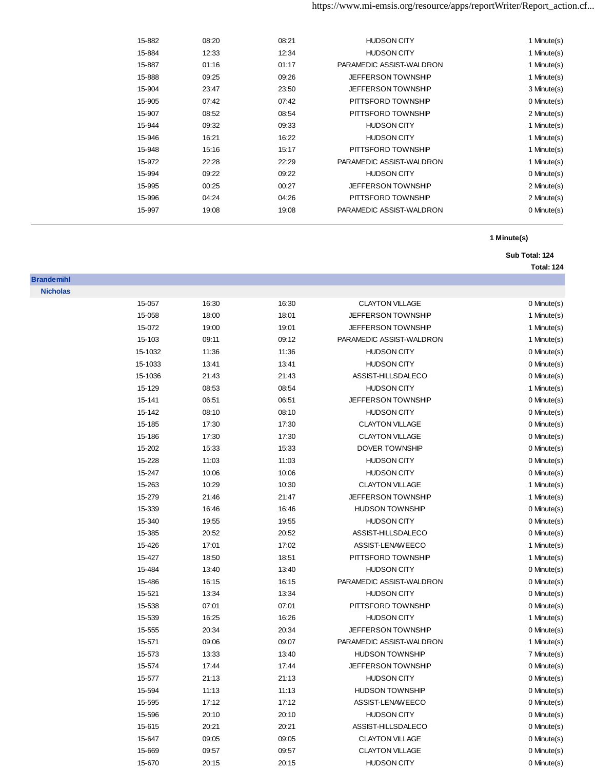| | | | | |
|---|---|---|---|---|
| 15-882 | 08:20 | 08:21 | HUDSON CITY | 1 Minute(s) |
| 15-884 | 12:33 | 12:34 | HUDSON CITY | 1 Minute(s) |
| 15-887 | 01:16 | 01:17 | PARAMEDIC ASSIST-WALDRON | 1 Minute(s) |
| 15-888 | 09:25 | 09:26 | JEFFERSON TOWNSHIP | 1 Minute(s) |
| 15-904 | 23:47 | 23:50 | JEFFERSON TOWNSHIP | 3 Minute(s) |
| 15-905 | 07:42 | 07:42 | PITTSFORD TOWNSHIP | 0 Minute(s) |
| 15-907 | 08:52 | 08:54 | PITTSFORD TOWNSHIP | 2 Minute(s) |
| 15-944 | 09:32 | 09:33 | HUDSON CITY | 1 Minute(s) |
| 15-946 | 16:21 | 16:22 | HUDSON CITY | 1 Minute(s) |
| 15-948 | 15:16 | 15:17 | PITTSFORD TOWNSHIP | 1 Minute(s) |
| 15-972 | 22:28 | 22:29 | PARAMEDIC ASSIST-WALDRON | 1 Minute(s) |
| 15-994 | 09:22 | 09:22 | HUDSON CITY | 0 Minute(s) |
| 15-995 | 00:25 | 00:27 | JEFFERSON TOWNSHIP | 2 Minute(s) |
| 15-996 | 04:24 | 04:26 | PITTSFORD TOWNSHIP | 2 Minute(s) |
| 15-997 | 19:08 | 19:08 | PARAMEDIC ASSIST-WALDRON | 0 Minute(s) |

**1 Minute(s)**

**Sub Total: 124**

**Total: 124**

## Brandemihl

### Nicholas

| | | | | |
|---|---|---|---|---|
| 15-057 | 16:30 | 16:30 | CLAYTON VILLAGE | 0 Minute(s) |
| 15-058 | 18:00 | 18:01 | JEFFERSON TOWNSHIP | 1 Minute(s) |
| 15-072 | 19:00 | 19:01 | JEFFERSON TOWNSHIP | 1 Minute(s) |
| 15-103 | 09:11 | 09:12 | PARAMEDIC ASSIST-WALDRON | 1 Minute(s) |
| 15-1032 | 11:36 | 11:36 | HUDSON CITY | 0 Minute(s) |
| 15-1033 | 13:41 | 13:41 | HUDSON CITY | 0 Minute(s) |
| 15-1036 | 21:43 | 21:43 | ASSIST-HILLSDALECO | 0 Minute(s) |
| 15-129 | 08:53 | 08:54 | HUDSON CITY | 1 Minute(s) |
| 15-141 | 06:51 | 06:51 | JEFFERSON TOWNSHIP | 0 Minute(s) |
| 15-142 | 08:10 | 08:10 | HUDSON CITY | 0 Minute(s) |
| 15-185 | 17:30 | 17:30 | CLAYTON VILLAGE | 0 Minute(s) |
| 15-186 | 17:30 | 17:30 | CLAYTON VILLAGE | 0 Minute(s) |
| 15-202 | 15:33 | 15:33 | DOVER TOWNSHIP | 0 Minute(s) |
| 15-228 | 11:03 | 11:03 | HUDSON CITY | 0 Minute(s) |
| 15-247 | 10:06 | 10:06 | HUDSON CITY | 0 Minute(s) |
| 15-263 | 10:29 | 10:30 | CLAYTON VILLAGE | 1 Minute(s) |
| 15-279 | 21:46 | 21:47 | JEFFERSON TOWNSHIP | 1 Minute(s) |
| 15-339 | 16:46 | 16:46 | HUDSON TOWNSHIP | 0 Minute(s) |
| 15-340 | 19:55 | 19:55 | HUDSON CITY | 0 Minute(s) |
| 15-385 | 20:52 | 20:52 | ASSIST-HILLSDALECO | 0 Minute(s) |
| 15-426 | 17:01 | 17:02 | ASSIST-LENAWEECO | 1 Minute(s) |
| 15-427 | 18:50 | 18:51 | PITTSFORD TOWNSHIP | 1 Minute(s) |
| 15-484 | 13:40 | 13:40 | HUDSON CITY | 0 Minute(s) |
| 15-486 | 16:15 | 16:15 | PARAMEDIC ASSIST-WALDRON | 0 Minute(s) |
| 15-521 | 13:34 | 13:34 | HUDSON CITY | 0 Minute(s) |
| 15-538 | 07:01 | 07:01 | PITTSFORD TOWNSHIP | 0 Minute(s) |
| 15-539 | 16:25 | 16:26 | HUDSON CITY | 1 Minute(s) |
| 15-555 | 20:34 | 20:34 | JEFFERSON TOWNSHIP | 0 Minute(s) |
| 15-571 | 09:06 | 09:07 | PARAMEDIC ASSIST-WALDRON | 1 Minute(s) |
| 15-573 | 13:33 | 13:40 | HUDSON TOWNSHIP | 7 Minute(s) |
| 15-574 | 17:44 | 17:44 | JEFFERSON TOWNSHIP | 0 Minute(s) |
| 15-577 | 21:13 | 21:13 | HUDSON CITY | 0 Minute(s) |
| 15-594 | 11:13 | 11:13 | HUDSON TOWNSHIP | 0 Minute(s) |
| 15-595 | 17:12 | 17:12 | ASSIST-LENAWEECO | 0 Minute(s) |
| 15-596 | 20:10 | 20:10 | HUDSON CITY | 0 Minute(s) |
| 15-615 | 20:21 | 20:21 | ASSIST-HILLSDALECO | 0 Minute(s) |
| 15-647 | 09:05 | 09:05 | CLAYTON VILLAGE | 0 Minute(s) |
| 15-669 | 09:57 | 09:57 | CLAYTON VILLAGE | 0 Minute(s) |
| 15-670 | 20:15 | 20:15 | HUDSON CITY | 0 Minute(s) |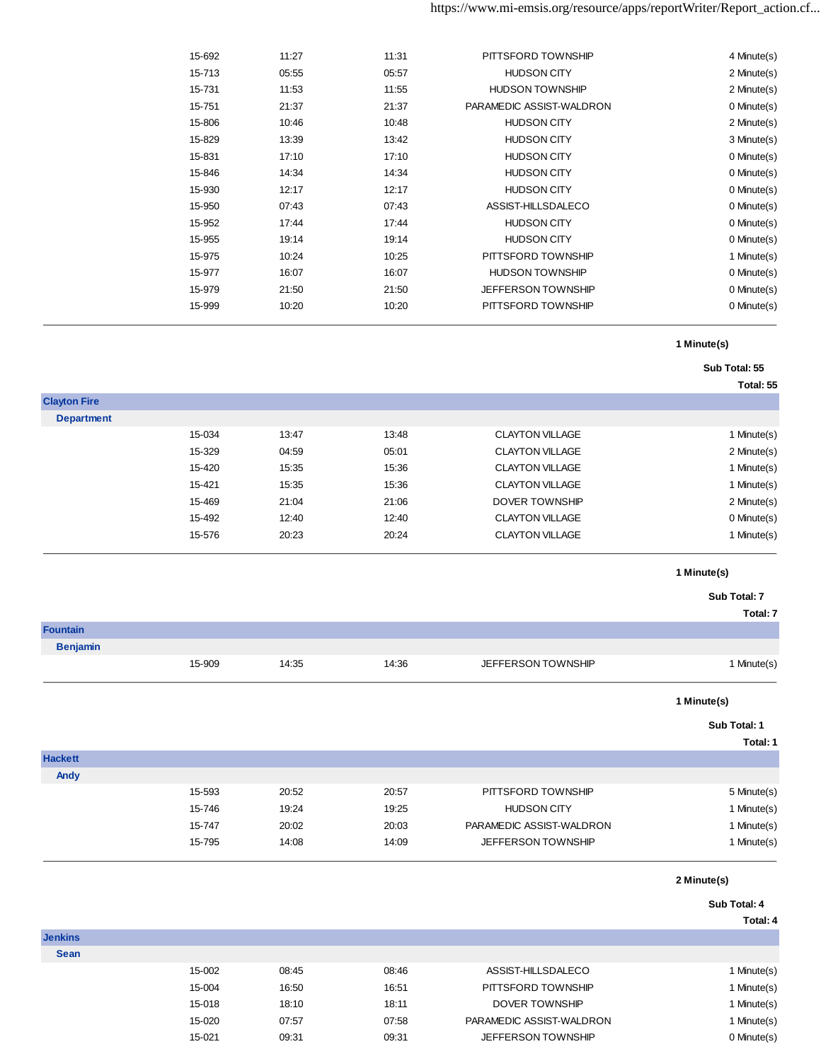| | | | | |
|---|---|---|---|---|
| 15-692 | 11:27 | 11:31 | PITTSFORD TOWNSHIP | 4 Minute(s) |
| 15-713 | 05:55 | 05:57 | HUDSON CITY | 2 Minute(s) |
| 15-731 | 11:53 | 11:55 | HUDSON TOWNSHIP | 2 Minute(s) |
| 15-751 | 21:37 | 21:37 | PARAMEDIC ASSIST-WALDRON | 0 Minute(s) |
| 15-806 | 10:46 | 10:48 | HUDSON CITY | 2 Minute(s) |
| 15-829 | 13:39 | 13:42 | HUDSON CITY | 3 Minute(s) |
| 15-831 | 17:10 | 17:10 | HUDSON CITY | 0 Minute(s) |
| 15-846 | 14:34 | 14:34 | HUDSON CITY | 0 Minute(s) |
| 15-930 | 12:17 | 12:17 | HUDSON CITY | 0 Minute(s) |
| 15-950 | 07:43 | 07:43 | ASSIST-HILLSDALECO | 0 Minute(s) |
| 15-952 | 17:44 | 17:44 | HUDSON CITY | 0 Minute(s) |
| 15-955 | 19:14 | 19:14 | HUDSON CITY | 0 Minute(s) |
| 15-975 | 10:24 | 10:25 | PITTSFORD TOWNSHIP | 1 Minute(s) |
| 15-977 | 16:07 | 16:07 | HUDSON TOWNSHIP | 0 Minute(s) |
| 15-979 | 21:50 | 21:50 | JEFFERSON TOWNSHIP | 0 Minute(s) |
| 15-999 | 10:20 | 10:20 | PITTSFORD TOWNSHIP | 0 Minute(s) |

**1 Minute(s)**

**Sub Total: 55**

**Total: 55**

**Clayton Fire**
**Department**

| | | | | |
|---|---|---|---|---|
| 15-034 | 13:47 | 13:48 | CLAYTON VILLAGE | 1 Minute(s) |
| 15-329 | 04:59 | 05:01 | CLAYTON VILLAGE | 2 Minute(s) |
| 15-420 | 15:35 | 15:36 | CLAYTON VILLAGE | 1 Minute(s) |
| 15-421 | 15:35 | 15:36 | CLAYTON VILLAGE | 1 Minute(s) |
| 15-469 | 21:04 | 21:06 | DOVER TOWNSHIP | 2 Minute(s) |
| 15-492 | 12:40 | 12:40 | CLAYTON VILLAGE | 0 Minute(s) |
| 15-576 | 20:23 | 20:24 | CLAYTON VILLAGE | 1 Minute(s) |

**1 Minute(s)**

**Sub Total: 7**

**Total: 7**

**Fountain**
**Benjamin**

| | | | | |
|---|---|---|---|---|
| 15-909 | 14:35 | 14:36 | JEFFERSON TOWNSHIP | 1 Minute(s) |

**1 Minute(s)**

**Sub Total: 1**

**Total: 1**

**Hackett**
**Andy**

| | | | | |
|---|---|---|---|---|
| 15-593 | 20:52 | 20:57 | PITTSFORD TOWNSHIP | 5 Minute(s) |
| 15-746 | 19:24 | 19:25 | HUDSON CITY | 1 Minute(s) |
| 15-747 | 20:02 | 20:03 | PARAMEDIC ASSIST-WALDRON | 1 Minute(s) |
| 15-795 | 14:08 | 14:09 | JEFFERSON TOWNSHIP | 1 Minute(s) |

**2 Minute(s)**

**Sub Total: 4**

**Total: 4**

**Jenkins**
**Sean**

| | | | | |
|---|---|---|---|---|
| 15-002 | 08:45 | 08:46 | ASSIST-HILLSDALECO | 1 Minute(s) |
| 15-004 | 16:50 | 16:51 | PITTSFORD TOWNSHIP | 1 Minute(s) |
| 15-018 | 18:10 | 18:11 | DOVER TOWNSHIP | 1 Minute(s) |
| 15-020 | 07:57 | 07:58 | PARAMEDIC ASSIST-WALDRON | 1 Minute(s) |
| 15-021 | 09:31 | 09:31 | JEFFERSON TOWNSHIP | 0 Minute(s) |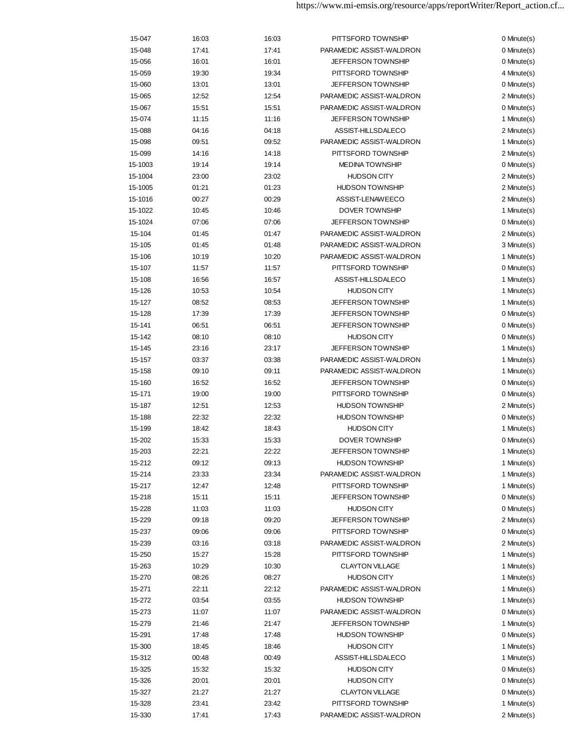| | | | | |
|---|---|---|---|---|
| 15-047 | 16:03 | 16:03 | PITTSFORD TOWNSHIP | 0 Minute(s) |
| 15-048 | 17:41 | 17:41 | PARAMEDIC ASSIST-WALDRON | 0 Minute(s) |
| 15-056 | 16:01 | 16:01 | JEFFERSON TOWNSHIP | 0 Minute(s) |
| 15-059 | 19:30 | 19:34 | PITTSFORD TOWNSHIP | 4 Minute(s) |
| 15-060 | 13:01 | 13:01 | JEFFERSON TOWNSHIP | 0 Minute(s) |
| 15-065 | 12:52 | 12:54 | PARAMEDIC ASSIST-WALDRON | 2 Minute(s) |
| 15-067 | 15:51 | 15:51 | PARAMEDIC ASSIST-WALDRON | 0 Minute(s) |
| 15-074 | 11:15 | 11:16 | JEFFERSON TOWNSHIP | 1 Minute(s) |
| 15-088 | 04:16 | 04:18 | ASSIST-HILLSDALECO | 2 Minute(s) |
| 15-098 | 09:51 | 09:52 | PARAMEDIC ASSIST-WALDRON | 1 Minute(s) |
| 15-099 | 14:16 | 14:18 | PITTSFORD TOWNSHIP | 2 Minute(s) |
| 15-1003 | 19:14 | 19:14 | MEDINA TOWNSHIP | 0 Minute(s) |
| 15-1004 | 23:00 | 23:02 | HUDSON CITY | 2 Minute(s) |
| 15-1005 | 01:21 | 01:23 | HUDSON TOWNSHIP | 2 Minute(s) |
| 15-1016 | 00:27 | 00:29 | ASSIST-LENAWEECO | 2 Minute(s) |
| 15-1022 | 10:45 | 10:46 | DOVER TOWNSHIP | 1 Minute(s) |
| 15-1024 | 07:06 | 07:06 | JEFFERSON TOWNSHIP | 0 Minute(s) |
| 15-104 | 01:45 | 01:47 | PARAMEDIC ASSIST-WALDRON | 2 Minute(s) |
| 15-105 | 01:45 | 01:48 | PARAMEDIC ASSIST-WALDRON | 3 Minute(s) |
| 15-106 | 10:19 | 10:20 | PARAMEDIC ASSIST-WALDRON | 1 Minute(s) |
| 15-107 | 11:57 | 11:57 | PITTSFORD TOWNSHIP | 0 Minute(s) |
| 15-108 | 16:56 | 16:57 | ASSIST-HILLSDALECO | 1 Minute(s) |
| 15-126 | 10:53 | 10:54 | HUDSON CITY | 1 Minute(s) |
| 15-127 | 08:52 | 08:53 | JEFFERSON TOWNSHIP | 1 Minute(s) |
| 15-128 | 17:39 | 17:39 | JEFFERSON TOWNSHIP | 0 Minute(s) |
| 15-141 | 06:51 | 06:51 | JEFFERSON TOWNSHIP | 0 Minute(s) |
| 15-142 | 08:10 | 08:10 | HUDSON CITY | 0 Minute(s) |
| 15-145 | 23:16 | 23:17 | JEFFERSON TOWNSHIP | 1 Minute(s) |
| 15-157 | 03:37 | 03:38 | PARAMEDIC ASSIST-WALDRON | 1 Minute(s) |
| 15-158 | 09:10 | 09:11 | PARAMEDIC ASSIST-WALDRON | 1 Minute(s) |
| 15-160 | 16:52 | 16:52 | JEFFERSON TOWNSHIP | 0 Minute(s) |
| 15-171 | 19:00 | 19:00 | PITTSFORD TOWNSHIP | 0 Minute(s) |
| 15-187 | 12:51 | 12:53 | HUDSON TOWNSHIP | 2 Minute(s) |
| 15-188 | 22:32 | 22:32 | HUDSON TOWNSHIP | 0 Minute(s) |
| 15-199 | 18:42 | 18:43 | HUDSON CITY | 1 Minute(s) |
| 15-202 | 15:33 | 15:33 | DOVER TOWNSHIP | 0 Minute(s) |
| 15-203 | 22:21 | 22:22 | JEFFERSON TOWNSHIP | 1 Minute(s) |
| 15-212 | 09:12 | 09:13 | HUDSON TOWNSHIP | 1 Minute(s) |
| 15-214 | 23:33 | 23:34 | PARAMEDIC ASSIST-WALDRON | 1 Minute(s) |
| 15-217 | 12:47 | 12:48 | PITTSFORD TOWNSHIP | 1 Minute(s) |
| 15-218 | 15:11 | 15:11 | JEFFERSON TOWNSHIP | 0 Minute(s) |
| 15-228 | 11:03 | 11:03 | HUDSON CITY | 0 Minute(s) |
| 15-229 | 09:18 | 09:20 | JEFFERSON TOWNSHIP | 2 Minute(s) |
| 15-237 | 09:06 | 09:06 | PITTSFORD TOWNSHIP | 0 Minute(s) |
| 15-239 | 03:16 | 03:18 | PARAMEDIC ASSIST-WALDRON | 2 Minute(s) |
| 15-250 | 15:27 | 15:28 | PITTSFORD TOWNSHIP | 1 Minute(s) |
| 15-263 | 10:29 | 10:30 | CLAYTON VILLAGE | 1 Minute(s) |
| 15-270 | 08:26 | 08:27 | HUDSON CITY | 1 Minute(s) |
| 15-271 | 22:11 | 22:12 | PARAMEDIC ASSIST-WALDRON | 1 Minute(s) |
| 15-272 | 03:54 | 03:55 | HUDSON TOWNSHIP | 1 Minute(s) |
| 15-273 | 11:07 | 11:07 | PARAMEDIC ASSIST-WALDRON | 0 Minute(s) |
| 15-279 | 21:46 | 21:47 | JEFFERSON TOWNSHIP | 1 Minute(s) |
| 15-291 | 17:48 | 17:48 | HUDSON TOWNSHIP | 0 Minute(s) |
| 15-300 | 18:45 | 18:46 | HUDSON CITY | 1 Minute(s) |
| 15-312 | 00:48 | 00:49 | ASSIST-HILLSDALECO | 1 Minute(s) |
| 15-325 | 15:32 | 15:32 | HUDSON CITY | 0 Minute(s) |
| 15-326 | 20:01 | 20:01 | HUDSON CITY | 0 Minute(s) |
| 15-327 | 21:27 | 21:27 | CLAYTON VILLAGE | 0 Minute(s) |
| 15-328 | 23:41 | 23:42 | PITTSFORD TOWNSHIP | 1 Minute(s) |
| 15-330 | 17:41 | 17:43 | PARAMEDIC ASSIST-WALDRON | 2 Minute(s) |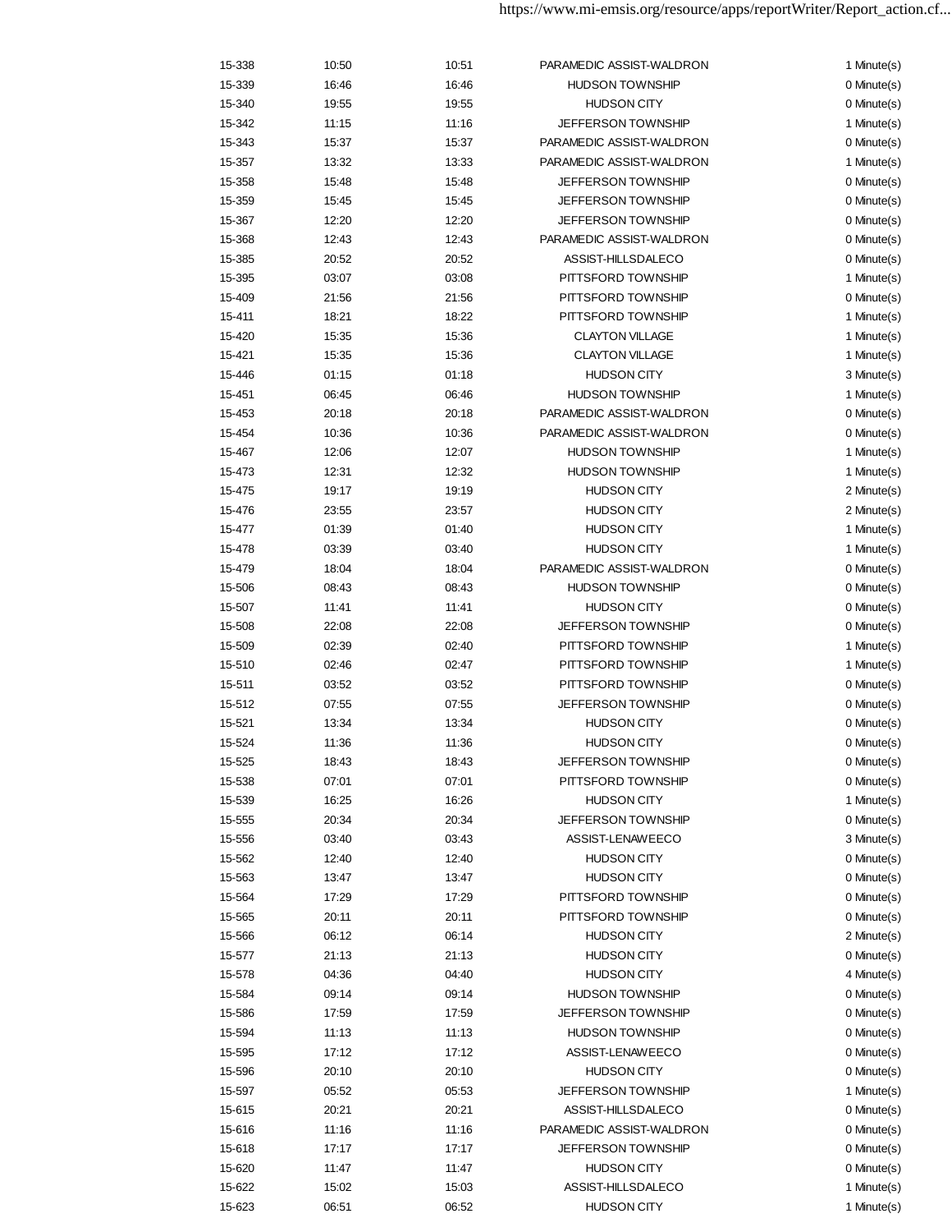| | | | | |
|---|---|---|---|---|
| 15-338 | 10:50 | 10:51 | PARAMEDIC ASSIST-WALDRON | 1 Minute(s) |
| 15-339 | 16:46 | 16:46 | HUDSON TOWNSHIP | 0 Minute(s) |
| 15-340 | 19:55 | 19:55 | HUDSON CITY | 0 Minute(s) |
| 15-342 | 11:15 | 11:16 | JEFFERSON TOWNSHIP | 1 Minute(s) |
| 15-343 | 15:37 | 15:37 | PARAMEDIC ASSIST-WALDRON | 0 Minute(s) |
| 15-357 | 13:32 | 13:33 | PARAMEDIC ASSIST-WALDRON | 1 Minute(s) |
| 15-358 | 15:48 | 15:48 | JEFFERSON TOWNSHIP | 0 Minute(s) |
| 15-359 | 15:45 | 15:45 | JEFFERSON TOWNSHIP | 0 Minute(s) |
| 15-367 | 12:20 | 12:20 | JEFFERSON TOWNSHIP | 0 Minute(s) |
| 15-368 | 12:43 | 12:43 | PARAMEDIC ASSIST-WALDRON | 0 Minute(s) |
| 15-385 | 20:52 | 20:52 | ASSIST-HILLSDALECO | 0 Minute(s) |
| 15-395 | 03:07 | 03:08 | PITTSFORD TOWNSHIP | 1 Minute(s) |
| 15-409 | 21:56 | 21:56 | PITTSFORD TOWNSHIP | 0 Minute(s) |
| 15-411 | 18:21 | 18:22 | PITTSFORD TOWNSHIP | 1 Minute(s) |
| 15-420 | 15:35 | 15:36 | CLAYTON VILLAGE | 1 Minute(s) |
| 15-421 | 15:35 | 15:36 | CLAYTON VILLAGE | 1 Minute(s) |
| 15-446 | 01:15 | 01:18 | HUDSON CITY | 3 Minute(s) |
| 15-451 | 06:45 | 06:46 | HUDSON TOWNSHIP | 1 Minute(s) |
| 15-453 | 20:18 | 20:18 | PARAMEDIC ASSIST-WALDRON | 0 Minute(s) |
| 15-454 | 10:36 | 10:36 | PARAMEDIC ASSIST-WALDRON | 0 Minute(s) |
| 15-467 | 12:06 | 12:07 | HUDSON TOWNSHIP | 1 Minute(s) |
| 15-473 | 12:31 | 12:32 | HUDSON TOWNSHIP | 1 Minute(s) |
| 15-475 | 19:17 | 19:19 | HUDSON CITY | 2 Minute(s) |
| 15-476 | 23:55 | 23:57 | HUDSON CITY | 2 Minute(s) |
| 15-477 | 01:39 | 01:40 | HUDSON CITY | 1 Minute(s) |
| 15-478 | 03:39 | 03:40 | HUDSON CITY | 1 Minute(s) |
| 15-479 | 18:04 | 18:04 | PARAMEDIC ASSIST-WALDRON | 0 Minute(s) |
| 15-506 | 08:43 | 08:43 | HUDSON TOWNSHIP | 0 Minute(s) |
| 15-507 | 11:41 | 11:41 | HUDSON CITY | 0 Minute(s) |
| 15-508 | 22:08 | 22:08 | JEFFERSON TOWNSHIP | 0 Minute(s) |
| 15-509 | 02:39 | 02:40 | PITTSFORD TOWNSHIP | 1 Minute(s) |
| 15-510 | 02:46 | 02:47 | PITTSFORD TOWNSHIP | 1 Minute(s) |
| 15-511 | 03:52 | 03:52 | PITTSFORD TOWNSHIP | 0 Minute(s) |
| 15-512 | 07:55 | 07:55 | JEFFERSON TOWNSHIP | 0 Minute(s) |
| 15-521 | 13:34 | 13:34 | HUDSON CITY | 0 Minute(s) |
| 15-524 | 11:36 | 11:36 | HUDSON CITY | 0 Minute(s) |
| 15-525 | 18:43 | 18:43 | JEFFERSON TOWNSHIP | 0 Minute(s) |
| 15-538 | 07:01 | 07:01 | PITTSFORD TOWNSHIP | 0 Minute(s) |
| 15-539 | 16:25 | 16:26 | HUDSON CITY | 1 Minute(s) |
| 15-555 | 20:34 | 20:34 | JEFFERSON TOWNSHIP | 0 Minute(s) |
| 15-556 | 03:40 | 03:43 | ASSIST-LENAWEECO | 3 Minute(s) |
| 15-562 | 12:40 | 12:40 | HUDSON CITY | 0 Minute(s) |
| 15-563 | 13:47 | 13:47 | HUDSON CITY | 0 Minute(s) |
| 15-564 | 17:29 | 17:29 | PITTSFORD TOWNSHIP | 0 Minute(s) |
| 15-565 | 20:11 | 20:11 | PITTSFORD TOWNSHIP | 0 Minute(s) |
| 15-566 | 06:12 | 06:14 | HUDSON CITY | 2 Minute(s) |
| 15-577 | 21:13 | 21:13 | HUDSON CITY | 0 Minute(s) |
| 15-578 | 04:36 | 04:40 | HUDSON CITY | 4 Minute(s) |
| 15-584 | 09:14 | 09:14 | HUDSON TOWNSHIP | 0 Minute(s) |
| 15-586 | 17:59 | 17:59 | JEFFERSON TOWNSHIP | 0 Minute(s) |
| 15-594 | 11:13 | 11:13 | HUDSON TOWNSHIP | 0 Minute(s) |
| 15-595 | 17:12 | 17:12 | ASSIST-LENAWEECO | 0 Minute(s) |
| 15-596 | 20:10 | 20:10 | HUDSON CITY | 0 Minute(s) |
| 15-597 | 05:52 | 05:53 | JEFFERSON TOWNSHIP | 1 Minute(s) |
| 15-615 | 20:21 | 20:21 | ASSIST-HILLSDALECO | 0 Minute(s) |
| 15-616 | 11:16 | 11:16 | PARAMEDIC ASSIST-WALDRON | 0 Minute(s) |
| 15-618 | 17:17 | 17:17 | JEFFERSON TOWNSHIP | 0 Minute(s) |
| 15-620 | 11:47 | 11:47 | HUDSON CITY | 0 Minute(s) |
| 15-622 | 15:02 | 15:03 | ASSIST-HILLSDALECO | 1 Minute(s) |
| 15-623 | 06:51 | 06:52 | HUDSON CITY | 1 Minute(s) |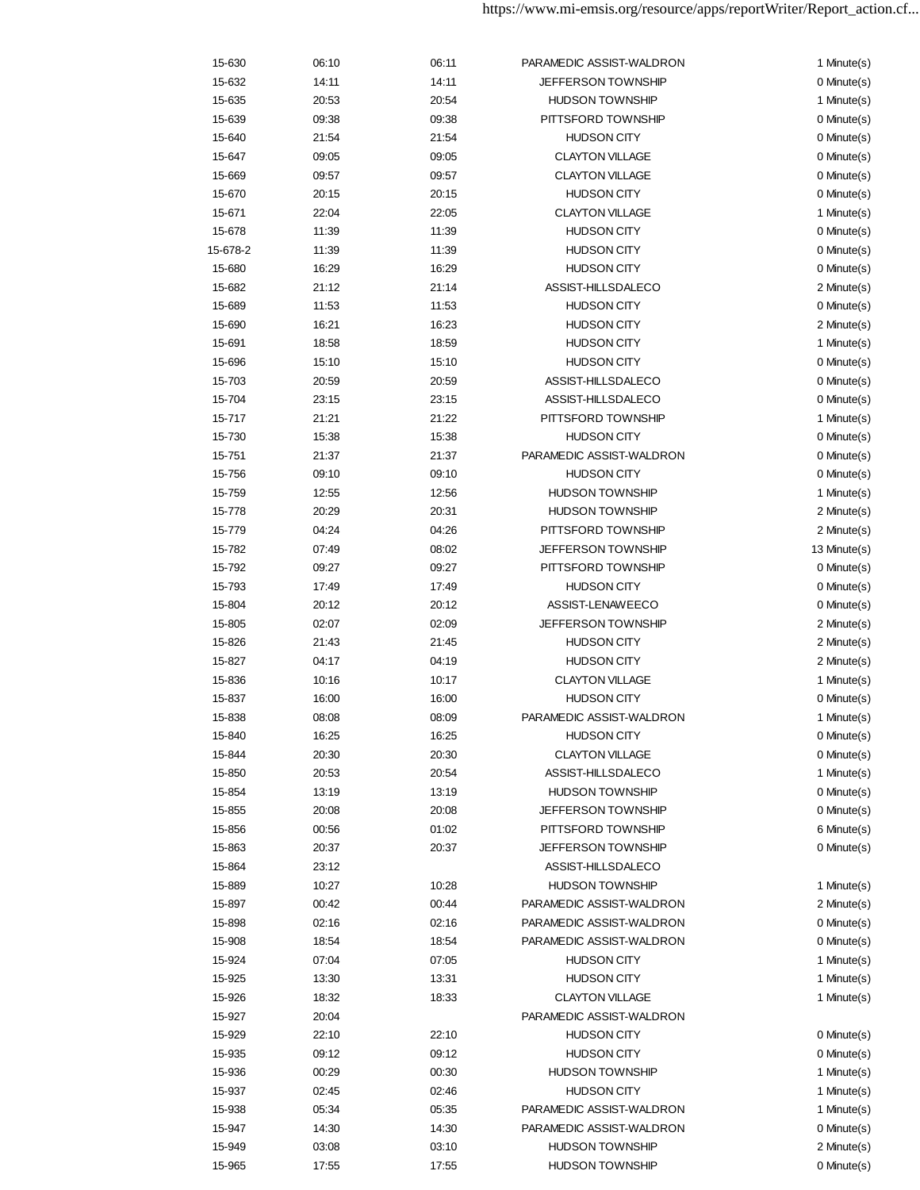| | | | | |
|---|---|---|---|---|
| 15-630 | 06:10 | 06:11 | PARAMEDIC ASSIST-WALDRON | 1 Minute(s) |
| 15-632 | 14:11 | 14:11 | JEFFERSON TOWNSHIP | 0 Minute(s) |
| 15-635 | 20:53 | 20:54 | HUDSON TOWNSHIP | 1 Minute(s) |
| 15-639 | 09:38 | 09:38 | PITTSFORD TOWNSHIP | 0 Minute(s) |
| 15-640 | 21:54 | 21:54 | HUDSON CITY | 0 Minute(s) |
| 15-647 | 09:05 | 09:05 | CLAYTON VILLAGE | 0 Minute(s) |
| 15-669 | 09:57 | 09:57 | CLAYTON VILLAGE | 0 Minute(s) |
| 15-670 | 20:15 | 20:15 | HUDSON CITY | 0 Minute(s) |
| 15-671 | 22:04 | 22:05 | CLAYTON VILLAGE | 1 Minute(s) |
| 15-678 | 11:39 | 11:39 | HUDSON CITY | 0 Minute(s) |
| 15-678-2 | 11:39 | 11:39 | HUDSON CITY | 0 Minute(s) |
| 15-680 | 16:29 | 16:29 | HUDSON CITY | 0 Minute(s) |
| 15-682 | 21:12 | 21:14 | ASSIST-HILLSDALECO | 2 Minute(s) |
| 15-689 | 11:53 | 11:53 | HUDSON CITY | 0 Minute(s) |
| 15-690 | 16:21 | 16:23 | HUDSON CITY | 2 Minute(s) |
| 15-691 | 18:58 | 18:59 | HUDSON CITY | 1 Minute(s) |
| 15-696 | 15:10 | 15:10 | HUDSON CITY | 0 Minute(s) |
| 15-703 | 20:59 | 20:59 | ASSIST-HILLSDALECO | 0 Minute(s) |
| 15-704 | 23:15 | 23:15 | ASSIST-HILLSDALECO | 0 Minute(s) |
| 15-717 | 21:21 | 21:22 | PITTSFORD TOWNSHIP | 1 Minute(s) |
| 15-730 | 15:38 | 15:38 | HUDSON CITY | 0 Minute(s) |
| 15-751 | 21:37 | 21:37 | PARAMEDIC ASSIST-WALDRON | 0 Minute(s) |
| 15-756 | 09:10 | 09:10 | HUDSON CITY | 0 Minute(s) |
| 15-759 | 12:55 | 12:56 | HUDSON TOWNSHIP | 1 Minute(s) |
| 15-778 | 20:29 | 20:31 | HUDSON TOWNSHIP | 2 Minute(s) |
| 15-779 | 04:24 | 04:26 | PITTSFORD TOWNSHIP | 2 Minute(s) |
| 15-782 | 07:49 | 08:02 | JEFFERSON TOWNSHIP | 13 Minute(s) |
| 15-792 | 09:27 | 09:27 | PITTSFORD TOWNSHIP | 0 Minute(s) |
| 15-793 | 17:49 | 17:49 | HUDSON CITY | 0 Minute(s) |
| 15-804 | 20:12 | 20:12 | ASSIST-LENAWEECO | 0 Minute(s) |
| 15-805 | 02:07 | 02:09 | JEFFERSON TOWNSHIP | 2 Minute(s) |
| 15-826 | 21:43 | 21:45 | HUDSON CITY | 2 Minute(s) |
| 15-827 | 04:17 | 04:19 | HUDSON CITY | 2 Minute(s) |
| 15-836 | 10:16 | 10:17 | CLAYTON VILLAGE | 1 Minute(s) |
| 15-837 | 16:00 | 16:00 | HUDSON CITY | 0 Minute(s) |
| 15-838 | 08:08 | 08:09 | PARAMEDIC ASSIST-WALDRON | 1 Minute(s) |
| 15-840 | 16:25 | 16:25 | HUDSON CITY | 0 Minute(s) |
| 15-844 | 20:30 | 20:30 | CLAYTON VILLAGE | 0 Minute(s) |
| 15-850 | 20:53 | 20:54 | ASSIST-HILLSDALECO | 1 Minute(s) |
| 15-854 | 13:19 | 13:19 | HUDSON TOWNSHIP | 0 Minute(s) |
| 15-855 | 20:08 | 20:08 | JEFFERSON TOWNSHIP | 0 Minute(s) |
| 15-856 | 00:56 | 01:02 | PITTSFORD TOWNSHIP | 6 Minute(s) |
| 15-863 | 20:37 | 20:37 | JEFFERSON TOWNSHIP | 0 Minute(s) |
| 15-864 | 23:12 | | ASSIST-HILLSDALECO | |
| 15-889 | 10:27 | 10:28 | HUDSON TOWNSHIP | 1 Minute(s) |
| 15-897 | 00:42 | 00:44 | PARAMEDIC ASSIST-WALDRON | 2 Minute(s) |
| 15-898 | 02:16 | 02:16 | PARAMEDIC ASSIST-WALDRON | 0 Minute(s) |
| 15-908 | 18:54 | 18:54 | PARAMEDIC ASSIST-WALDRON | 0 Minute(s) |
| 15-924 | 07:04 | 07:05 | HUDSON CITY | 1 Minute(s) |
| 15-925 | 13:30 | 13:31 | HUDSON CITY | 1 Minute(s) |
| 15-926 | 18:32 | 18:33 | CLAYTON VILLAGE | 1 Minute(s) |
| 15-927 | 20:04 | | PARAMEDIC ASSIST-WALDRON | |
| 15-929 | 22:10 | 22:10 | HUDSON CITY | 0 Minute(s) |
| 15-935 | 09:12 | 09:12 | HUDSON CITY | 0 Minute(s) |
| 15-936 | 00:29 | 00:30 | HUDSON TOWNSHIP | 1 Minute(s) |
| 15-937 | 02:45 | 02:46 | HUDSON CITY | 1 Minute(s) |
| 15-938 | 05:34 | 05:35 | PARAMEDIC ASSIST-WALDRON | 1 Minute(s) |
| 15-947 | 14:30 | 14:30 | PARAMEDIC ASSIST-WALDRON | 0 Minute(s) |
| 15-949 | 03:08 | 03:10 | HUDSON TOWNSHIP | 2 Minute(s) |
| 15-965 | 17:55 | 17:55 | HUDSON TOWNSHIP | 0 Minute(s) |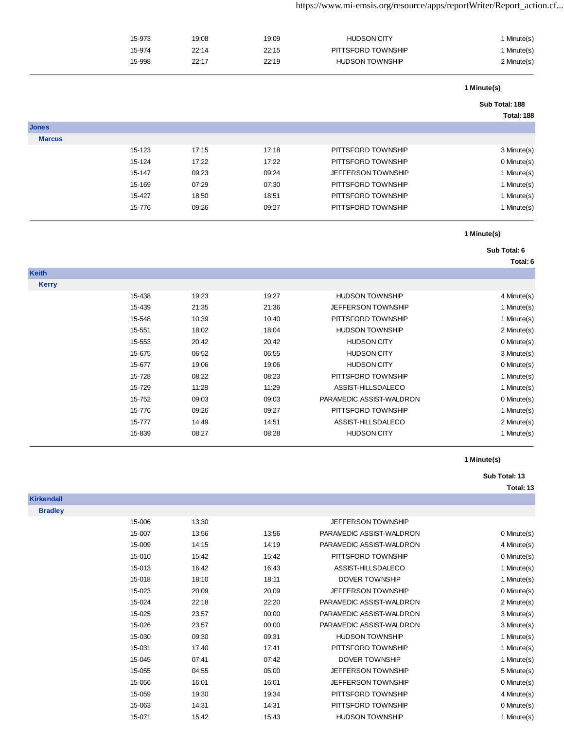| | | | | |
|---|---|---|---|---|
| 15-973 | 19:08 | 19:09 | HUDSON CITY | 1 Minute(s) |
| 15-974 | 22:14 | 22:15 | PITTSFORD TOWNSHIP | 1 Minute(s) |
| 15-998 | 22:17 | 22:19 | HUDSON TOWNSHIP | 2 Minute(s) |

**1 Minute(s)**

**Sub Total: 188**

**Total: 188**

**Jones**

**Marcus**

| | | | | |
|---|---|---|---|---|
| 15-123 | 17:15 | 17:18 | PITTSFORD TOWNSHIP | 3 Minute(s) |
| 15-124 | 17:22 | 17:22 | PITTSFORD TOWNSHIP | 0 Minute(s) |
| 15-147 | 09:23 | 09:24 | JEFFERSON TOWNSHIP | 1 Minute(s) |
| 15-169 | 07:29 | 07:30 | PITTSFORD TOWNSHIP | 1 Minute(s) |
| 15-427 | 18:50 | 18:51 | PITTSFORD TOWNSHIP | 1 Minute(s) |
| 15-776 | 09:26 | 09:27 | PITTSFORD TOWNSHIP | 1 Minute(s) |

**1 Minute(s)**

**Sub Total: 6**

**Total: 6**

**Keith**

**Kerry**

| | | | | |
|---|---|---|---|---|
| 15-438 | 19:23 | 19:27 | HUDSON TOWNSHIP | 4 Minute(s) |
| 15-439 | 21:35 | 21:36 | JEFFERSON TOWNSHIP | 1 Minute(s) |
| 15-548 | 10:39 | 10:40 | PITTSFORD TOWNSHIP | 1 Minute(s) |
| 15-551 | 18:02 | 18:04 | HUDSON TOWNSHIP | 2 Minute(s) |
| 15-553 | 20:42 | 20:42 | HUDSON CITY | 0 Minute(s) |
| 15-675 | 06:52 | 06:55 | HUDSON CITY | 3 Minute(s) |
| 15-677 | 19:06 | 19:06 | HUDSON CITY | 0 Minute(s) |
| 15-728 | 08:22 | 08:23 | PITTSFORD TOWNSHIP | 1 Minute(s) |
| 15-729 | 11:28 | 11:29 | ASSIST-HILLSDALECO | 1 Minute(s) |
| 15-752 | 09:03 | 09:03 | PARAMEDIC ASSIST-WALDRON | 0 Minute(s) |
| 15-776 | 09:26 | 09:27 | PITTSFORD TOWNSHIP | 1 Minute(s) |
| 15-777 | 14:49 | 14:51 | ASSIST-HILLSDALECO | 2 Minute(s) |
| 15-839 | 08:27 | 08:28 | HUDSON CITY | 1 Minute(s) |

**1 Minute(s)**

**Sub Total: 13**

**Total: 13**

**Kirkendall**

**Bradley**

| | | | | |
|---|---|---|---|---|
| 15-006 | 13:30 | | JEFFERSON TOWNSHIP | |
| 15-007 | 13:56 | 13:56 | PARAMEDIC ASSIST-WALDRON | 0 Minute(s) |
| 15-009 | 14:15 | 14:19 | PARAMEDIC ASSIST-WALDRON | 4 Minute(s) |
| 15-010 | 15:42 | 15:42 | PITTSFORD TOWNSHIP | 0 Minute(s) |
| 15-013 | 16:42 | 16:43 | ASSIST-HILLSDALECO | 1 Minute(s) |
| 15-018 | 18:10 | 18:11 | DOVER TOWNSHIP | 1 Minute(s) |
| 15-023 | 20:09 | 20:09 | JEFFERSON TOWNSHIP | 0 Minute(s) |
| 15-024 | 22:18 | 22:20 | PARAMEDIC ASSIST-WALDRON | 2 Minute(s) |
| 15-025 | 23:57 | 00:00 | PARAMEDIC ASSIST-WALDRON | 3 Minute(s) |
| 15-026 | 23:57 | 00:00 | PARAMEDIC ASSIST-WALDRON | 3 Minute(s) |
| 15-030 | 09:30 | 09:31 | HUDSON TOWNSHIP | 1 Minute(s) |
| 15-031 | 17:40 | 17:41 | PITTSFORD TOWNSHIP | 1 Minute(s) |
| 15-045 | 07:41 | 07:42 | DOVER TOWNSHIP | 1 Minute(s) |
| 15-055 | 04:55 | 05:00 | JEFFERSON TOWNSHIP | 5 Minute(s) |
| 15-056 | 16:01 | 16:01 | JEFFERSON TOWNSHIP | 0 Minute(s) |
| 15-059 | 19:30 | 19:34 | PITTSFORD TOWNSHIP | 4 Minute(s) |
| 15-063 | 14:31 | 14:31 | PITTSFORD TOWNSHIP | 0 Minute(s) |
| 15-071 | 15:42 | 15:43 | HUDSON TOWNSHIP | 1 Minute(s) |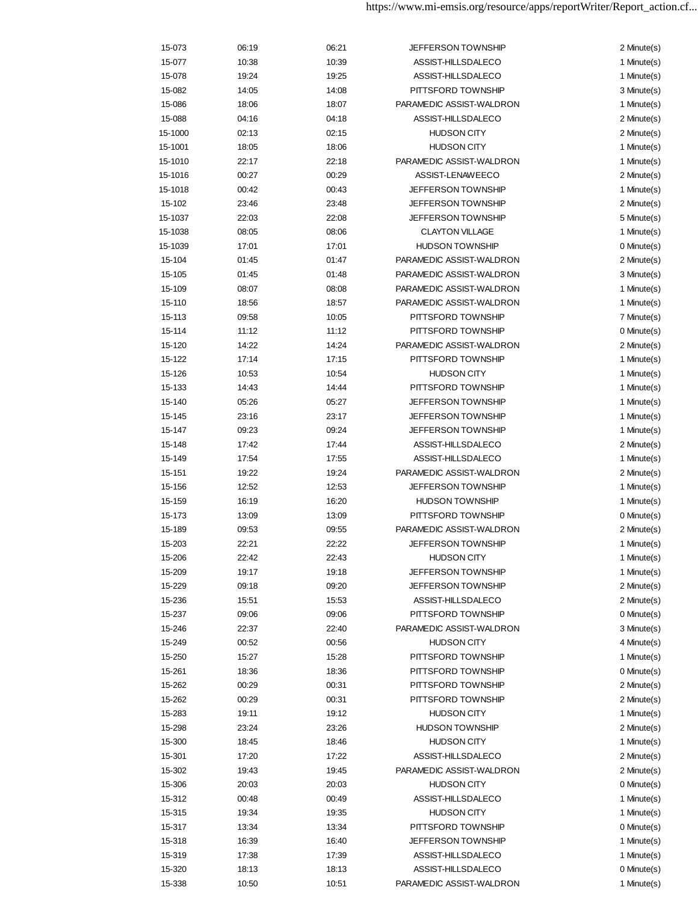| | | | | |
|---|---|---|---|---|
| 15-073 | 06:19 | 06:21 | JEFFERSON TOWNSHIP | 2 Minute(s) |
| 15-077 | 10:38 | 10:39 | ASSIST-HILLSDALECO | 1 Minute(s) |
| 15-078 | 19:24 | 19:25 | ASSIST-HILLSDALECO | 1 Minute(s) |
| 15-082 | 14:05 | 14:08 | PITTSFORD TOWNSHIP | 3 Minute(s) |
| 15-086 | 18:06 | 18:07 | PARAMEDIC ASSIST-WALDRON | 1 Minute(s) |
| 15-088 | 04:16 | 04:18 | ASSIST-HILLSDALECO | 2 Minute(s) |
| 15-1000 | 02:13 | 02:15 | HUDSON CITY | 2 Minute(s) |
| 15-1001 | 18:05 | 18:06 | HUDSON CITY | 1 Minute(s) |
| 15-1010 | 22:17 | 22:18 | PARAMEDIC ASSIST-WALDRON | 1 Minute(s) |
| 15-1016 | 00:27 | 00:29 | ASSIST-LENAWEECO | 2 Minute(s) |
| 15-1018 | 00:42 | 00:43 | JEFFERSON TOWNSHIP | 1 Minute(s) |
| 15-102 | 23:46 | 23:48 | JEFFERSON TOWNSHIP | 2 Minute(s) |
| 15-1037 | 22:03 | 22:08 | JEFFERSON TOWNSHIP | 5 Minute(s) |
| 15-1038 | 08:05 | 08:06 | CLAYTON VILLAGE | 1 Minute(s) |
| 15-1039 | 17:01 | 17:01 | HUDSON TOWNSHIP | 0 Minute(s) |
| 15-104 | 01:45 | 01:47 | PARAMEDIC ASSIST-WALDRON | 2 Minute(s) |
| 15-105 | 01:45 | 01:48 | PARAMEDIC ASSIST-WALDRON | 3 Minute(s) |
| 15-109 | 08:07 | 08:08 | PARAMEDIC ASSIST-WALDRON | 1 Minute(s) |
| 15-110 | 18:56 | 18:57 | PARAMEDIC ASSIST-WALDRON | 1 Minute(s) |
| 15-113 | 09:58 | 10:05 | PITTSFORD TOWNSHIP | 7 Minute(s) |
| 15-114 | 11:12 | 11:12 | PITTSFORD TOWNSHIP | 0 Minute(s) |
| 15-120 | 14:22 | 14:24 | PARAMEDIC ASSIST-WALDRON | 2 Minute(s) |
| 15-122 | 17:14 | 17:15 | PITTSFORD TOWNSHIP | 1 Minute(s) |
| 15-126 | 10:53 | 10:54 | HUDSON CITY | 1 Minute(s) |
| 15-133 | 14:43 | 14:44 | PITTSFORD TOWNSHIP | 1 Minute(s) |
| 15-140 | 05:26 | 05:27 | JEFFERSON TOWNSHIP | 1 Minute(s) |
| 15-145 | 23:16 | 23:17 | JEFFERSON TOWNSHIP | 1 Minute(s) |
| 15-147 | 09:23 | 09:24 | JEFFERSON TOWNSHIP | 1 Minute(s) |
| 15-148 | 17:42 | 17:44 | ASSIST-HILLSDALECO | 2 Minute(s) |
| 15-149 | 17:54 | 17:55 | ASSIST-HILLSDALECO | 1 Minute(s) |
| 15-151 | 19:22 | 19:24 | PARAMEDIC ASSIST-WALDRON | 2 Minute(s) |
| 15-156 | 12:52 | 12:53 | JEFFERSON TOWNSHIP | 1 Minute(s) |
| 15-159 | 16:19 | 16:20 | HUDSON TOWNSHIP | 1 Minute(s) |
| 15-173 | 13:09 | 13:09 | PITTSFORD TOWNSHIP | 0 Minute(s) |
| 15-189 | 09:53 | 09:55 | PARAMEDIC ASSIST-WALDRON | 2 Minute(s) |
| 15-203 | 22:21 | 22:22 | JEFFERSON TOWNSHIP | 1 Minute(s) |
| 15-206 | 22:42 | 22:43 | HUDSON CITY | 1 Minute(s) |
| 15-209 | 19:17 | 19:18 | JEFFERSON TOWNSHIP | 1 Minute(s) |
| 15-229 | 09:18 | 09:20 | JEFFERSON TOWNSHIP | 2 Minute(s) |
| 15-236 | 15:51 | 15:53 | ASSIST-HILLSDALECO | 2 Minute(s) |
| 15-237 | 09:06 | 09:06 | PITTSFORD TOWNSHIP | 0 Minute(s) |
| 15-246 | 22:37 | 22:40 | PARAMEDIC ASSIST-WALDRON | 3 Minute(s) |
| 15-249 | 00:52 | 00:56 | HUDSON CITY | 4 Minute(s) |
| 15-250 | 15:27 | 15:28 | PITTSFORD TOWNSHIP | 1 Minute(s) |
| 15-261 | 18:36 | 18:36 | PITTSFORD TOWNSHIP | 0 Minute(s) |
| 15-262 | 00:29 | 00:31 | PITTSFORD TOWNSHIP | 2 Minute(s) |
| 15-262 | 00:29 | 00:31 | PITTSFORD TOWNSHIP | 2 Minute(s) |
| 15-283 | 19:11 | 19:12 | HUDSON CITY | 1 Minute(s) |
| 15-298 | 23:24 | 23:26 | HUDSON TOWNSHIP | 2 Minute(s) |
| 15-300 | 18:45 | 18:46 | HUDSON CITY | 1 Minute(s) |
| 15-301 | 17:20 | 17:22 | ASSIST-HILLSDALECO | 2 Minute(s) |
| 15-302 | 19:43 | 19:45 | PARAMEDIC ASSIST-WALDRON | 2 Minute(s) |
| 15-306 | 20:03 | 20:03 | HUDSON CITY | 0 Minute(s) |
| 15-312 | 00:48 | 00:49 | ASSIST-HILLSDALECO | 1 Minute(s) |
| 15-315 | 19:34 | 19:35 | HUDSON CITY | 1 Minute(s) |
| 15-317 | 13:34 | 13:34 | PITTSFORD TOWNSHIP | 0 Minute(s) |
| 15-318 | 16:39 | 16:40 | JEFFERSON TOWNSHIP | 1 Minute(s) |
| 15-319 | 17:38 | 17:39 | ASSIST-HILLSDALECO | 1 Minute(s) |
| 15-320 | 18:13 | 18:13 | ASSIST-HILLSDALECO | 0 Minute(s) |
| 15-338 | 10:50 | 10:51 | PARAMEDIC ASSIST-WALDRON | 1 Minute(s) |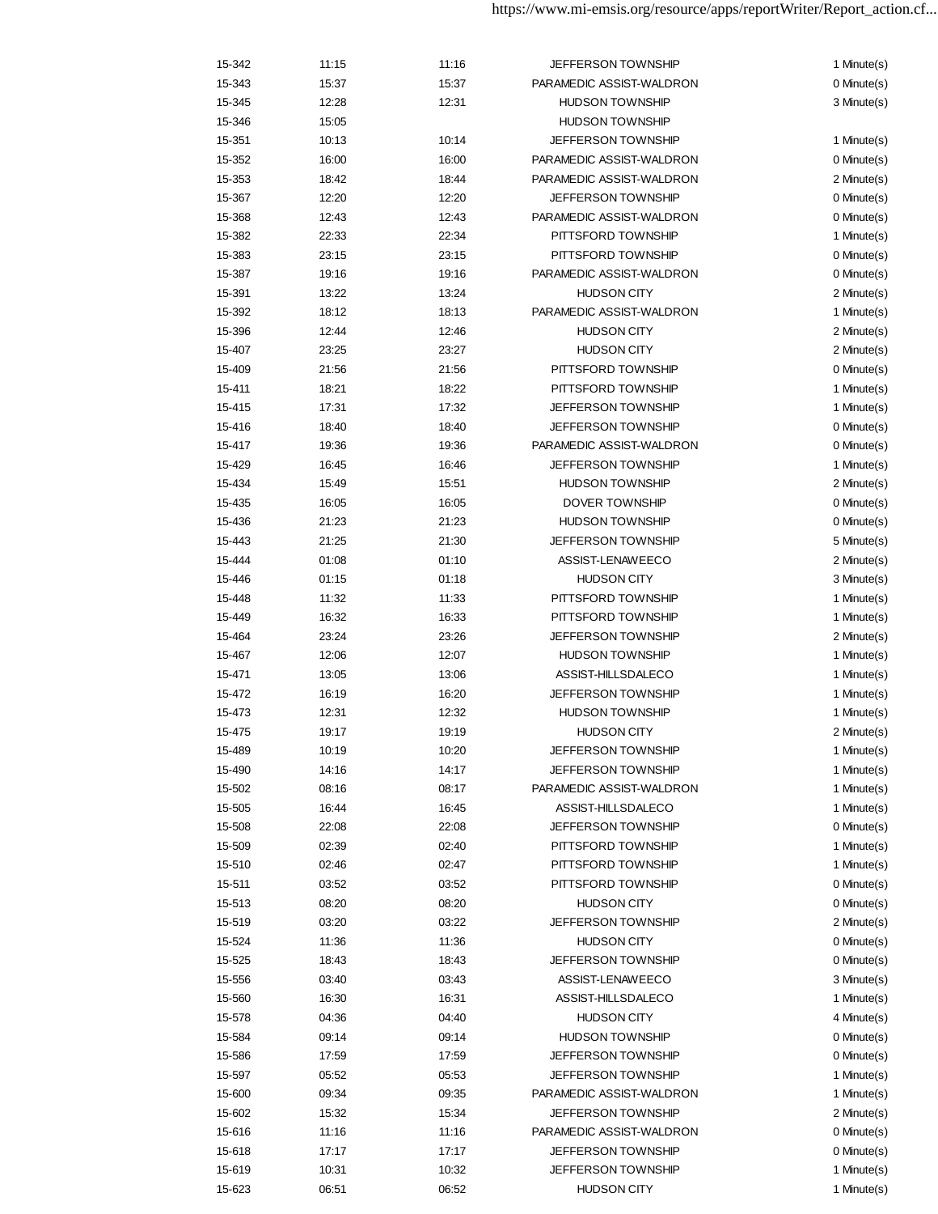| | | | | |
|---|---|---|---|---|
| 15-342 | 11:15 | 11:16 | JEFFERSON TOWNSHIP | 1 Minute(s) |
| 15-343 | 15:37 | 15:37 | PARAMEDIC ASSIST-WALDRON | 0 Minute(s) |
| 15-345 | 12:28 | 12:31 | HUDSON TOWNSHIP | 3 Minute(s) |
| 15-346 | 15:05 | | HUDSON TOWNSHIP | |
| 15-351 | 10:13 | 10:14 | JEFFERSON TOWNSHIP | 1 Minute(s) |
| 15-352 | 16:00 | 16:00 | PARAMEDIC ASSIST-WALDRON | 0 Minute(s) |
| 15-353 | 18:42 | 18:44 | PARAMEDIC ASSIST-WALDRON | 2 Minute(s) |
| 15-367 | 12:20 | 12:20 | JEFFERSON TOWNSHIP | 0 Minute(s) |
| 15-368 | 12:43 | 12:43 | PARAMEDIC ASSIST-WALDRON | 0 Minute(s) |
| 15-382 | 22:33 | 22:34 | PITTSFORD TOWNSHIP | 1 Minute(s) |
| 15-383 | 23:15 | 23:15 | PITTSFORD TOWNSHIP | 0 Minute(s) |
| 15-387 | 19:16 | 19:16 | PARAMEDIC ASSIST-WALDRON | 0 Minute(s) |
| 15-391 | 13:22 | 13:24 | HUDSON CITY | 2 Minute(s) |
| 15-392 | 18:12 | 18:13 | PARAMEDIC ASSIST-WALDRON | 1 Minute(s) |
| 15-396 | 12:44 | 12:46 | HUDSON CITY | 2 Minute(s) |
| 15-407 | 23:25 | 23:27 | HUDSON CITY | 2 Minute(s) |
| 15-409 | 21:56 | 21:56 | PITTSFORD TOWNSHIP | 0 Minute(s) |
| 15-411 | 18:21 | 18:22 | PITTSFORD TOWNSHIP | 1 Minute(s) |
| 15-415 | 17:31 | 17:32 | JEFFERSON TOWNSHIP | 1 Minute(s) |
| 15-416 | 18:40 | 18:40 | JEFFERSON TOWNSHIP | 0 Minute(s) |
| 15-417 | 19:36 | 19:36 | PARAMEDIC ASSIST-WALDRON | 0 Minute(s) |
| 15-429 | 16:45 | 16:46 | JEFFERSON TOWNSHIP | 1 Minute(s) |
| 15-434 | 15:49 | 15:51 | HUDSON TOWNSHIP | 2 Minute(s) |
| 15-435 | 16:05 | 16:05 | DOVER TOWNSHIP | 0 Minute(s) |
| 15-436 | 21:23 | 21:23 | HUDSON TOWNSHIP | 0 Minute(s) |
| 15-443 | 21:25 | 21:30 | JEFFERSON TOWNSHIP | 5 Minute(s) |
| 15-444 | 01:08 | 01:10 | ASSIST-LENAWEECO | 2 Minute(s) |
| 15-446 | 01:15 | 01:18 | HUDSON CITY | 3 Minute(s) |
| 15-448 | 11:32 | 11:33 | PITTSFORD TOWNSHIP | 1 Minute(s) |
| 15-449 | 16:32 | 16:33 | PITTSFORD TOWNSHIP | 1 Minute(s) |
| 15-464 | 23:24 | 23:26 | JEFFERSON TOWNSHIP | 2 Minute(s) |
| 15-467 | 12:06 | 12:07 | HUDSON TOWNSHIP | 1 Minute(s) |
| 15-471 | 13:05 | 13:06 | ASSIST-HILLSDALECO | 1 Minute(s) |
| 15-472 | 16:19 | 16:20 | JEFFERSON TOWNSHIP | 1 Minute(s) |
| 15-473 | 12:31 | 12:32 | HUDSON TOWNSHIP | 1 Minute(s) |
| 15-475 | 19:17 | 19:19 | HUDSON CITY | 2 Minute(s) |
| 15-489 | 10:19 | 10:20 | JEFFERSON TOWNSHIP | 1 Minute(s) |
| 15-490 | 14:16 | 14:17 | JEFFERSON TOWNSHIP | 1 Minute(s) |
| 15-502 | 08:16 | 08:17 | PARAMEDIC ASSIST-WALDRON | 1 Minute(s) |
| 15-505 | 16:44 | 16:45 | ASSIST-HILLSDALECO | 1 Minute(s) |
| 15-508 | 22:08 | 22:08 | JEFFERSON TOWNSHIP | 0 Minute(s) |
| 15-509 | 02:39 | 02:40 | PITTSFORD TOWNSHIP | 1 Minute(s) |
| 15-510 | 02:46 | 02:47 | PITTSFORD TOWNSHIP | 1 Minute(s) |
| 15-511 | 03:52 | 03:52 | PITTSFORD TOWNSHIP | 0 Minute(s) |
| 15-513 | 08:20 | 08:20 | HUDSON CITY | 0 Minute(s) |
| 15-519 | 03:20 | 03:22 | JEFFERSON TOWNSHIP | 2 Minute(s) |
| 15-524 | 11:36 | 11:36 | HUDSON CITY | 0 Minute(s) |
| 15-525 | 18:43 | 18:43 | JEFFERSON TOWNSHIP | 0 Minute(s) |
| 15-556 | 03:40 | 03:43 | ASSIST-LENAWEECO | 3 Minute(s) |
| 15-560 | 16:30 | 16:31 | ASSIST-HILLSDALECO | 1 Minute(s) |
| 15-578 | 04:36 | 04:40 | HUDSON CITY | 4 Minute(s) |
| 15-584 | 09:14 | 09:14 | HUDSON TOWNSHIP | 0 Minute(s) |
| 15-586 | 17:59 | 17:59 | JEFFERSON TOWNSHIP | 0 Minute(s) |
| 15-597 | 05:52 | 05:53 | JEFFERSON TOWNSHIP | 1 Minute(s) |
| 15-600 | 09:34 | 09:35 | PARAMEDIC ASSIST-WALDRON | 1 Minute(s) |
| 15-602 | 15:32 | 15:34 | JEFFERSON TOWNSHIP | 2 Minute(s) |
| 15-616 | 11:16 | 11:16 | PARAMEDIC ASSIST-WALDRON | 0 Minute(s) |
| 15-618 | 17:17 | 17:17 | JEFFERSON TOWNSHIP | 0 Minute(s) |
| 15-619 | 10:31 | 10:32 | JEFFERSON TOWNSHIP | 1 Minute(s) |
| 15-623 | 06:51 | 06:52 | HUDSON CITY | 1 Minute(s) |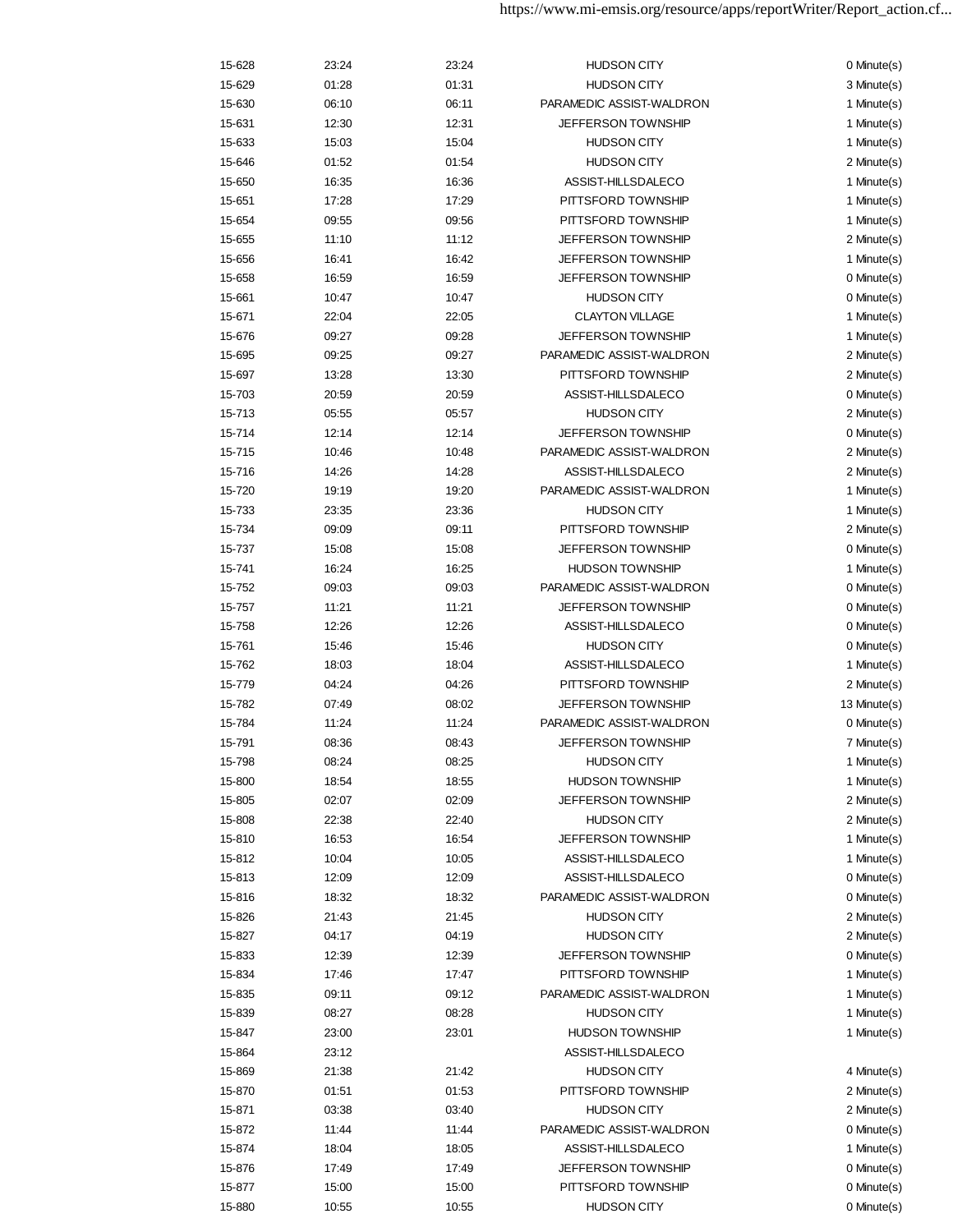| | | | | |
|---|---|---|---|---|
| 15-628 | 23:24 | 23:24 | HUDSON CITY | 0 Minute(s) |
| 15-629 | 01:28 | 01:31 | HUDSON CITY | 3 Minute(s) |
| 15-630 | 06:10 | 06:11 | PARAMEDIC ASSIST-WALDRON | 1 Minute(s) |
| 15-631 | 12:30 | 12:31 | JEFFERSON TOWNSHIP | 1 Minute(s) |
| 15-633 | 15:03 | 15:04 | HUDSON CITY | 1 Minute(s) |
| 15-646 | 01:52 | 01:54 | HUDSON CITY | 2 Minute(s) |
| 15-650 | 16:35 | 16:36 | ASSIST-HILLSDALECO | 1 Minute(s) |
| 15-651 | 17:28 | 17:29 | PITTSFORD TOWNSHIP | 1 Minute(s) |
| 15-654 | 09:55 | 09:56 | PITTSFORD TOWNSHIP | 1 Minute(s) |
| 15-655 | 11:10 | 11:12 | JEFFERSON TOWNSHIP | 2 Minute(s) |
| 15-656 | 16:41 | 16:42 | JEFFERSON TOWNSHIP | 1 Minute(s) |
| 15-658 | 16:59 | 16:59 | JEFFERSON TOWNSHIP | 0 Minute(s) |
| 15-661 | 10:47 | 10:47 | HUDSON CITY | 0 Minute(s) |
| 15-671 | 22:04 | 22:05 | CLAYTON VILLAGE | 1 Minute(s) |
| 15-676 | 09:27 | 09:28 | JEFFERSON TOWNSHIP | 1 Minute(s) |
| 15-695 | 09:25 | 09:27 | PARAMEDIC ASSIST-WALDRON | 2 Minute(s) |
| 15-697 | 13:28 | 13:30 | PITTSFORD TOWNSHIP | 2 Minute(s) |
| 15-703 | 20:59 | 20:59 | ASSIST-HILLSDALECO | 0 Minute(s) |
| 15-713 | 05:55 | 05:57 | HUDSON CITY | 2 Minute(s) |
| 15-714 | 12:14 | 12:14 | JEFFERSON TOWNSHIP | 0 Minute(s) |
| 15-715 | 10:46 | 10:48 | PARAMEDIC ASSIST-WALDRON | 2 Minute(s) |
| 15-716 | 14:26 | 14:28 | ASSIST-HILLSDALECO | 2 Minute(s) |
| 15-720 | 19:19 | 19:20 | PARAMEDIC ASSIST-WALDRON | 1 Minute(s) |
| 15-733 | 23:35 | 23:36 | HUDSON CITY | 1 Minute(s) |
| 15-734 | 09:09 | 09:11 | PITTSFORD TOWNSHIP | 2 Minute(s) |
| 15-737 | 15:08 | 15:08 | JEFFERSON TOWNSHIP | 0 Minute(s) |
| 15-741 | 16:24 | 16:25 | HUDSON TOWNSHIP | 1 Minute(s) |
| 15-752 | 09:03 | 09:03 | PARAMEDIC ASSIST-WALDRON | 0 Minute(s) |
| 15-757 | 11:21 | 11:21 | JEFFERSON TOWNSHIP | 0 Minute(s) |
| 15-758 | 12:26 | 12:26 | ASSIST-HILLSDALECO | 0 Minute(s) |
| 15-761 | 15:46 | 15:46 | HUDSON CITY | 0 Minute(s) |
| 15-762 | 18:03 | 18:04 | ASSIST-HILLSDALECO | 1 Minute(s) |
| 15-779 | 04:24 | 04:26 | PITTSFORD TOWNSHIP | 2 Minute(s) |
| 15-782 | 07:49 | 08:02 | JEFFERSON TOWNSHIP | 13 Minute(s) |
| 15-784 | 11:24 | 11:24 | PARAMEDIC ASSIST-WALDRON | 0 Minute(s) |
| 15-791 | 08:36 | 08:43 | JEFFERSON TOWNSHIP | 7 Minute(s) |
| 15-798 | 08:24 | 08:25 | HUDSON CITY | 1 Minute(s) |
| 15-800 | 18:54 | 18:55 | HUDSON TOWNSHIP | 1 Minute(s) |
| 15-805 | 02:07 | 02:09 | JEFFERSON TOWNSHIP | 2 Minute(s) |
| 15-808 | 22:38 | 22:40 | HUDSON CITY | 2 Minute(s) |
| 15-810 | 16:53 | 16:54 | JEFFERSON TOWNSHIP | 1 Minute(s) |
| 15-812 | 10:04 | 10:05 | ASSIST-HILLSDALECO | 1 Minute(s) |
| 15-813 | 12:09 | 12:09 | ASSIST-HILLSDALECO | 0 Minute(s) |
| 15-816 | 18:32 | 18:32 | PARAMEDIC ASSIST-WALDRON | 0 Minute(s) |
| 15-826 | 21:43 | 21:45 | HUDSON CITY | 2 Minute(s) |
| 15-827 | 04:17 | 04:19 | HUDSON CITY | 2 Minute(s) |
| 15-833 | 12:39 | 12:39 | JEFFERSON TOWNSHIP | 0 Minute(s) |
| 15-834 | 17:46 | 17:47 | PITTSFORD TOWNSHIP | 1 Minute(s) |
| 15-835 | 09:11 | 09:12 | PARAMEDIC ASSIST-WALDRON | 1 Minute(s) |
| 15-839 | 08:27 | 08:28 | HUDSON CITY | 1 Minute(s) |
| 15-847 | 23:00 | 23:01 | HUDSON TOWNSHIP | 1 Minute(s) |
| 15-864 | 23:12 | | ASSIST-HILLSDALECO | |
| 15-869 | 21:38 | 21:42 | HUDSON CITY | 4 Minute(s) |
| 15-870 | 01:51 | 01:53 | PITTSFORD TOWNSHIP | 2 Minute(s) |
| 15-871 | 03:38 | 03:40 | HUDSON CITY | 2 Minute(s) |
| 15-872 | 11:44 | 11:44 | PARAMEDIC ASSIST-WALDRON | 0 Minute(s) |
| 15-874 | 18:04 | 18:05 | ASSIST-HILLSDALECO | 1 Minute(s) |
| 15-876 | 17:49 | 17:49 | JEFFERSON TOWNSHIP | 0 Minute(s) |
| 15-877 | 15:00 | 15:00 | PITTSFORD TOWNSHIP | 0 Minute(s) |
| 15-880 | 10:55 | 10:55 | HUDSON CITY | 0 Minute(s) |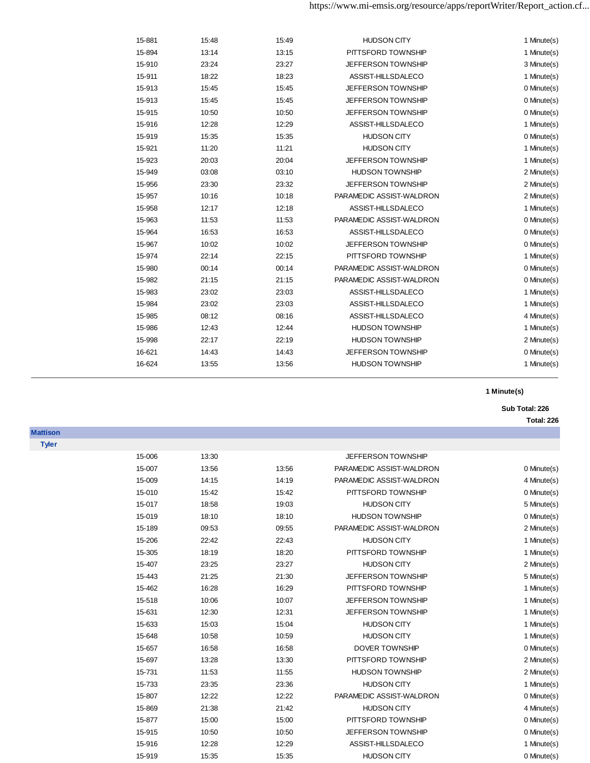| | | | | |
|---|---|---|---|---|
| 15-881 | 15:48 | 15:49 | HUDSON CITY | 1 Minute(s) |
| 15-894 | 13:14 | 13:15 | PITTSFORD TOWNSHIP | 1 Minute(s) |
| 15-910 | 23:24 | 23:27 | JEFFERSON TOWNSHIP | 3 Minute(s) |
| 15-911 | 18:22 | 18:23 | ASSIST-HILLSDALECO | 1 Minute(s) |
| 15-913 | 15:45 | 15:45 | JEFFERSON TOWNSHIP | 0 Minute(s) |
| 15-913 | 15:45 | 15:45 | JEFFERSON TOWNSHIP | 0 Minute(s) |
| 15-915 | 10:50 | 10:50 | JEFFERSON TOWNSHIP | 0 Minute(s) |
| 15-916 | 12:28 | 12:29 | ASSIST-HILLSDALECO | 1 Minute(s) |
| 15-919 | 15:35 | 15:35 | HUDSON CITY | 0 Minute(s) |
| 15-921 | 11:20 | 11:21 | HUDSON CITY | 1 Minute(s) |
| 15-923 | 20:03 | 20:04 | JEFFERSON TOWNSHIP | 1 Minute(s) |
| 15-949 | 03:08 | 03:10 | HUDSON TOWNSHIP | 2 Minute(s) |
| 15-956 | 23:30 | 23:32 | JEFFERSON TOWNSHIP | 2 Minute(s) |
| 15-957 | 10:16 | 10:18 | PARAMEDIC ASSIST-WALDRON | 2 Minute(s) |
| 15-958 | 12:17 | 12:18 | ASSIST-HILLSDALECO | 1 Minute(s) |
| 15-963 | 11:53 | 11:53 | PARAMEDIC ASSIST-WALDRON | 0 Minute(s) |
| 15-964 | 16:53 | 16:53 | ASSIST-HILLSDALECO | 0 Minute(s) |
| 15-967 | 10:02 | 10:02 | JEFFERSON TOWNSHIP | 0 Minute(s) |
| 15-974 | 22:14 | 22:15 | PITTSFORD TOWNSHIP | 1 Minute(s) |
| 15-980 | 00:14 | 00:14 | PARAMEDIC ASSIST-WALDRON | 0 Minute(s) |
| 15-982 | 21:15 | 21:15 | PARAMEDIC ASSIST-WALDRON | 0 Minute(s) |
| 15-983 | 23:02 | 23:03 | ASSIST-HILLSDALECO | 1 Minute(s) |
| 15-984 | 23:02 | 23:03 | ASSIST-HILLSDALECO | 1 Minute(s) |
| 15-985 | 08:12 | 08:16 | ASSIST-HILLSDALECO | 4 Minute(s) |
| 15-986 | 12:43 | 12:44 | HUDSON TOWNSHIP | 1 Minute(s) |
| 15-998 | 22:17 | 22:19 | HUDSON TOWNSHIP | 2 Minute(s) |
| 16-621 | 14:43 | 14:43 | JEFFERSON TOWNSHIP | 0 Minute(s) |
| 16-624 | 13:55 | 13:56 | HUDSON TOWNSHIP | 1 Minute(s) |

**1 Minute(s)**

**Sub Total: 226**

**Total: 226**

## Mattison

### Tyler

| | | | | |
|---|---|---|---|---|
| 15-006 | 13:30 | | JEFFERSON TOWNSHIP | |
| 15-007 | 13:56 | 13:56 | PARAMEDIC ASSIST-WALDRON | 0 Minute(s) |
| 15-009 | 14:15 | 14:19 | PARAMEDIC ASSIST-WALDRON | 4 Minute(s) |
| 15-010 | 15:42 | 15:42 | PITTSFORD TOWNSHIP | 0 Minute(s) |
| 15-017 | 18:58 | 19:03 | HUDSON CITY | 5 Minute(s) |
| 15-019 | 18:10 | 18:10 | HUDSON TOWNSHIP | 0 Minute(s) |
| 15-189 | 09:53 | 09:55 | PARAMEDIC ASSIST-WALDRON | 2 Minute(s) |
| 15-206 | 22:42 | 22:43 | HUDSON CITY | 1 Minute(s) |
| 15-305 | 18:19 | 18:20 | PITTSFORD TOWNSHIP | 1 Minute(s) |
| 15-407 | 23:25 | 23:27 | HUDSON CITY | 2 Minute(s) |
| 15-443 | 21:25 | 21:30 | JEFFERSON TOWNSHIP | 5 Minute(s) |
| 15-462 | 16:28 | 16:29 | PITTSFORD TOWNSHIP | 1 Minute(s) |
| 15-518 | 10:06 | 10:07 | JEFFERSON TOWNSHIP | 1 Minute(s) |
| 15-631 | 12:30 | 12:31 | JEFFERSON TOWNSHIP | 1 Minute(s) |
| 15-633 | 15:03 | 15:04 | HUDSON CITY | 1 Minute(s) |
| 15-648 | 10:58 | 10:59 | HUDSON CITY | 1 Minute(s) |
| 15-657 | 16:58 | 16:58 | DOVER TOWNSHIP | 0 Minute(s) |
| 15-697 | 13:28 | 13:30 | PITTSFORD TOWNSHIP | 2 Minute(s) |
| 15-731 | 11:53 | 11:55 | HUDSON TOWNSHIP | 2 Minute(s) |
| 15-733 | 23:35 | 23:36 | HUDSON CITY | 1 Minute(s) |
| 15-807 | 12:22 | 12:22 | PARAMEDIC ASSIST-WALDRON | 0 Minute(s) |
| 15-869 | 21:38 | 21:42 | HUDSON CITY | 4 Minute(s) |
| 15-877 | 15:00 | 15:00 | PITTSFORD TOWNSHIP | 0 Minute(s) |
| 15-915 | 10:50 | 10:50 | JEFFERSON TOWNSHIP | 0 Minute(s) |
| 15-916 | 12:28 | 12:29 | ASSIST-HILLSDALECO | 1 Minute(s) |
| 15-919 | 15:35 | 15:35 | HUDSON CITY | 0 Minute(s) |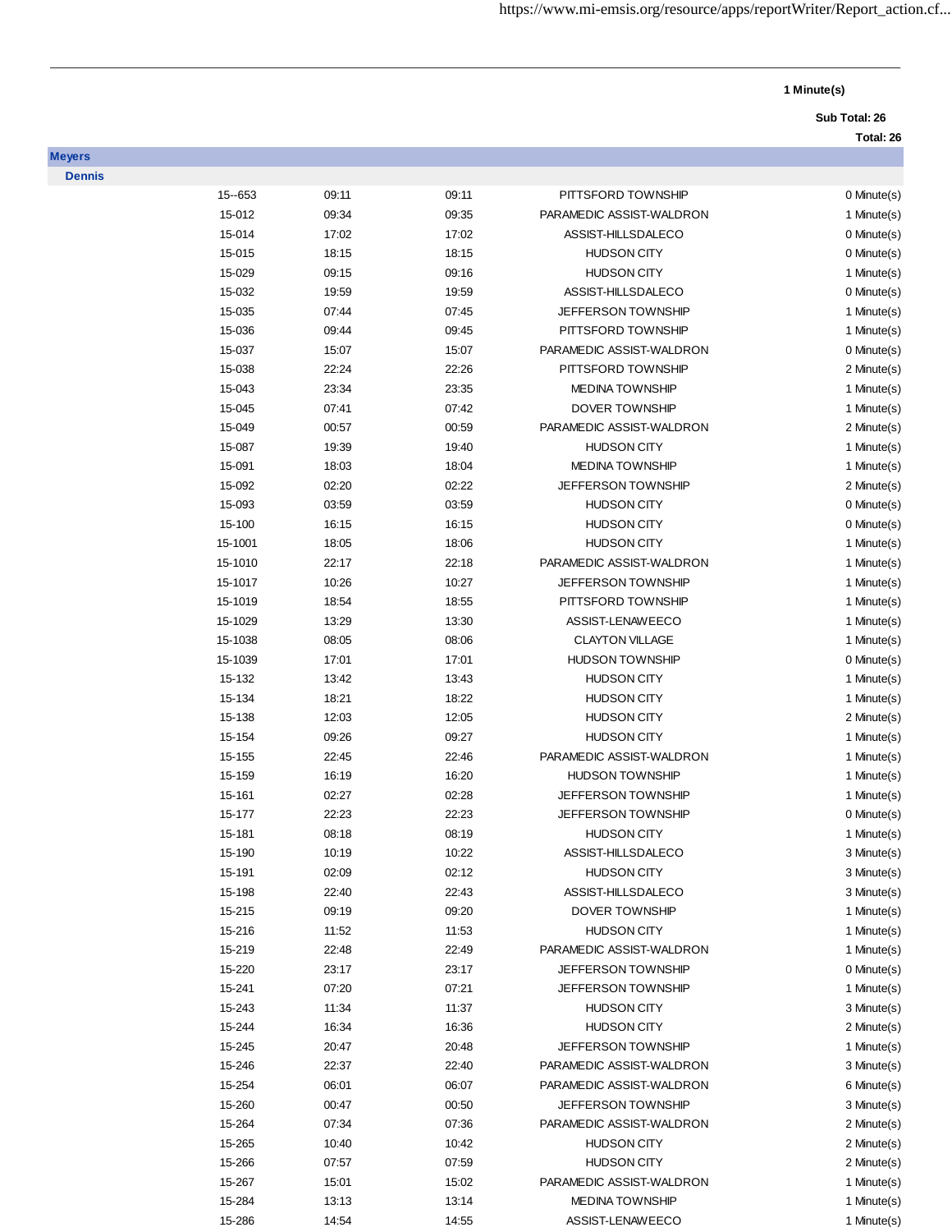1 Minute(s)

Sub Total: 26

Total: 26

**Meyers**

**Dennis**

| | | | | |
|---|---|---|---|---|
| 15--653 | 09:11 | 09:11 | PITTSFORD TOWNSHIP | 0 Minute(s) |
| 15-012 | 09:34 | 09:35 | PARAMEDIC ASSIST-WALDRON | 1 Minute(s) |
| 15-014 | 17:02 | 17:02 | ASSIST-HILLSDALECO | 0 Minute(s) |
| 15-015 | 18:15 | 18:15 | HUDSON CITY | 0 Minute(s) |
| 15-029 | 09:15 | 09:16 | HUDSON CITY | 1 Minute(s) |
| 15-032 | 19:59 | 19:59 | ASSIST-HILLSDALECO | 0 Minute(s) |
| 15-035 | 07:44 | 07:45 | JEFFERSON TOWNSHIP | 1 Minute(s) |
| 15-036 | 09:44 | 09:45 | PITTSFORD TOWNSHIP | 1 Minute(s) |
| 15-037 | 15:07 | 15:07 | PARAMEDIC ASSIST-WALDRON | 0 Minute(s) |
| 15-038 | 22:24 | 22:26 | PITTSFORD TOWNSHIP | 2 Minute(s) |
| 15-043 | 23:34 | 23:35 | MEDINA TOWNSHIP | 1 Minute(s) |
| 15-045 | 07:41 | 07:42 | DOVER TOWNSHIP | 1 Minute(s) |
| 15-049 | 00:57 | 00:59 | PARAMEDIC ASSIST-WALDRON | 2 Minute(s) |
| 15-087 | 19:39 | 19:40 | HUDSON CITY | 1 Minute(s) |
| 15-091 | 18:03 | 18:04 | MEDINA TOWNSHIP | 1 Minute(s) |
| 15-092 | 02:20 | 02:22 | JEFFERSON TOWNSHIP | 2 Minute(s) |
| 15-093 | 03:59 | 03:59 | HUDSON CITY | 0 Minute(s) |
| 15-100 | 16:15 | 16:15 | HUDSON CITY | 0 Minute(s) |
| 15-1001 | 18:05 | 18:06 | HUDSON CITY | 1 Minute(s) |
| 15-1010 | 22:17 | 22:18 | PARAMEDIC ASSIST-WALDRON | 1 Minute(s) |
| 15-1017 | 10:26 | 10:27 | JEFFERSON TOWNSHIP | 1 Minute(s) |
| 15-1019 | 18:54 | 18:55 | PITTSFORD TOWNSHIP | 1 Minute(s) |
| 15-1029 | 13:29 | 13:30 | ASSIST-LENAWEECO | 1 Minute(s) |
| 15-1038 | 08:05 | 08:06 | CLAYTON VILLAGE | 1 Minute(s) |
| 15-1039 | 17:01 | 17:01 | HUDSON TOWNSHIP | 0 Minute(s) |
| 15-132 | 13:42 | 13:43 | HUDSON CITY | 1 Minute(s) |
| 15-134 | 18:21 | 18:22 | HUDSON CITY | 1 Minute(s) |
| 15-138 | 12:03 | 12:05 | HUDSON CITY | 2 Minute(s) |
| 15-154 | 09:26 | 09:27 | HUDSON CITY | 1 Minute(s) |
| 15-155 | 22:45 | 22:46 | PARAMEDIC ASSIST-WALDRON | 1 Minute(s) |
| 15-159 | 16:19 | 16:20 | HUDSON TOWNSHIP | 1 Minute(s) |
| 15-161 | 02:27 | 02:28 | JEFFERSON TOWNSHIP | 1 Minute(s) |
| 15-177 | 22:23 | 22:23 | JEFFERSON TOWNSHIP | 0 Minute(s) |
| 15-181 | 08:18 | 08:19 | HUDSON CITY | 1 Minute(s) |
| 15-190 | 10:19 | 10:22 | ASSIST-HILLSDALECO | 3 Minute(s) |
| 15-191 | 02:09 | 02:12 | HUDSON CITY | 3 Minute(s) |
| 15-198 | 22:40 | 22:43 | ASSIST-HILLSDALECO | 3 Minute(s) |
| 15-215 | 09:19 | 09:20 | DOVER TOWNSHIP | 1 Minute(s) |
| 15-216 | 11:52 | 11:53 | HUDSON CITY | 1 Minute(s) |
| 15-219 | 22:48 | 22:49 | PARAMEDIC ASSIST-WALDRON | 1 Minute(s) |
| 15-220 | 23:17 | 23:17 | JEFFERSON TOWNSHIP | 0 Minute(s) |
| 15-241 | 07:20 | 07:21 | JEFFERSON TOWNSHIP | 1 Minute(s) |
| 15-243 | 11:34 | 11:37 | HUDSON CITY | 3 Minute(s) |
| 15-244 | 16:34 | 16:36 | HUDSON CITY | 2 Minute(s) |
| 15-245 | 20:47 | 20:48 | JEFFERSON TOWNSHIP | 1 Minute(s) |
| 15-246 | 22:37 | 22:40 | PARAMEDIC ASSIST-WALDRON | 3 Minute(s) |
| 15-254 | 06:01 | 06:07 | PARAMEDIC ASSIST-WALDRON | 6 Minute(s) |
| 15-260 | 00:47 | 00:50 | JEFFERSON TOWNSHIP | 3 Minute(s) |
| 15-264 | 07:34 | 07:36 | PARAMEDIC ASSIST-WALDRON | 2 Minute(s) |
| 15-265 | 10:40 | 10:42 | HUDSON CITY | 2 Minute(s) |
| 15-266 | 07:57 | 07:59 | HUDSON CITY | 2 Minute(s) |
| 15-267 | 15:01 | 15:02 | PARAMEDIC ASSIST-WALDRON | 1 Minute(s) |
| 15-284 | 13:13 | 13:14 | MEDINA TOWNSHIP | 1 Minute(s) |
| 15-286 | 14:54 | 14:55 | ASSIST-LENAWEECO | 1 Minute(s) |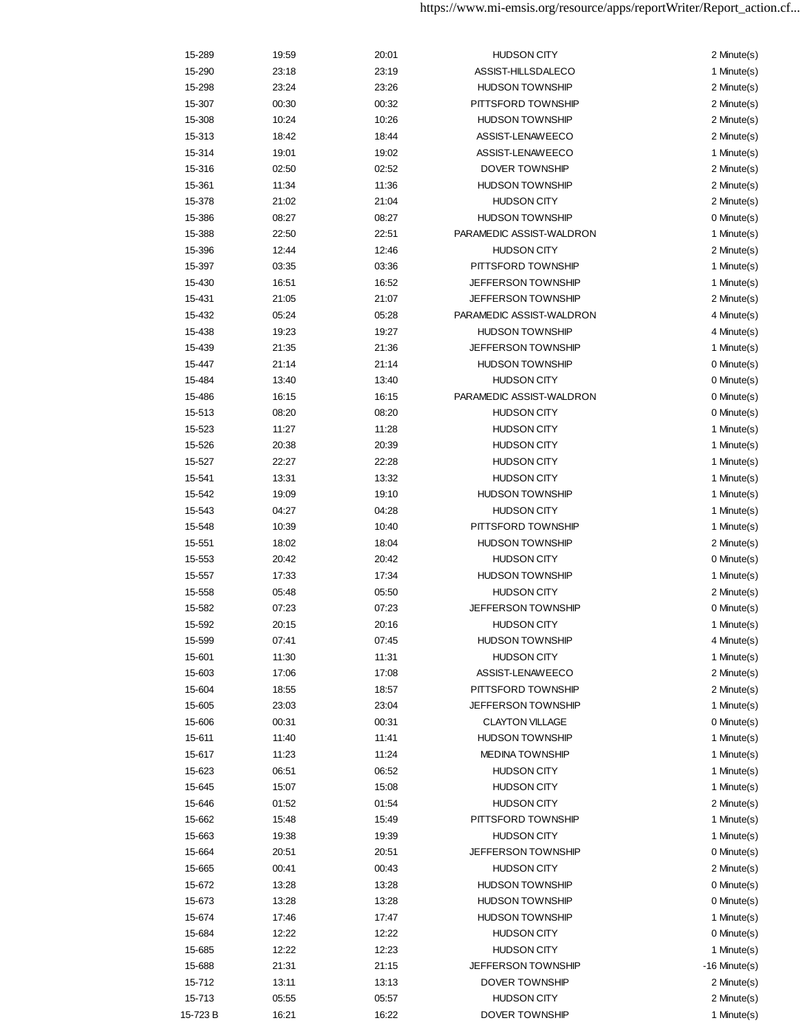| | | | | |
|---|---|---|---|---|
| 15-289 | 19:59 | 20:01 | HUDSON CITY | 2 Minute(s) |
| 15-290 | 23:18 | 23:19 | ASSIST-HILLSDALECO | 1 Minute(s) |
| 15-298 | 23:24 | 23:26 | HUDSON TOWNSHIP | 2 Minute(s) |
| 15-307 | 00:30 | 00:32 | PITTSFORD TOWNSHIP | 2 Minute(s) |
| 15-308 | 10:24 | 10:26 | HUDSON TOWNSHIP | 2 Minute(s) |
| 15-313 | 18:42 | 18:44 | ASSIST-LENAWEECO | 2 Minute(s) |
| 15-314 | 19:01 | 19:02 | ASSIST-LENAWEECO | 1 Minute(s) |
| 15-316 | 02:50 | 02:52 | DOVER TOWNSHIP | 2 Minute(s) |
| 15-361 | 11:34 | 11:36 | HUDSON TOWNSHIP | 2 Minute(s) |
| 15-378 | 21:02 | 21:04 | HUDSON CITY | 2 Minute(s) |
| 15-386 | 08:27 | 08:27 | HUDSON TOWNSHIP | 0 Minute(s) |
| 15-388 | 22:50 | 22:51 | PARAMEDIC ASSIST-WALDRON | 1 Minute(s) |
| 15-396 | 12:44 | 12:46 | HUDSON CITY | 2 Minute(s) |
| 15-397 | 03:35 | 03:36 | PITTSFORD TOWNSHIP | 1 Minute(s) |
| 15-430 | 16:51 | 16:52 | JEFFERSON TOWNSHIP | 1 Minute(s) |
| 15-431 | 21:05 | 21:07 | JEFFERSON TOWNSHIP | 2 Minute(s) |
| 15-432 | 05:24 | 05:28 | PARAMEDIC ASSIST-WALDRON | 4 Minute(s) |
| 15-438 | 19:23 | 19:27 | HUDSON TOWNSHIP | 4 Minute(s) |
| 15-439 | 21:35 | 21:36 | JEFFERSON TOWNSHIP | 1 Minute(s) |
| 15-447 | 21:14 | 21:14 | HUDSON TOWNSHIP | 0 Minute(s) |
| 15-484 | 13:40 | 13:40 | HUDSON CITY | 0 Minute(s) |
| 15-486 | 16:15 | 16:15 | PARAMEDIC ASSIST-WALDRON | 0 Minute(s) |
| 15-513 | 08:20 | 08:20 | HUDSON CITY | 0 Minute(s) |
| 15-523 | 11:27 | 11:28 | HUDSON CITY | 1 Minute(s) |
| 15-526 | 20:38 | 20:39 | HUDSON CITY | 1 Minute(s) |
| 15-527 | 22:27 | 22:28 | HUDSON CITY | 1 Minute(s) |
| 15-541 | 13:31 | 13:32 | HUDSON CITY | 1 Minute(s) |
| 15-542 | 19:09 | 19:10 | HUDSON TOWNSHIP | 1 Minute(s) |
| 15-543 | 04:27 | 04:28 | HUDSON CITY | 1 Minute(s) |
| 15-548 | 10:39 | 10:40 | PITTSFORD TOWNSHIP | 1 Minute(s) |
| 15-551 | 18:02 | 18:04 | HUDSON TOWNSHIP | 2 Minute(s) |
| 15-553 | 20:42 | 20:42 | HUDSON CITY | 0 Minute(s) |
| 15-557 | 17:33 | 17:34 | HUDSON TOWNSHIP | 1 Minute(s) |
| 15-558 | 05:48 | 05:50 | HUDSON CITY | 2 Minute(s) |
| 15-582 | 07:23 | 07:23 | JEFFERSON TOWNSHIP | 0 Minute(s) |
| 15-592 | 20:15 | 20:16 | HUDSON CITY | 1 Minute(s) |
| 15-599 | 07:41 | 07:45 | HUDSON TOWNSHIP | 4 Minute(s) |
| 15-601 | 11:30 | 11:31 | HUDSON CITY | 1 Minute(s) |
| 15-603 | 17:06 | 17:08 | ASSIST-LENAWEECO | 2 Minute(s) |
| 15-604 | 18:55 | 18:57 | PITTSFORD TOWNSHIP | 2 Minute(s) |
| 15-605 | 23:03 | 23:04 | JEFFERSON TOWNSHIP | 1 Minute(s) |
| 15-606 | 00:31 | 00:31 | CLAYTON VILLAGE | 0 Minute(s) |
| 15-611 | 11:40 | 11:41 | HUDSON TOWNSHIP | 1 Minute(s) |
| 15-617 | 11:23 | 11:24 | MEDINA TOWNSHIP | 1 Minute(s) |
| 15-623 | 06:51 | 06:52 | HUDSON CITY | 1 Minute(s) |
| 15-645 | 15:07 | 15:08 | HUDSON CITY | 1 Minute(s) |
| 15-646 | 01:52 | 01:54 | HUDSON CITY | 2 Minute(s) |
| 15-662 | 15:48 | 15:49 | PITTSFORD TOWNSHIP | 1 Minute(s) |
| 15-663 | 19:38 | 19:39 | HUDSON CITY | 1 Minute(s) |
| 15-664 | 20:51 | 20:51 | JEFFERSON TOWNSHIP | 0 Minute(s) |
| 15-665 | 00:41 | 00:43 | HUDSON CITY | 2 Minute(s) |
| 15-672 | 13:28 | 13:28 | HUDSON TOWNSHIP | 0 Minute(s) |
| 15-673 | 13:28 | 13:28 | HUDSON TOWNSHIP | 0 Minute(s) |
| 15-674 | 17:46 | 17:47 | HUDSON TOWNSHIP | 1 Minute(s) |
| 15-684 | 12:22 | 12:22 | HUDSON CITY | 0 Minute(s) |
| 15-685 | 12:22 | 12:23 | HUDSON CITY | 1 Minute(s) |
| 15-688 | 21:31 | 21:15 | JEFFERSON TOWNSHIP | -16 Minute(s) |
| 15-712 | 13:11 | 13:13 | DOVER TOWNSHIP | 2 Minute(s) |
| 15-713 | 05:55 | 05:57 | HUDSON CITY | 2 Minute(s) |
| 15-723 B | 16:21 | 16:22 | DOVER TOWNSHIP | 1 Minute(s) |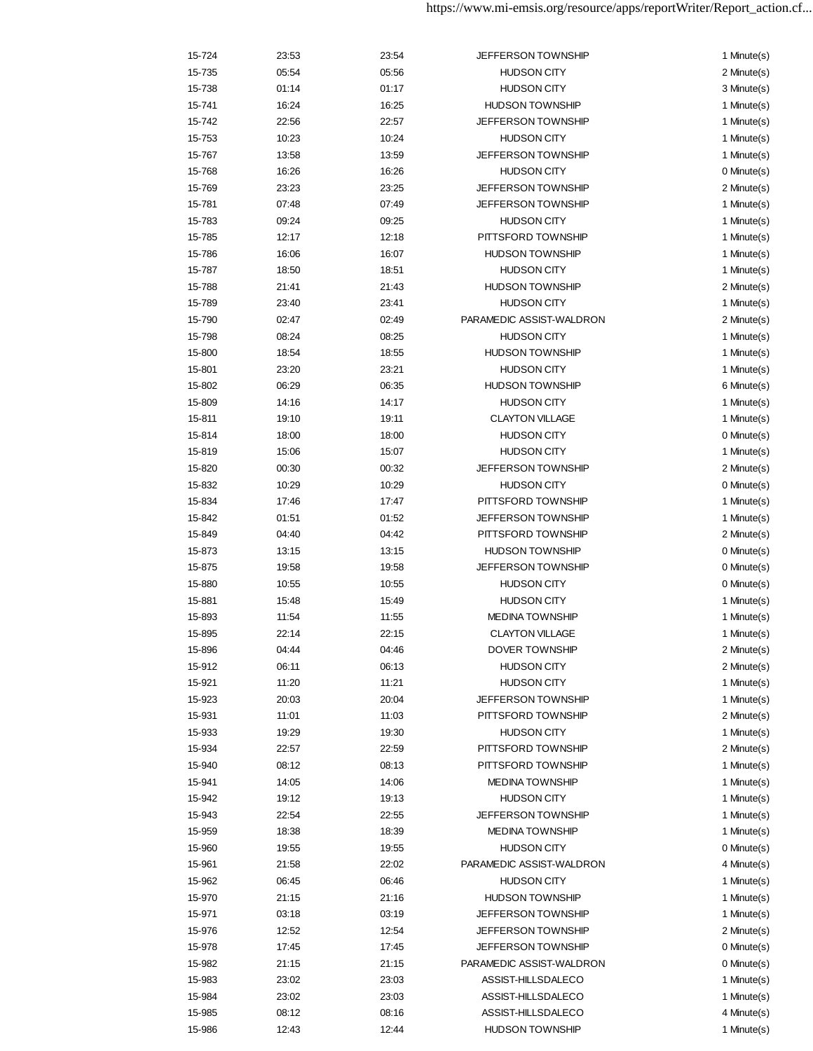| | | | | |
|---|---|---|---|---|
| 15-724 | 23:53 | 23:54 | JEFFERSON TOWNSHIP | 1 Minute(s) |
| 15-735 | 05:54 | 05:56 | HUDSON CITY | 2 Minute(s) |
| 15-738 | 01:14 | 01:17 | HUDSON CITY | 3 Minute(s) |
| 15-741 | 16:24 | 16:25 | HUDSON TOWNSHIP | 1 Minute(s) |
| 15-742 | 22:56 | 22:57 | JEFFERSON TOWNSHIP | 1 Minute(s) |
| 15-753 | 10:23 | 10:24 | HUDSON CITY | 1 Minute(s) |
| 15-767 | 13:58 | 13:59 | JEFFERSON TOWNSHIP | 1 Minute(s) |
| 15-768 | 16:26 | 16:26 | HUDSON CITY | 0 Minute(s) |
| 15-769 | 23:23 | 23:25 | JEFFERSON TOWNSHIP | 2 Minute(s) |
| 15-781 | 07:48 | 07:49 | JEFFERSON TOWNSHIP | 1 Minute(s) |
| 15-783 | 09:24 | 09:25 | HUDSON CITY | 1 Minute(s) |
| 15-785 | 12:17 | 12:18 | PITTSFORD TOWNSHIP | 1 Minute(s) |
| 15-786 | 16:06 | 16:07 | HUDSON TOWNSHIP | 1 Minute(s) |
| 15-787 | 18:50 | 18:51 | HUDSON CITY | 1 Minute(s) |
| 15-788 | 21:41 | 21:43 | HUDSON TOWNSHIP | 2 Minute(s) |
| 15-789 | 23:40 | 23:41 | HUDSON CITY | 1 Minute(s) |
| 15-790 | 02:47 | 02:49 | PARAMEDIC ASSIST-WALDRON | 2 Minute(s) |
| 15-798 | 08:24 | 08:25 | HUDSON CITY | 1 Minute(s) |
| 15-800 | 18:54 | 18:55 | HUDSON TOWNSHIP | 1 Minute(s) |
| 15-801 | 23:20 | 23:21 | HUDSON CITY | 1 Minute(s) |
| 15-802 | 06:29 | 06:35 | HUDSON TOWNSHIP | 6 Minute(s) |
| 15-809 | 14:16 | 14:17 | HUDSON CITY | 1 Minute(s) |
| 15-811 | 19:10 | 19:11 | CLAYTON VILLAGE | 1 Minute(s) |
| 15-814 | 18:00 | 18:00 | HUDSON CITY | 0 Minute(s) |
| 15-819 | 15:06 | 15:07 | HUDSON CITY | 1 Minute(s) |
| 15-820 | 00:30 | 00:32 | JEFFERSON TOWNSHIP | 2 Minute(s) |
| 15-832 | 10:29 | 10:29 | HUDSON CITY | 0 Minute(s) |
| 15-834 | 17:46 | 17:47 | PITTSFORD TOWNSHIP | 1 Minute(s) |
| 15-842 | 01:51 | 01:52 | JEFFERSON TOWNSHIP | 1 Minute(s) |
| 15-849 | 04:40 | 04:42 | PITTSFORD TOWNSHIP | 2 Minute(s) |
| 15-873 | 13:15 | 13:15 | HUDSON TOWNSHIP | 0 Minute(s) |
| 15-875 | 19:58 | 19:58 | JEFFERSON TOWNSHIP | 0 Minute(s) |
| 15-880 | 10:55 | 10:55 | HUDSON CITY | 0 Minute(s) |
| 15-881 | 15:48 | 15:49 | HUDSON CITY | 1 Minute(s) |
| 15-893 | 11:54 | 11:55 | MEDINA TOWNSHIP | 1 Minute(s) |
| 15-895 | 22:14 | 22:15 | CLAYTON VILLAGE | 1 Minute(s) |
| 15-896 | 04:44 | 04:46 | DOVER TOWNSHIP | 2 Minute(s) |
| 15-912 | 06:11 | 06:13 | HUDSON CITY | 2 Minute(s) |
| 15-921 | 11:20 | 11:21 | HUDSON CITY | 1 Minute(s) |
| 15-923 | 20:03 | 20:04 | JEFFERSON TOWNSHIP | 1 Minute(s) |
| 15-931 | 11:01 | 11:03 | PITTSFORD TOWNSHIP | 2 Minute(s) |
| 15-933 | 19:29 | 19:30 | HUDSON CITY | 1 Minute(s) |
| 15-934 | 22:57 | 22:59 | PITTSFORD TOWNSHIP | 2 Minute(s) |
| 15-940 | 08:12 | 08:13 | PITTSFORD TOWNSHIP | 1 Minute(s) |
| 15-941 | 14:05 | 14:06 | MEDINA TOWNSHIP | 1 Minute(s) |
| 15-942 | 19:12 | 19:13 | HUDSON CITY | 1 Minute(s) |
| 15-943 | 22:54 | 22:55 | JEFFERSON TOWNSHIP | 1 Minute(s) |
| 15-959 | 18:38 | 18:39 | MEDINA TOWNSHIP | 1 Minute(s) |
| 15-960 | 19:55 | 19:55 | HUDSON CITY | 0 Minute(s) |
| 15-961 | 21:58 | 22:02 | PARAMEDIC ASSIST-WALDRON | 4 Minute(s) |
| 15-962 | 06:45 | 06:46 | HUDSON CITY | 1 Minute(s) |
| 15-970 | 21:15 | 21:16 | HUDSON TOWNSHIP | 1 Minute(s) |
| 15-971 | 03:18 | 03:19 | JEFFERSON TOWNSHIP | 1 Minute(s) |
| 15-976 | 12:52 | 12:54 | JEFFERSON TOWNSHIP | 2 Minute(s) |
| 15-978 | 17:45 | 17:45 | JEFFERSON TOWNSHIP | 0 Minute(s) |
| 15-982 | 21:15 | 21:15 | PARAMEDIC ASSIST-WALDRON | 0 Minute(s) |
| 15-983 | 23:02 | 23:03 | ASSIST-HILLSDALECO | 1 Minute(s) |
| 15-984 | 23:02 | 23:03 | ASSIST-HILLSDALECO | 1 Minute(s) |
| 15-985 | 08:12 | 08:16 | ASSIST-HILLSDALECO | 4 Minute(s) |
| 15-986 | 12:43 | 12:44 | HUDSON TOWNSHIP | 1 Minute(s) |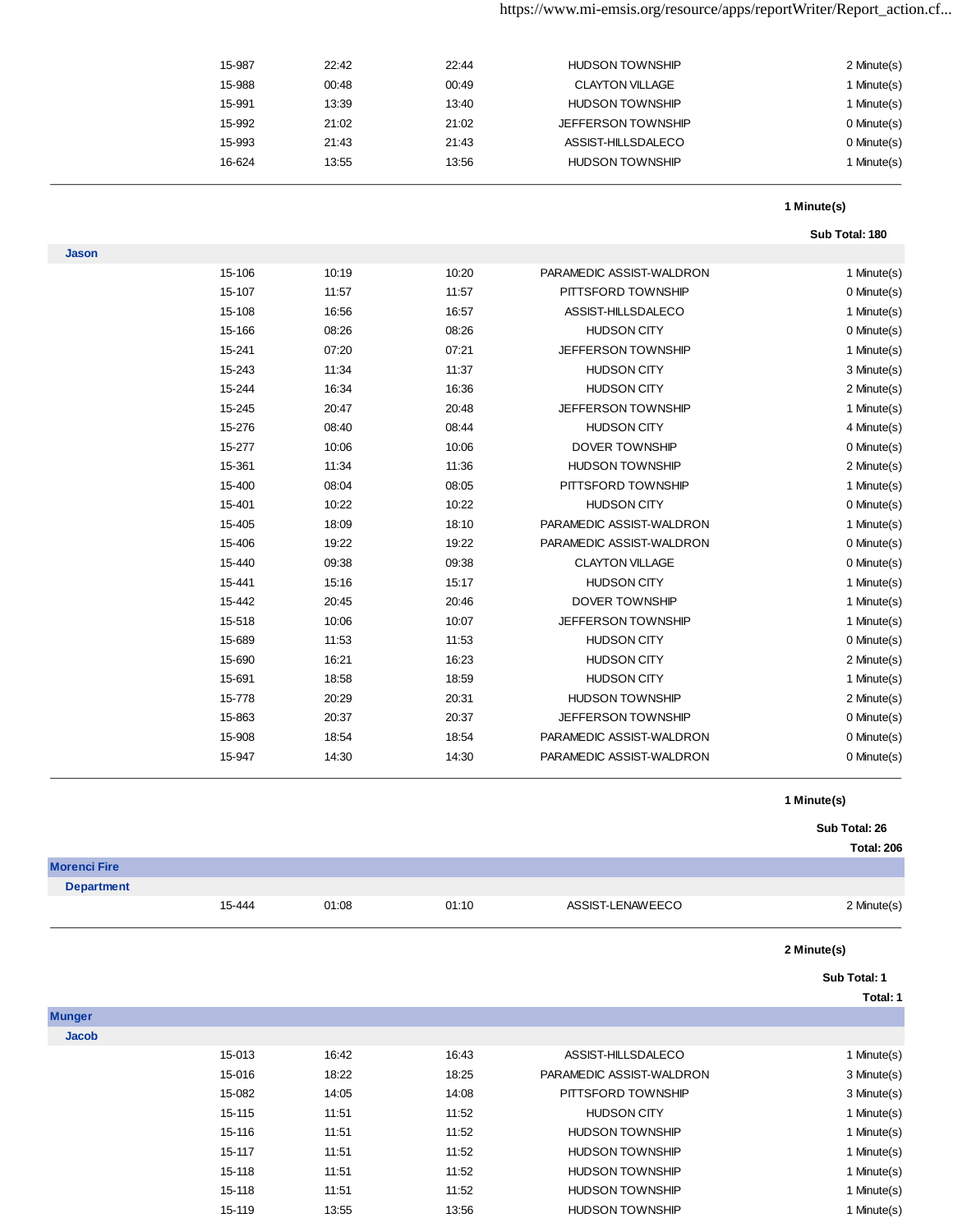| | | | | |
|---|---|---|---|---|
| 15-987 | 22:42 | 22:44 | HUDSON TOWNSHIP | 2 Minute(s) |
| 15-988 | 00:48 | 00:49 | CLAYTON VILLAGE | 1 Minute(s) |
| 15-991 | 13:39 | 13:40 | HUDSON TOWNSHIP | 1 Minute(s) |
| 15-992 | 21:02 | 21:02 | JEFFERSON TOWNSHIP | 0 Minute(s) |
| 15-993 | 21:43 | 21:43 | ASSIST-HILLSDALECO | 0 Minute(s) |
| 16-624 | 13:55 | 13:56 | HUDSON TOWNSHIP | 1 Minute(s) |

**1 Minute(s)**

**Sub Total: 180**

**Jason**

| | | | | |
|---|---|---|---|---|
| 15-106 | 10:19 | 10:20 | PARAMEDIC ASSIST-WALDRON | 1 Minute(s) |
| 15-107 | 11:57 | 11:57 | PITTSFORD TOWNSHIP | 0 Minute(s) |
| 15-108 | 16:56 | 16:57 | ASSIST-HILLSDALECO | 1 Minute(s) |
| 15-166 | 08:26 | 08:26 | HUDSON CITY | 0 Minute(s) |
| 15-241 | 07:20 | 07:21 | JEFFERSON TOWNSHIP | 1 Minute(s) |
| 15-243 | 11:34 | 11:37 | HUDSON CITY | 3 Minute(s) |
| 15-244 | 16:34 | 16:36 | HUDSON CITY | 2 Minute(s) |
| 15-245 | 20:47 | 20:48 | JEFFERSON TOWNSHIP | 1 Minute(s) |
| 15-276 | 08:40 | 08:44 | HUDSON CITY | 4 Minute(s) |
| 15-277 | 10:06 | 10:06 | DOVER TOWNSHIP | 0 Minute(s) |
| 15-361 | 11:34 | 11:36 | HUDSON TOWNSHIP | 2 Minute(s) |
| 15-400 | 08:04 | 08:05 | PITTSFORD TOWNSHIP | 1 Minute(s) |
| 15-401 | 10:22 | 10:22 | HUDSON CITY | 0 Minute(s) |
| 15-405 | 18:09 | 18:10 | PARAMEDIC ASSIST-WALDRON | 1 Minute(s) |
| 15-406 | 19:22 | 19:22 | PARAMEDIC ASSIST-WALDRON | 0 Minute(s) |
| 15-440 | 09:38 | 09:38 | CLAYTON VILLAGE | 0 Minute(s) |
| 15-441 | 15:16 | 15:17 | HUDSON CITY | 1 Minute(s) |
| 15-442 | 20:45 | 20:46 | DOVER TOWNSHIP | 1 Minute(s) |
| 15-518 | 10:06 | 10:07 | JEFFERSON TOWNSHIP | 1 Minute(s) |
| 15-689 | 11:53 | 11:53 | HUDSON CITY | 0 Minute(s) |
| 15-690 | 16:21 | 16:23 | HUDSON CITY | 2 Minute(s) |
| 15-691 | 18:58 | 18:59 | HUDSON CITY | 1 Minute(s) |
| 15-778 | 20:29 | 20:31 | HUDSON TOWNSHIP | 2 Minute(s) |
| 15-863 | 20:37 | 20:37 | JEFFERSON TOWNSHIP | 0 Minute(s) |
| 15-908 | 18:54 | 18:54 | PARAMEDIC ASSIST-WALDRON | 0 Minute(s) |
| 15-947 | 14:30 | 14:30 | PARAMEDIC ASSIST-WALDRON | 0 Minute(s) |

**1 Minute(s)**

**Sub Total: 26**

**Total: 206**

**Morenci Fire**

**Department**

| | | | | |
|---|---|---|---|---|
| 15-444 | 01:08 | 01:10 | ASSIST-LENAWEECO | 2 Minute(s) |

**2 Minute(s)**

**Sub Total: 1**

**Total: 1**

**Munger**

**Jacob**

| | | | | |
|---|---|---|---|---|
| 15-013 | 16:42 | 16:43 | ASSIST-HILLSDALECO | 1 Minute(s) |
| 15-016 | 18:22 | 18:25 | PARAMEDIC ASSIST-WALDRON | 3 Minute(s) |
| 15-082 | 14:05 | 14:08 | PITTSFORD TOWNSHIP | 3 Minute(s) |
| 15-115 | 11:51 | 11:52 | HUDSON CITY | 1 Minute(s) |
| 15-116 | 11:51 | 11:52 | HUDSON TOWNSHIP | 1 Minute(s) |
| 15-117 | 11:51 | 11:52 | HUDSON TOWNSHIP | 1 Minute(s) |
| 15-118 | 11:51 | 11:52 | HUDSON TOWNSHIP | 1 Minute(s) |
| 15-118 | 11:51 | 11:52 | HUDSON TOWNSHIP | 1 Minute(s) |
| 15-119 | 13:55 | 13:56 | HUDSON TOWNSHIP | 1 Minute(s) |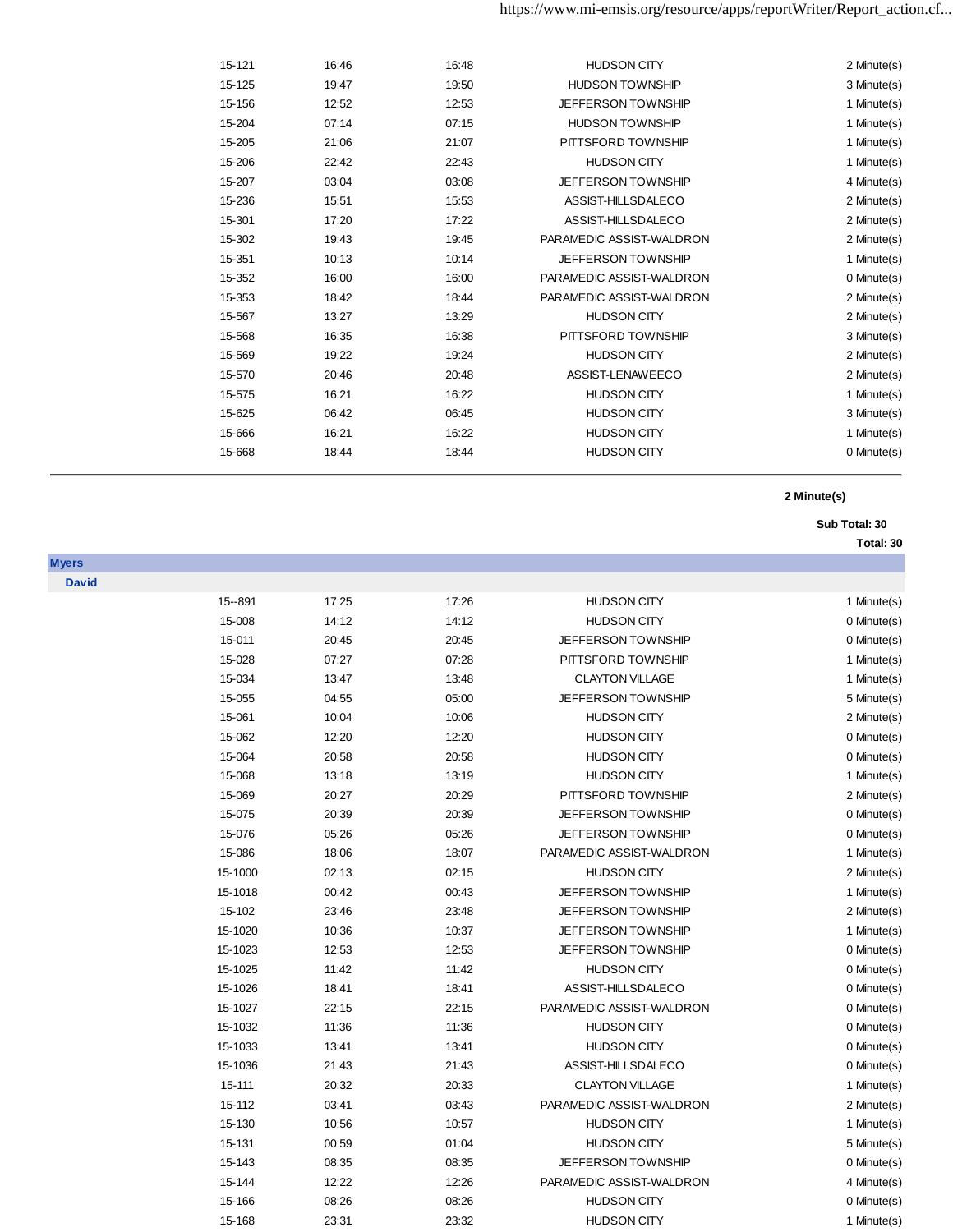| | | | | |
|---|---|---|---|---|
| 15-121 | 16:46 | 16:48 | HUDSON CITY | 2 Minute(s) |
| 15-125 | 19:47 | 19:50 | HUDSON TOWNSHIP | 3 Minute(s) |
| 15-156 | 12:52 | 12:53 | JEFFERSON TOWNSHIP | 1 Minute(s) |
| 15-204 | 07:14 | 07:15 | HUDSON TOWNSHIP | 1 Minute(s) |
| 15-205 | 21:06 | 21:07 | PITTSFORD TOWNSHIP | 1 Minute(s) |
| 15-206 | 22:42 | 22:43 | HUDSON CITY | 1 Minute(s) |
| 15-207 | 03:04 | 03:08 | JEFFERSON TOWNSHIP | 4 Minute(s) |
| 15-236 | 15:51 | 15:53 | ASSIST-HILLSDALECO | 2 Minute(s) |
| 15-301 | 17:20 | 17:22 | ASSIST-HILLSDALECO | 2 Minute(s) |
| 15-302 | 19:43 | 19:45 | PARAMEDIC ASSIST-WALDRON | 2 Minute(s) |
| 15-351 | 10:13 | 10:14 | JEFFERSON TOWNSHIP | 1 Minute(s) |
| 15-352 | 16:00 | 16:00 | PARAMEDIC ASSIST-WALDRON | 0 Minute(s) |
| 15-353 | 18:42 | 18:44 | PARAMEDIC ASSIST-WALDRON | 2 Minute(s) |
| 15-567 | 13:27 | 13:29 | HUDSON CITY | 2 Minute(s) |
| 15-568 | 16:35 | 16:38 | PITTSFORD TOWNSHIP | 3 Minute(s) |
| 15-569 | 19:22 | 19:24 | HUDSON CITY | 2 Minute(s) |
| 15-570 | 20:46 | 20:48 | ASSIST-LENAWEECO | 2 Minute(s) |
| 15-575 | 16:21 | 16:22 | HUDSON CITY | 1 Minute(s) |
| 15-625 | 06:42 | 06:45 | HUDSON CITY | 3 Minute(s) |
| 15-666 | 16:21 | 16:22 | HUDSON CITY | 1 Minute(s) |
| 15-668 | 18:44 | 18:44 | HUDSON CITY | 0 Minute(s) |

**2 Minute(s)**

**Sub Total: 30**

**Total: 30**

**Myers**

**David**

| | | | | |
|---|---|---|---|---|
| 15--891 | 17:25 | 17:26 | HUDSON CITY | 1 Minute(s) |
| 15-008 | 14:12 | 14:12 | HUDSON CITY | 0 Minute(s) |
| 15-011 | 20:45 | 20:45 | JEFFERSON TOWNSHIP | 0 Minute(s) |
| 15-028 | 07:27 | 07:28 | PITTSFORD TOWNSHIP | 1 Minute(s) |
| 15-034 | 13:47 | 13:48 | CLAYTON VILLAGE | 1 Minute(s) |
| 15-055 | 04:55 | 05:00 | JEFFERSON TOWNSHIP | 5 Minute(s) |
| 15-061 | 10:04 | 10:06 | HUDSON CITY | 2 Minute(s) |
| 15-062 | 12:20 | 12:20 | HUDSON CITY | 0 Minute(s) |
| 15-064 | 20:58 | 20:58 | HUDSON CITY | 0 Minute(s) |
| 15-068 | 13:18 | 13:19 | HUDSON CITY | 1 Minute(s) |
| 15-069 | 20:27 | 20:29 | PITTSFORD TOWNSHIP | 2 Minute(s) |
| 15-075 | 20:39 | 20:39 | JEFFERSON TOWNSHIP | 0 Minute(s) |
| 15-076 | 05:26 | 05:26 | JEFFERSON TOWNSHIP | 0 Minute(s) |
| 15-086 | 18:06 | 18:07 | PARAMEDIC ASSIST-WALDRON | 1 Minute(s) |
| 15-1000 | 02:13 | 02:15 | HUDSON CITY | 2 Minute(s) |
| 15-1018 | 00:42 | 00:43 | JEFFERSON TOWNSHIP | 1 Minute(s) |
| 15-102 | 23:46 | 23:48 | JEFFERSON TOWNSHIP | 2 Minute(s) |
| 15-1020 | 10:36 | 10:37 | JEFFERSON TOWNSHIP | 1 Minute(s) |
| 15-1023 | 12:53 | 12:53 | JEFFERSON TOWNSHIP | 0 Minute(s) |
| 15-1025 | 11:42 | 11:42 | HUDSON CITY | 0 Minute(s) |
| 15-1026 | 18:41 | 18:41 | ASSIST-HILLSDALECO | 0 Minute(s) |
| 15-1027 | 22:15 | 22:15 | PARAMEDIC ASSIST-WALDRON | 0 Minute(s) |
| 15-1032 | 11:36 | 11:36 | HUDSON CITY | 0 Minute(s) |
| 15-1033 | 13:41 | 13:41 | HUDSON CITY | 0 Minute(s) |
| 15-1036 | 21:43 | 21:43 | ASSIST-HILLSDALECO | 0 Minute(s) |
| 15-111 | 20:32 | 20:33 | CLAYTON VILLAGE | 1 Minute(s) |
| 15-112 | 03:41 | 03:43 | PARAMEDIC ASSIST-WALDRON | 2 Minute(s) |
| 15-130 | 10:56 | 10:57 | HUDSON CITY | 1 Minute(s) |
| 15-131 | 00:59 | 01:04 | HUDSON CITY | 5 Minute(s) |
| 15-143 | 08:35 | 08:35 | JEFFERSON TOWNSHIP | 0 Minute(s) |
| 15-144 | 12:22 | 12:26 | PARAMEDIC ASSIST-WALDRON | 4 Minute(s) |
| 15-166 | 08:26 | 08:26 | HUDSON CITY | 0 Minute(s) |
| 15-168 | 23:31 | 23:32 | HUDSON CITY | 1 Minute(s) |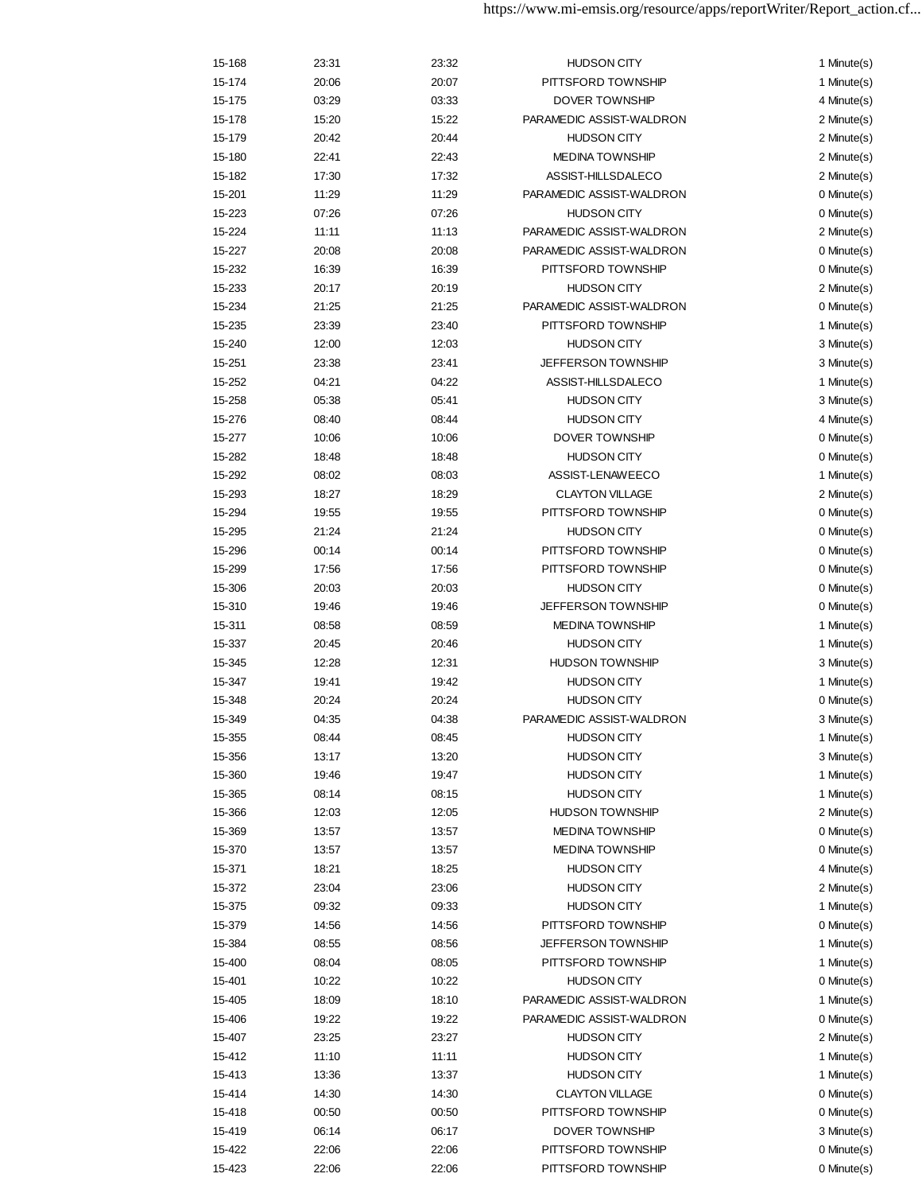| | | | | |
|---|---|---|---|---|
| 15-168 | 23:31 | 23:32 | HUDSON CITY | 1 Minute(s) |
| 15-174 | 20:06 | 20:07 | PITTSFORD TOWNSHIP | 1 Minute(s) |
| 15-175 | 03:29 | 03:33 | DOVER TOWNSHIP | 4 Minute(s) |
| 15-178 | 15:20 | 15:22 | PARAMEDIC ASSIST-WALDRON | 2 Minute(s) |
| 15-179 | 20:42 | 20:44 | HUDSON CITY | 2 Minute(s) |
| 15-180 | 22:41 | 22:43 | MEDINA TOWNSHIP | 2 Minute(s) |
| 15-182 | 17:30 | 17:32 | ASSIST-HILLSDALECO | 2 Minute(s) |
| 15-201 | 11:29 | 11:29 | PARAMEDIC ASSIST-WALDRON | 0 Minute(s) |
| 15-223 | 07:26 | 07:26 | HUDSON CITY | 0 Minute(s) |
| 15-224 | 11:11 | 11:13 | PARAMEDIC ASSIST-WALDRON | 2 Minute(s) |
| 15-227 | 20:08 | 20:08 | PARAMEDIC ASSIST-WALDRON | 0 Minute(s) |
| 15-232 | 16:39 | 16:39 | PITTSFORD TOWNSHIP | 0 Minute(s) |
| 15-233 | 20:17 | 20:19 | HUDSON CITY | 2 Minute(s) |
| 15-234 | 21:25 | 21:25 | PARAMEDIC ASSIST-WALDRON | 0 Minute(s) |
| 15-235 | 23:39 | 23:40 | PITTSFORD TOWNSHIP | 1 Minute(s) |
| 15-240 | 12:00 | 12:03 | HUDSON CITY | 3 Minute(s) |
| 15-251 | 23:38 | 23:41 | JEFFERSON TOWNSHIP | 3 Minute(s) |
| 15-252 | 04:21 | 04:22 | ASSIST-HILLSDALECO | 1 Minute(s) |
| 15-258 | 05:38 | 05:41 | HUDSON CITY | 3 Minute(s) |
| 15-276 | 08:40 | 08:44 | HUDSON CITY | 4 Minute(s) |
| 15-277 | 10:06 | 10:06 | DOVER TOWNSHIP | 0 Minute(s) |
| 15-282 | 18:48 | 18:48 | HUDSON CITY | 0 Minute(s) |
| 15-292 | 08:02 | 08:03 | ASSIST-LENAWEECO | 1 Minute(s) |
| 15-293 | 18:27 | 18:29 | CLAYTON VILLAGE | 2 Minute(s) |
| 15-294 | 19:55 | 19:55 | PITTSFORD TOWNSHIP | 0 Minute(s) |
| 15-295 | 21:24 | 21:24 | HUDSON CITY | 0 Minute(s) |
| 15-296 | 00:14 | 00:14 | PITTSFORD TOWNSHIP | 0 Minute(s) |
| 15-299 | 17:56 | 17:56 | PITTSFORD TOWNSHIP | 0 Minute(s) |
| 15-306 | 20:03 | 20:03 | HUDSON CITY | 0 Minute(s) |
| 15-310 | 19:46 | 19:46 | JEFFERSON TOWNSHIP | 0 Minute(s) |
| 15-311 | 08:58 | 08:59 | MEDINA TOWNSHIP | 1 Minute(s) |
| 15-337 | 20:45 | 20:46 | HUDSON CITY | 1 Minute(s) |
| 15-345 | 12:28 | 12:31 | HUDSON TOWNSHIP | 3 Minute(s) |
| 15-347 | 19:41 | 19:42 | HUDSON CITY | 1 Minute(s) |
| 15-348 | 20:24 | 20:24 | HUDSON CITY | 0 Minute(s) |
| 15-349 | 04:35 | 04:38 | PARAMEDIC ASSIST-WALDRON | 3 Minute(s) |
| 15-355 | 08:44 | 08:45 | HUDSON CITY | 1 Minute(s) |
| 15-356 | 13:17 | 13:20 | HUDSON CITY | 3 Minute(s) |
| 15-360 | 19:46 | 19:47 | HUDSON CITY | 1 Minute(s) |
| 15-365 | 08:14 | 08:15 | HUDSON CITY | 1 Minute(s) |
| 15-366 | 12:03 | 12:05 | HUDSON TOWNSHIP | 2 Minute(s) |
| 15-369 | 13:57 | 13:57 | MEDINA TOWNSHIP | 0 Minute(s) |
| 15-370 | 13:57 | 13:57 | MEDINA TOWNSHIP | 0 Minute(s) |
| 15-371 | 18:21 | 18:25 | HUDSON CITY | 4 Minute(s) |
| 15-372 | 23:04 | 23:06 | HUDSON CITY | 2 Minute(s) |
| 15-375 | 09:32 | 09:33 | HUDSON CITY | 1 Minute(s) |
| 15-379 | 14:56 | 14:56 | PITTSFORD TOWNSHIP | 0 Minute(s) |
| 15-384 | 08:55 | 08:56 | JEFFERSON TOWNSHIP | 1 Minute(s) |
| 15-400 | 08:04 | 08:05 | PITTSFORD TOWNSHIP | 1 Minute(s) |
| 15-401 | 10:22 | 10:22 | HUDSON CITY | 0 Minute(s) |
| 15-405 | 18:09 | 18:10 | PARAMEDIC ASSIST-WALDRON | 1 Minute(s) |
| 15-406 | 19:22 | 19:22 | PARAMEDIC ASSIST-WALDRON | 0 Minute(s) |
| 15-407 | 23:25 | 23:27 | HUDSON CITY | 2 Minute(s) |
| 15-412 | 11:10 | 11:11 | HUDSON CITY | 1 Minute(s) |
| 15-413 | 13:36 | 13:37 | HUDSON CITY | 1 Minute(s) |
| 15-414 | 14:30 | 14:30 | CLAYTON VILLAGE | 0 Minute(s) |
| 15-418 | 00:50 | 00:50 | PITTSFORD TOWNSHIP | 0 Minute(s) |
| 15-419 | 06:14 | 06:17 | DOVER TOWNSHIP | 3 Minute(s) |
| 15-422 | 22:06 | 22:06 | PITTSFORD TOWNSHIP | 0 Minute(s) |
| 15-423 | 22:06 | 22:06 | PITTSFORD TOWNSHIP | 0 Minute(s) |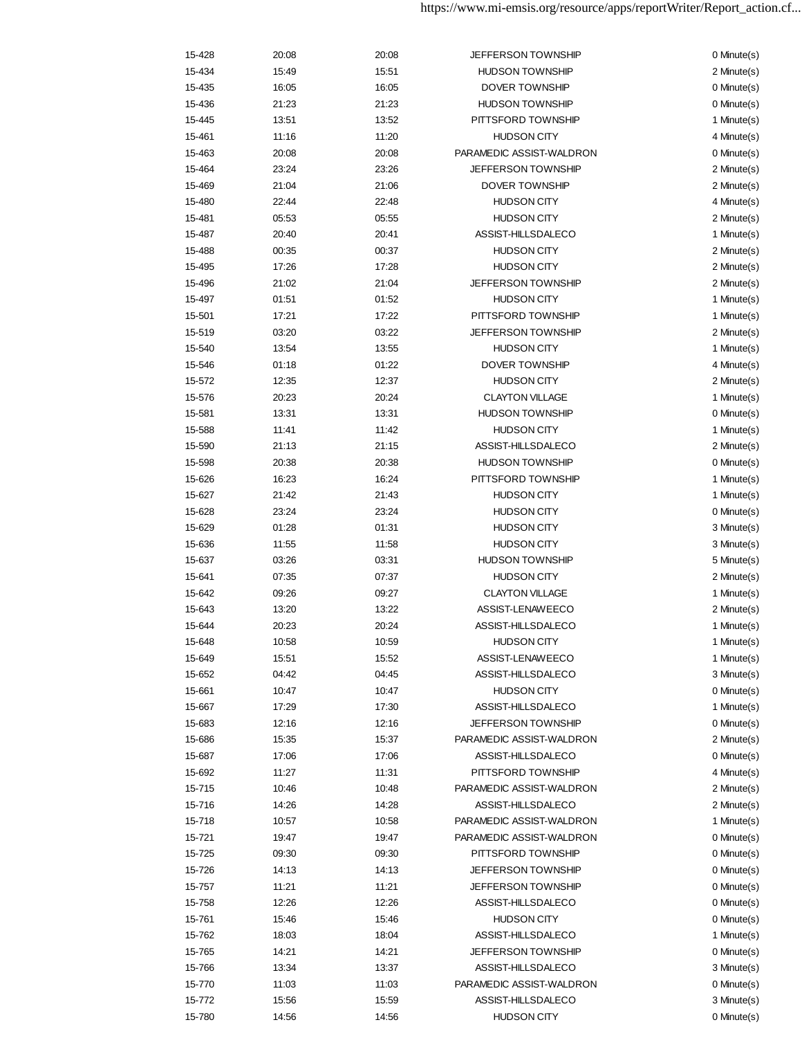| | | | | |
|---|---|---|---|---|
| 15-428 | 20:08 | 20:08 | JEFFERSON TOWNSHIP | 0 Minute(s) |
| 15-434 | 15:49 | 15:51 | HUDSON TOWNSHIP | 2 Minute(s) |
| 15-435 | 16:05 | 16:05 | DOVER TOWNSHIP | 0 Minute(s) |
| 15-436 | 21:23 | 21:23 | HUDSON TOWNSHIP | 0 Minute(s) |
| 15-445 | 13:51 | 13:52 | PITTSFORD TOWNSHIP | 1 Minute(s) |
| 15-461 | 11:16 | 11:20 | HUDSON CITY | 4 Minute(s) |
| 15-463 | 20:08 | 20:08 | PARAMEDIC ASSIST-WALDRON | 0 Minute(s) |
| 15-464 | 23:24 | 23:26 | JEFFERSON TOWNSHIP | 2 Minute(s) |
| 15-469 | 21:04 | 21:06 | DOVER TOWNSHIP | 2 Minute(s) |
| 15-480 | 22:44 | 22:48 | HUDSON CITY | 4 Minute(s) |
| 15-481 | 05:53 | 05:55 | HUDSON CITY | 2 Minute(s) |
| 15-487 | 20:40 | 20:41 | ASSIST-HILLSDALECO | 1 Minute(s) |
| 15-488 | 00:35 | 00:37 | HUDSON CITY | 2 Minute(s) |
| 15-495 | 17:26 | 17:28 | HUDSON CITY | 2 Minute(s) |
| 15-496 | 21:02 | 21:04 | JEFFERSON TOWNSHIP | 2 Minute(s) |
| 15-497 | 01:51 | 01:52 | HUDSON CITY | 1 Minute(s) |
| 15-501 | 17:21 | 17:22 | PITTSFORD TOWNSHIP | 1 Minute(s) |
| 15-519 | 03:20 | 03:22 | JEFFERSON TOWNSHIP | 2 Minute(s) |
| 15-540 | 13:54 | 13:55 | HUDSON CITY | 1 Minute(s) |
| 15-546 | 01:18 | 01:22 | DOVER TOWNSHIP | 4 Minute(s) |
| 15-572 | 12:35 | 12:37 | HUDSON CITY | 2 Minute(s) |
| 15-576 | 20:23 | 20:24 | CLAYTON VILLAGE | 1 Minute(s) |
| 15-581 | 13:31 | 13:31 | HUDSON TOWNSHIP | 0 Minute(s) |
| 15-588 | 11:41 | 11:42 | HUDSON CITY | 1 Minute(s) |
| 15-590 | 21:13 | 21:15 | ASSIST-HILLSDALECO | 2 Minute(s) |
| 15-598 | 20:38 | 20:38 | HUDSON TOWNSHIP | 0 Minute(s) |
| 15-626 | 16:23 | 16:24 | PITTSFORD TOWNSHIP | 1 Minute(s) |
| 15-627 | 21:42 | 21:43 | HUDSON CITY | 1 Minute(s) |
| 15-628 | 23:24 | 23:24 | HUDSON CITY | 0 Minute(s) |
| 15-629 | 01:28 | 01:31 | HUDSON CITY | 3 Minute(s) |
| 15-636 | 11:55 | 11:58 | HUDSON CITY | 3 Minute(s) |
| 15-637 | 03:26 | 03:31 | HUDSON TOWNSHIP | 5 Minute(s) |
| 15-641 | 07:35 | 07:37 | HUDSON CITY | 2 Minute(s) |
| 15-642 | 09:26 | 09:27 | CLAYTON VILLAGE | 1 Minute(s) |
| 15-643 | 13:20 | 13:22 | ASSIST-LENAWEECO | 2 Minute(s) |
| 15-644 | 20:23 | 20:24 | ASSIST-HILLSDALECO | 1 Minute(s) |
| 15-648 | 10:58 | 10:59 | HUDSON CITY | 1 Minute(s) |
| 15-649 | 15:51 | 15:52 | ASSIST-LENAWEECO | 1 Minute(s) |
| 15-652 | 04:42 | 04:45 | ASSIST-HILLSDALECO | 3 Minute(s) |
| 15-661 | 10:47 | 10:47 | HUDSON CITY | 0 Minute(s) |
| 15-667 | 17:29 | 17:30 | ASSIST-HILLSDALECO | 1 Minute(s) |
| 15-683 | 12:16 | 12:16 | JEFFERSON TOWNSHIP | 0 Minute(s) |
| 15-686 | 15:35 | 15:37 | PARAMEDIC ASSIST-WALDRON | 2 Minute(s) |
| 15-687 | 17:06 | 17:06 | ASSIST-HILLSDALECO | 0 Minute(s) |
| 15-692 | 11:27 | 11:31 | PITTSFORD TOWNSHIP | 4 Minute(s) |
| 15-715 | 10:46 | 10:48 | PARAMEDIC ASSIST-WALDRON | 2 Minute(s) |
| 15-716 | 14:26 | 14:28 | ASSIST-HILLSDALECO | 2 Minute(s) |
| 15-718 | 10:57 | 10:58 | PARAMEDIC ASSIST-WALDRON | 1 Minute(s) |
| 15-721 | 19:47 | 19:47 | PARAMEDIC ASSIST-WALDRON | 0 Minute(s) |
| 15-725 | 09:30 | 09:30 | PITTSFORD TOWNSHIP | 0 Minute(s) |
| 15-726 | 14:13 | 14:13 | JEFFERSON TOWNSHIP | 0 Minute(s) |
| 15-757 | 11:21 | 11:21 | JEFFERSON TOWNSHIP | 0 Minute(s) |
| 15-758 | 12:26 | 12:26 | ASSIST-HILLSDALECO | 0 Minute(s) |
| 15-761 | 15:46 | 15:46 | HUDSON CITY | 0 Minute(s) |
| 15-762 | 18:03 | 18:04 | ASSIST-HILLSDALECO | 1 Minute(s) |
| 15-765 | 14:21 | 14:21 | JEFFERSON TOWNSHIP | 0 Minute(s) |
| 15-766 | 13:34 | 13:37 | ASSIST-HILLSDALECO | 3 Minute(s) |
| 15-770 | 11:03 | 11:03 | PARAMEDIC ASSIST-WALDRON | 0 Minute(s) |
| 15-772 | 15:56 | 15:59 | ASSIST-HILLSDALECO | 3 Minute(s) |
| 15-780 | 14:56 | 14:56 | HUDSON CITY | 0 Minute(s) |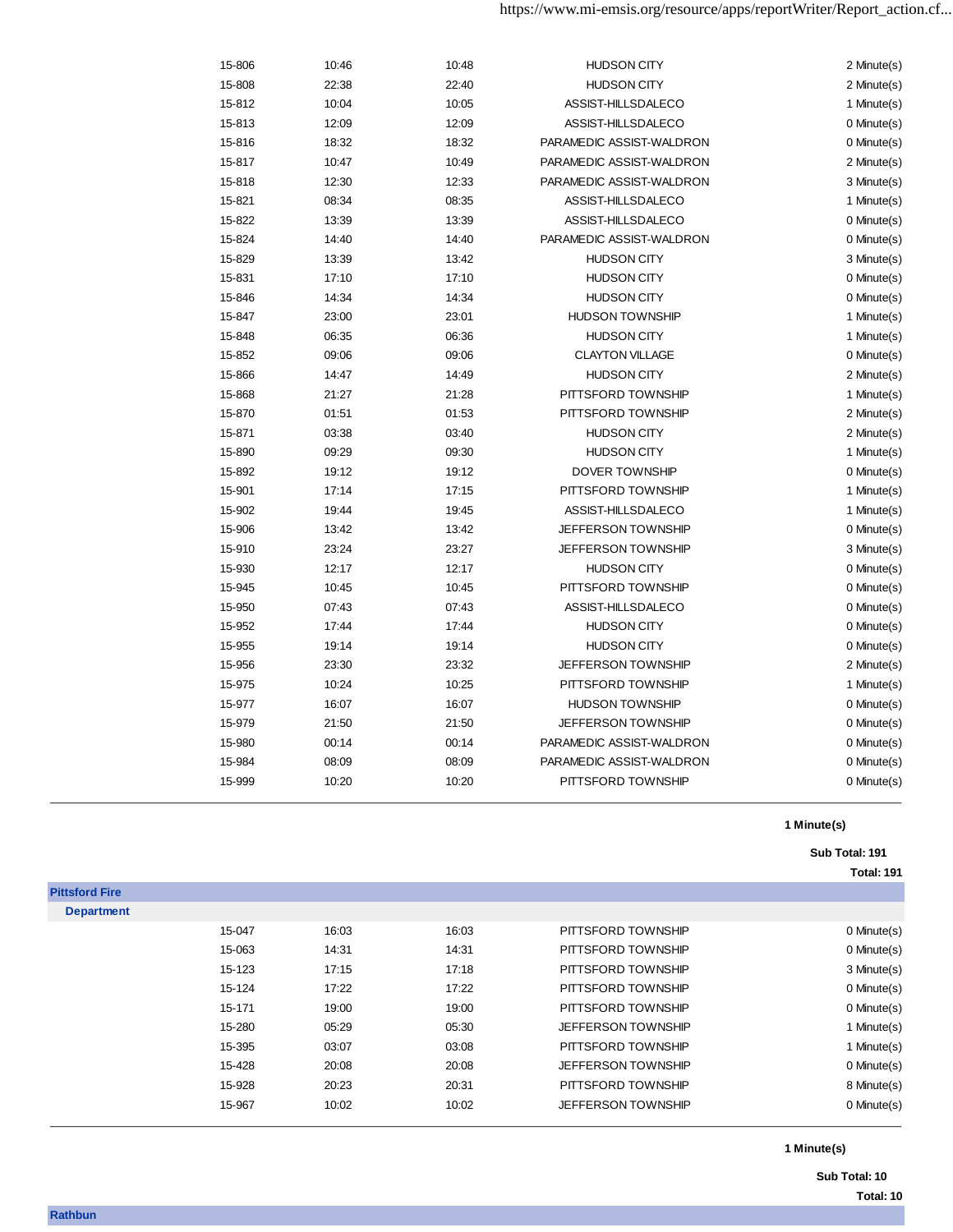| | | | | |
|---|---|---|---|---|
| 15-806 | 10:46 | 10:48 | HUDSON CITY | 2 Minute(s) |
| 15-808 | 22:38 | 22:40 | HUDSON CITY | 2 Minute(s) |
| 15-812 | 10:04 | 10:05 | ASSIST-HILLSDALECO | 1 Minute(s) |
| 15-813 | 12:09 | 12:09 | ASSIST-HILLSDALECO | 0 Minute(s) |
| 15-816 | 18:32 | 18:32 | PARAMEDIC ASSIST-WALDRON | 0 Minute(s) |
| 15-817 | 10:47 | 10:49 | PARAMEDIC ASSIST-WALDRON | 2 Minute(s) |
| 15-818 | 12:30 | 12:33 | PARAMEDIC ASSIST-WALDRON | 3 Minute(s) |
| 15-821 | 08:34 | 08:35 | ASSIST-HILLSDALECO | 1 Minute(s) |
| 15-822 | 13:39 | 13:39 | ASSIST-HILLSDALECO | 0 Minute(s) |
| 15-824 | 14:40 | 14:40 | PARAMEDIC ASSIST-WALDRON | 0 Minute(s) |
| 15-829 | 13:39 | 13:42 | HUDSON CITY | 3 Minute(s) |
| 15-831 | 17:10 | 17:10 | HUDSON CITY | 0 Minute(s) |
| 15-846 | 14:34 | 14:34 | HUDSON CITY | 0 Minute(s) |
| 15-847 | 23:00 | 23:01 | HUDSON TOWNSHIP | 1 Minute(s) |
| 15-848 | 06:35 | 06:36 | HUDSON CITY | 1 Minute(s) |
| 15-852 | 09:06 | 09:06 | CLAYTON VILLAGE | 0 Minute(s) |
| 15-866 | 14:47 | 14:49 | HUDSON CITY | 2 Minute(s) |
| 15-868 | 21:27 | 21:28 | PITTSFORD TOWNSHIP | 1 Minute(s) |
| 15-870 | 01:51 | 01:53 | PITTSFORD TOWNSHIP | 2 Minute(s) |
| 15-871 | 03:38 | 03:40 | HUDSON CITY | 2 Minute(s) |
| 15-890 | 09:29 | 09:30 | HUDSON CITY | 1 Minute(s) |
| 15-892 | 19:12 | 19:12 | DOVER TOWNSHIP | 0 Minute(s) |
| 15-901 | 17:14 | 17:15 | PITTSFORD TOWNSHIP | 1 Minute(s) |
| 15-902 | 19:44 | 19:45 | ASSIST-HILLSDALECO | 1 Minute(s) |
| 15-906 | 13:42 | 13:42 | JEFFERSON TOWNSHIP | 0 Minute(s) |
| 15-910 | 23:24 | 23:27 | JEFFERSON TOWNSHIP | 3 Minute(s) |
| 15-930 | 12:17 | 12:17 | HUDSON CITY | 0 Minute(s) |
| 15-945 | 10:45 | 10:45 | PITTSFORD TOWNSHIP | 0 Minute(s) |
| 15-950 | 07:43 | 07:43 | ASSIST-HILLSDALECO | 0 Minute(s) |
| 15-952 | 17:44 | 17:44 | HUDSON CITY | 0 Minute(s) |
| 15-955 | 19:14 | 19:14 | HUDSON CITY | 0 Minute(s) |
| 15-956 | 23:30 | 23:32 | JEFFERSON TOWNSHIP | 2 Minute(s) |
| 15-975 | 10:24 | 10:25 | PITTSFORD TOWNSHIP | 1 Minute(s) |
| 15-977 | 16:07 | 16:07 | HUDSON TOWNSHIP | 0 Minute(s) |
| 15-979 | 21:50 | 21:50 | JEFFERSON TOWNSHIP | 0 Minute(s) |
| 15-980 | 00:14 | 00:14 | PARAMEDIC ASSIST-WALDRON | 0 Minute(s) |
| 15-984 | 08:09 | 08:09 | PARAMEDIC ASSIST-WALDRON | 0 Minute(s) |
| 15-999 | 10:20 | 10:20 | PITTSFORD TOWNSHIP | 0 Minute(s) |

**1 Minute(s)**

**Sub Total: 191**

**Total: 191**

**Pittsford Fire**

**Department**

| | | | | |
|---|---|---|---|---|
| 15-047 | 16:03 | 16:03 | PITTSFORD TOWNSHIP | 0 Minute(s) |
| 15-063 | 14:31 | 14:31 | PITTSFORD TOWNSHIP | 0 Minute(s) |
| 15-123 | 17:15 | 17:18 | PITTSFORD TOWNSHIP | 3 Minute(s) |
| 15-124 | 17:22 | 17:22 | PITTSFORD TOWNSHIP | 0 Minute(s) |
| 15-171 | 19:00 | 19:00 | PITTSFORD TOWNSHIP | 0 Minute(s) |
| 15-280 | 05:29 | 05:30 | JEFFERSON TOWNSHIP | 1 Minute(s) |
| 15-395 | 03:07 | 03:08 | PITTSFORD TOWNSHIP | 1 Minute(s) |
| 15-428 | 20:08 | 20:08 | JEFFERSON TOWNSHIP | 0 Minute(s) |
| 15-928 | 20:23 | 20:31 | PITTSFORD TOWNSHIP | 8 Minute(s) |
| 15-967 | 10:02 | 10:02 | JEFFERSON TOWNSHIP | 0 Minute(s) |

**1 Minute(s)**

**Sub Total: 10**

**Total: 10**

**Rathbun**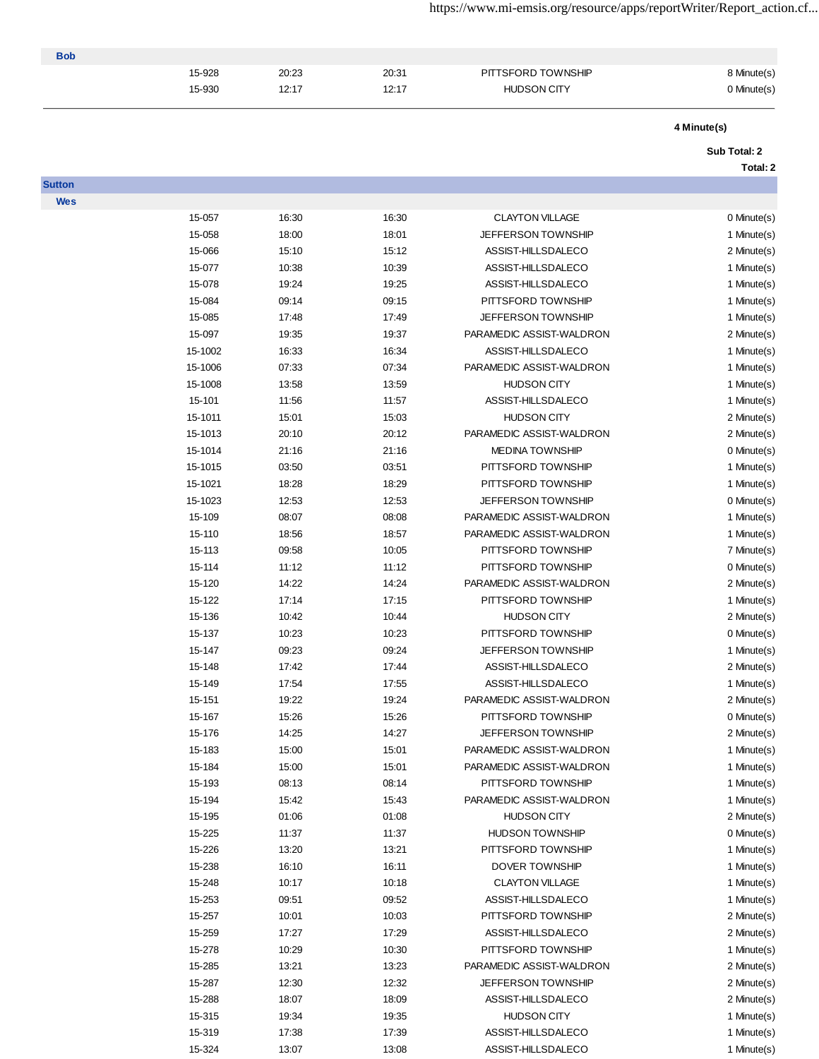| | | | | | |
|---|---|---|---|---|---|
| **Bob** | | | | | |
| | 15-928 | 20:23 | 20:31 | PITTSFORD TOWNSHIP | 8 Minute(s) |
| | 15-930 | 12:17 | 12:17 | HUDSON CITY | 0 Minute(s) |
| | | | | | **4 Minute(s)** |
| | | | | | **Sub Total: 2** |
| | | | | | **Total: 2** |
| **Sutton** | | | | | |
| **Wes** | | | | | |
| | 15-057 | 16:30 | 16:30 | CLAYTON VILLAGE | 0 Minute(s) |
| | 15-058 | 18:00 | 18:01 | JEFFERSON TOWNSHIP | 1 Minute(s) |
| | 15-066 | 15:10 | 15:12 | ASSIST-HILLSDALECO | 2 Minute(s) |
| | 15-077 | 10:38 | 10:39 | ASSIST-HILLSDALECO | 1 Minute(s) |
| | 15-078 | 19:24 | 19:25 | ASSIST-HILLSDALECO | 1 Minute(s) |
| | 15-084 | 09:14 | 09:15 | PITTSFORD TOWNSHIP | 1 Minute(s) |
| | 15-085 | 17:48 | 17:49 | JEFFERSON TOWNSHIP | 1 Minute(s) |
| | 15-097 | 19:35 | 19:37 | PARAMEDIC ASSIST-WALDRON | 2 Minute(s) |
| | 15-1002 | 16:33 | 16:34 | ASSIST-HILLSDALECO | 1 Minute(s) |
| | 15-1006 | 07:33 | 07:34 | PARAMEDIC ASSIST-WALDRON | 1 Minute(s) |
| | 15-1008 | 13:58 | 13:59 | HUDSON CITY | 1 Minute(s) |
| | 15-101 | 11:56 | 11:57 | ASSIST-HILLSDALECO | 1 Minute(s) |
| | 15-1011 | 15:01 | 15:03 | HUDSON CITY | 2 Minute(s) |
| | 15-1013 | 20:10 | 20:12 | PARAMEDIC ASSIST-WALDRON | 2 Minute(s) |
| | 15-1014 | 21:16 | 21:16 | MEDINA TOWNSHIP | 0 Minute(s) |
| | 15-1015 | 03:50 | 03:51 | PITTSFORD TOWNSHIP | 1 Minute(s) |
| | 15-1021 | 18:28 | 18:29 | PITTSFORD TOWNSHIP | 1 Minute(s) |
| | 15-1023 | 12:53 | 12:53 | JEFFERSON TOWNSHIP | 0 Minute(s) |
| | 15-109 | 08:07 | 08:08 | PARAMEDIC ASSIST-WALDRON | 1 Minute(s) |
| | 15-110 | 18:56 | 18:57 | PARAMEDIC ASSIST-WALDRON | 1 Minute(s) |
| | 15-113 | 09:58 | 10:05 | PITTSFORD TOWNSHIP | 7 Minute(s) |
| | 15-114 | 11:12 | 11:12 | PITTSFORD TOWNSHIP | 0 Minute(s) |
| | 15-120 | 14:22 | 14:24 | PARAMEDIC ASSIST-WALDRON | 2 Minute(s) |
| | 15-122 | 17:14 | 17:15 | PITTSFORD TOWNSHIP | 1 Minute(s) |
| | 15-136 | 10:42 | 10:44 | HUDSON CITY | 2 Minute(s) |
| | 15-137 | 10:23 | 10:23 | PITTSFORD TOWNSHIP | 0 Minute(s) |
| | 15-147 | 09:23 | 09:24 | JEFFERSON TOWNSHIP | 1 Minute(s) |
| | 15-148 | 17:42 | 17:44 | ASSIST-HILLSDALECO | 2 Minute(s) |
| | 15-149 | 17:54 | 17:55 | ASSIST-HILLSDALECO | 1 Minute(s) |
| | 15-151 | 19:22 | 19:24 | PARAMEDIC ASSIST-WALDRON | 2 Minute(s) |
| | 15-167 | 15:26 | 15:26 | PITTSFORD TOWNSHIP | 0 Minute(s) |
| | 15-176 | 14:25 | 14:27 | JEFFERSON TOWNSHIP | 2 Minute(s) |
| | 15-183 | 15:00 | 15:01 | PARAMEDIC ASSIST-WALDRON | 1 Minute(s) |
| | 15-184 | 15:00 | 15:01 | PARAMEDIC ASSIST-WALDRON | 1 Minute(s) |
| | 15-193 | 08:13 | 08:14 | PITTSFORD TOWNSHIP | 1 Minute(s) |
| | 15-194 | 15:42 | 15:43 | PARAMEDIC ASSIST-WALDRON | 1 Minute(s) |
| | 15-195 | 01:06 | 01:08 | HUDSON CITY | 2 Minute(s) |
| | 15-225 | 11:37 | 11:37 | HUDSON TOWNSHIP | 0 Minute(s) |
| | 15-226 | 13:20 | 13:21 | PITTSFORD TOWNSHIP | 1 Minute(s) |
| | 15-238 | 16:10 | 16:11 | DOVER TOWNSHIP | 1 Minute(s) |
| | 15-248 | 10:17 | 10:18 | CLAYTON VILLAGE | 1 Minute(s) |
| | 15-253 | 09:51 | 09:52 | ASSIST-HILLSDALECO | 1 Minute(s) |
| | 15-257 | 10:01 | 10:03 | PITTSFORD TOWNSHIP | 2 Minute(s) |
| | 15-259 | 17:27 | 17:29 | ASSIST-HILLSDALECO | 2 Minute(s) |
| | 15-278 | 10:29 | 10:30 | PITTSFORD TOWNSHIP | 1 Minute(s) |
| | 15-285 | 13:21 | 13:23 | PARAMEDIC ASSIST-WALDRON | 2 Minute(s) |
| | 15-287 | 12:30 | 12:32 | JEFFERSON TOWNSHIP | 2 Minute(s) |
| | 15-288 | 18:07 | 18:09 | ASSIST-HILLSDALECO | 2 Minute(s) |
| | 15-315 | 19:34 | 19:35 | HUDSON CITY | 1 Minute(s) |
| | 15-319 | 17:38 | 17:39 | ASSIST-HILLSDALECO | 1 Minute(s) |
| | 15-324 | 13:07 | 13:08 | ASSIST-HILLSDALECO | 1 Minute(s) |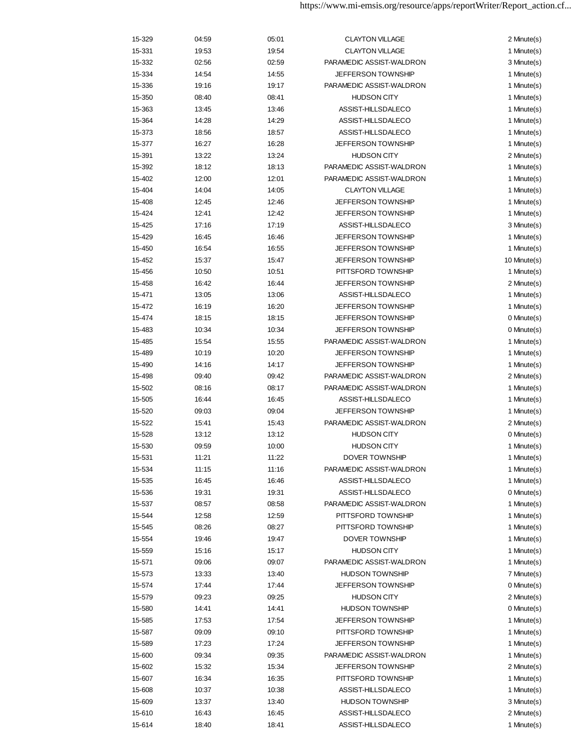| | | | | |
|---|---|---|---|---|
| 15-329 | 04:59 | 05:01 | CLAYTON VILLAGE | 2 Minute(s) |
| 15-331 | 19:53 | 19:54 | CLAYTON VILLAGE | 1 Minute(s) |
| 15-332 | 02:56 | 02:59 | PARAMEDIC ASSIST-WALDRON | 3 Minute(s) |
| 15-334 | 14:54 | 14:55 | JEFFERSON TOWNSHIP | 1 Minute(s) |
| 15-336 | 19:16 | 19:17 | PARAMEDIC ASSIST-WALDRON | 1 Minute(s) |
| 15-350 | 08:40 | 08:41 | HUDSON CITY | 1 Minute(s) |
| 15-363 | 13:45 | 13:46 | ASSIST-HILLSDALECO | 1 Minute(s) |
| 15-364 | 14:28 | 14:29 | ASSIST-HILLSDALECO | 1 Minute(s) |
| 15-373 | 18:56 | 18:57 | ASSIST-HILLSDALECO | 1 Minute(s) |
| 15-377 | 16:27 | 16:28 | JEFFERSON TOWNSHIP | 1 Minute(s) |
| 15-391 | 13:22 | 13:24 | HUDSON CITY | 2 Minute(s) |
| 15-392 | 18:12 | 18:13 | PARAMEDIC ASSIST-WALDRON | 1 Minute(s) |
| 15-402 | 12:00 | 12:01 | PARAMEDIC ASSIST-WALDRON | 1 Minute(s) |
| 15-404 | 14:04 | 14:05 | CLAYTON VILLAGE | 1 Minute(s) |
| 15-408 | 12:45 | 12:46 | JEFFERSON TOWNSHIP | 1 Minute(s) |
| 15-424 | 12:41 | 12:42 | JEFFERSON TOWNSHIP | 1 Minute(s) |
| 15-425 | 17:16 | 17:19 | ASSIST-HILLSDALECO | 3 Minute(s) |
| 15-429 | 16:45 | 16:46 | JEFFERSON TOWNSHIP | 1 Minute(s) |
| 15-450 | 16:54 | 16:55 | JEFFERSON TOWNSHIP | 1 Minute(s) |
| 15-452 | 15:37 | 15:47 | JEFFERSON TOWNSHIP | 10 Minute(s) |
| 15-456 | 10:50 | 10:51 | PITTSFORD TOWNSHIP | 1 Minute(s) |
| 15-458 | 16:42 | 16:44 | JEFFERSON TOWNSHIP | 2 Minute(s) |
| 15-471 | 13:05 | 13:06 | ASSIST-HILLSDALECO | 1 Minute(s) |
| 15-472 | 16:19 | 16:20 | JEFFERSON TOWNSHIP | 1 Minute(s) |
| 15-474 | 18:15 | 18:15 | JEFFERSON TOWNSHIP | 0 Minute(s) |
| 15-483 | 10:34 | 10:34 | JEFFERSON TOWNSHIP | 0 Minute(s) |
| 15-485 | 15:54 | 15:55 | PARAMEDIC ASSIST-WALDRON | 1 Minute(s) |
| 15-489 | 10:19 | 10:20 | JEFFERSON TOWNSHIP | 1 Minute(s) |
| 15-490 | 14:16 | 14:17 | JEFFERSON TOWNSHIP | 1 Minute(s) |
| 15-498 | 09:40 | 09:42 | PARAMEDIC ASSIST-WALDRON | 2 Minute(s) |
| 15-502 | 08:16 | 08:17 | PARAMEDIC ASSIST-WALDRON | 1 Minute(s) |
| 15-505 | 16:44 | 16:45 | ASSIST-HILLSDALECO | 1 Minute(s) |
| 15-520 | 09:03 | 09:04 | JEFFERSON TOWNSHIP | 1 Minute(s) |
| 15-522 | 15:41 | 15:43 | PARAMEDIC ASSIST-WALDRON | 2 Minute(s) |
| 15-528 | 13:12 | 13:12 | HUDSON CITY | 0 Minute(s) |
| 15-530 | 09:59 | 10:00 | HUDSON CITY | 1 Minute(s) |
| 15-531 | 11:21 | 11:22 | DOVER TOWNSHIP | 1 Minute(s) |
| 15-534 | 11:15 | 11:16 | PARAMEDIC ASSIST-WALDRON | 1 Minute(s) |
| 15-535 | 16:45 | 16:46 | ASSIST-HILLSDALECO | 1 Minute(s) |
| 15-536 | 19:31 | 19:31 | ASSIST-HILLSDALECO | 0 Minute(s) |
| 15-537 | 08:57 | 08:58 | PARAMEDIC ASSIST-WALDRON | 1 Minute(s) |
| 15-544 | 12:58 | 12:59 | PITTSFORD TOWNSHIP | 1 Minute(s) |
| 15-545 | 08:26 | 08:27 | PITTSFORD TOWNSHIP | 1 Minute(s) |
| 15-554 | 19:46 | 19:47 | DOVER TOWNSHIP | 1 Minute(s) |
| 15-559 | 15:16 | 15:17 | HUDSON CITY | 1 Minute(s) |
| 15-571 | 09:06 | 09:07 | PARAMEDIC ASSIST-WALDRON | 1 Minute(s) |
| 15-573 | 13:33 | 13:40 | HUDSON TOWNSHIP | 7 Minute(s) |
| 15-574 | 17:44 | 17:44 | JEFFERSON TOWNSHIP | 0 Minute(s) |
| 15-579 | 09:23 | 09:25 | HUDSON CITY | 2 Minute(s) |
| 15-580 | 14:41 | 14:41 | HUDSON TOWNSHIP | 0 Minute(s) |
| 15-585 | 17:53 | 17:54 | JEFFERSON TOWNSHIP | 1 Minute(s) |
| 15-587 | 09:09 | 09:10 | PITTSFORD TOWNSHIP | 1 Minute(s) |
| 15-589 | 17:23 | 17:24 | JEFFERSON TOWNSHIP | 1 Minute(s) |
| 15-600 | 09:34 | 09:35 | PARAMEDIC ASSIST-WALDRON | 1 Minute(s) |
| 15-602 | 15:32 | 15:34 | JEFFERSON TOWNSHIP | 2 Minute(s) |
| 15-607 | 16:34 | 16:35 | PITTSFORD TOWNSHIP | 1 Minute(s) |
| 15-608 | 10:37 | 10:38 | ASSIST-HILLSDALECO | 1 Minute(s) |
| 15-609 | 13:37 | 13:40 | HUDSON TOWNSHIP | 3 Minute(s) |
| 15-610 | 16:43 | 16:45 | ASSIST-HILLSDALECO | 2 Minute(s) |
| 15-614 | 18:40 | 18:41 | ASSIST-HILLSDALECO | 1 Minute(s) |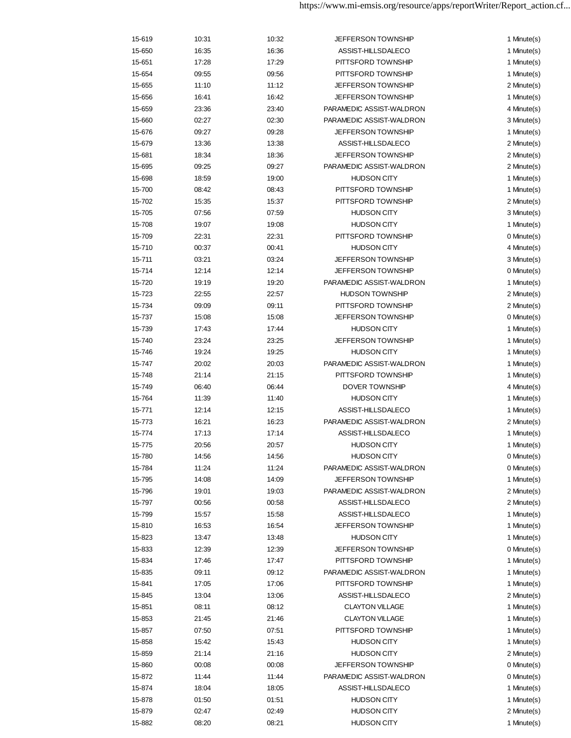| | | | | |
|---|---|---|---|---|
| 15-619 | 10:31 | 10:32 | JEFFERSON TOWNSHIP | 1 Minute(s) |
| 15-650 | 16:35 | 16:36 | ASSIST-HILLSDALECO | 1 Minute(s) |
| 15-651 | 17:28 | 17:29 | PITTSFORD TOWNSHIP | 1 Minute(s) |
| 15-654 | 09:55 | 09:56 | PITTSFORD TOWNSHIP | 1 Minute(s) |
| 15-655 | 11:10 | 11:12 | JEFFERSON TOWNSHIP | 2 Minute(s) |
| 15-656 | 16:41 | 16:42 | JEFFERSON TOWNSHIP | 1 Minute(s) |
| 15-659 | 23:36 | 23:40 | PARAMEDIC ASSIST-WALDRON | 4 Minute(s) |
| 15-660 | 02:27 | 02:30 | PARAMEDIC ASSIST-WALDRON | 3 Minute(s) |
| 15-676 | 09:27 | 09:28 | JEFFERSON TOWNSHIP | 1 Minute(s) |
| 15-679 | 13:36 | 13:38 | ASSIST-HILLSDALECO | 2 Minute(s) |
| 15-681 | 18:34 | 18:36 | JEFFERSON TOWNSHIP | 2 Minute(s) |
| 15-695 | 09:25 | 09:27 | PARAMEDIC ASSIST-WALDRON | 2 Minute(s) |
| 15-698 | 18:59 | 19:00 | HUDSON CITY | 1 Minute(s) |
| 15-700 | 08:42 | 08:43 | PITTSFORD TOWNSHIP | 1 Minute(s) |
| 15-702 | 15:35 | 15:37 | PITTSFORD TOWNSHIP | 2 Minute(s) |
| 15-705 | 07:56 | 07:59 | HUDSON CITY | 3 Minute(s) |
| 15-708 | 19:07 | 19:08 | HUDSON CITY | 1 Minute(s) |
| 15-709 | 22:31 | 22:31 | PITTSFORD TOWNSHIP | 0 Minute(s) |
| 15-710 | 00:37 | 00:41 | HUDSON CITY | 4 Minute(s) |
| 15-711 | 03:21 | 03:24 | JEFFERSON TOWNSHIP | 3 Minute(s) |
| 15-714 | 12:14 | 12:14 | JEFFERSON TOWNSHIP | 0 Minute(s) |
| 15-720 | 19:19 | 19:20 | PARAMEDIC ASSIST-WALDRON | 1 Minute(s) |
| 15-723 | 22:55 | 22:57 | HUDSON TOWNSHIP | 2 Minute(s) |
| 15-734 | 09:09 | 09:11 | PITTSFORD TOWNSHIP | 2 Minute(s) |
| 15-737 | 15:08 | 15:08 | JEFFERSON TOWNSHIP | 0 Minute(s) |
| 15-739 | 17:43 | 17:44 | HUDSON CITY | 1 Minute(s) |
| 15-740 | 23:24 | 23:25 | JEFFERSON TOWNSHIP | 1 Minute(s) |
| 15-746 | 19:24 | 19:25 | HUDSON CITY | 1 Minute(s) |
| 15-747 | 20:02 | 20:03 | PARAMEDIC ASSIST-WALDRON | 1 Minute(s) |
| 15-748 | 21:14 | 21:15 | PITTSFORD TOWNSHIP | 1 Minute(s) |
| 15-749 | 06:40 | 06:44 | DOVER TOWNSHIP | 4 Minute(s) |
| 15-764 | 11:39 | 11:40 | HUDSON CITY | 1 Minute(s) |
| 15-771 | 12:14 | 12:15 | ASSIST-HILLSDALECO | 1 Minute(s) |
| 15-773 | 16:21 | 16:23 | PARAMEDIC ASSIST-WALDRON | 2 Minute(s) |
| 15-774 | 17:13 | 17:14 | ASSIST-HILLSDALECO | 1 Minute(s) |
| 15-775 | 20:56 | 20:57 | HUDSON CITY | 1 Minute(s) |
| 15-780 | 14:56 | 14:56 | HUDSON CITY | 0 Minute(s) |
| 15-784 | 11:24 | 11:24 | PARAMEDIC ASSIST-WALDRON | 0 Minute(s) |
| 15-795 | 14:08 | 14:09 | JEFFERSON TOWNSHIP | 1 Minute(s) |
| 15-796 | 19:01 | 19:03 | PARAMEDIC ASSIST-WALDRON | 2 Minute(s) |
| 15-797 | 00:56 | 00:58 | ASSIST-HILLSDALECO | 2 Minute(s) |
| 15-799 | 15:57 | 15:58 | ASSIST-HILLSDALECO | 1 Minute(s) |
| 15-810 | 16:53 | 16:54 | JEFFERSON TOWNSHIP | 1 Minute(s) |
| 15-823 | 13:47 | 13:48 | HUDSON CITY | 1 Minute(s) |
| 15-833 | 12:39 | 12:39 | JEFFERSON TOWNSHIP | 0 Minute(s) |
| 15-834 | 17:46 | 17:47 | PITTSFORD TOWNSHIP | 1 Minute(s) |
| 15-835 | 09:11 | 09:12 | PARAMEDIC ASSIST-WALDRON | 1 Minute(s) |
| 15-841 | 17:05 | 17:06 | PITTSFORD TOWNSHIP | 1 Minute(s) |
| 15-845 | 13:04 | 13:06 | ASSIST-HILLSDALECO | 2 Minute(s) |
| 15-851 | 08:11 | 08:12 | CLAYTON VILLAGE | 1 Minute(s) |
| 15-853 | 21:45 | 21:46 | CLAYTON VILLAGE | 1 Minute(s) |
| 15-857 | 07:50 | 07:51 | PITTSFORD TOWNSHIP | 1 Minute(s) |
| 15-858 | 15:42 | 15:43 | HUDSON CITY | 1 Minute(s) |
| 15-859 | 21:14 | 21:16 | HUDSON CITY | 2 Minute(s) |
| 15-860 | 00:08 | 00:08 | JEFFERSON TOWNSHIP | 0 Minute(s) |
| 15-872 | 11:44 | 11:44 | PARAMEDIC ASSIST-WALDRON | 0 Minute(s) |
| 15-874 | 18:04 | 18:05 | ASSIST-HILLSDALECO | 1 Minute(s) |
| 15-878 | 01:50 | 01:51 | HUDSON CITY | 1 Minute(s) |
| 15-879 | 02:47 | 02:49 | HUDSON CITY | 2 Minute(s) |
| 15-882 | 08:20 | 08:21 | HUDSON CITY | 1 Minute(s) |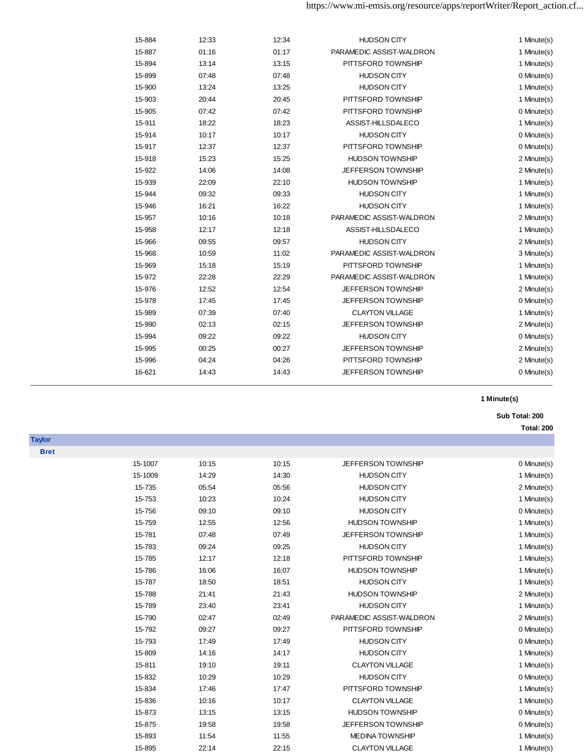| | | | | |
|---|---|---|---|---|
| 15-884 | 12:33 | 12:34 | HUDSON CITY | 1 Minute(s) |
| 15-887 | 01:16 | 01:17 | PARAMEDIC ASSIST-WALDRON | 1 Minute(s) |
| 15-894 | 13:14 | 13:15 | PITTSFORD TOWNSHIP | 1 Minute(s) |
| 15-899 | 07:48 | 07:48 | HUDSON CITY | 0 Minute(s) |
| 15-900 | 13:24 | 13:25 | HUDSON CITY | 1 Minute(s) |
| 15-903 | 20:44 | 20:45 | PITTSFORD TOWNSHIP | 1 Minute(s) |
| 15-905 | 07:42 | 07:42 | PITTSFORD TOWNSHIP | 0 Minute(s) |
| 15-911 | 18:22 | 18:23 | ASSIST-HILLSDALECO | 1 Minute(s) |
| 15-914 | 10:17 | 10:17 | HUDSON CITY | 0 Minute(s) |
| 15-917 | 12:37 | 12:37 | PITTSFORD TOWNSHIP | 0 Minute(s) |
| 15-918 | 15:23 | 15:25 | HUDSON TOWNSHIP | 2 Minute(s) |
| 15-922 | 14:06 | 14:08 | JEFFERSON TOWNSHIP | 2 Minute(s) |
| 15-939 | 22:09 | 22:10 | HUDSON TOWNSHIP | 1 Minute(s) |
| 15-944 | 09:32 | 09:33 | HUDSON CITY | 1 Minute(s) |
| 15-946 | 16:21 | 16:22 | HUDSON CITY | 1 Minute(s) |
| 15-957 | 10:16 | 10:18 | PARAMEDIC ASSIST-WALDRON | 2 Minute(s) |
| 15-958 | 12:17 | 12:18 | ASSIST-HILLSDALECO | 1 Minute(s) |
| 15-966 | 09:55 | 09:57 | HUDSON CITY | 2 Minute(s) |
| 15-968 | 10:59 | 11:02 | PARAMEDIC ASSIST-WALDRON | 3 Minute(s) |
| 15-969 | 15:18 | 15:19 | PITTSFORD TOWNSHIP | 1 Minute(s) |
| 15-972 | 22:28 | 22:29 | PARAMEDIC ASSIST-WALDRON | 1 Minute(s) |
| 15-976 | 12:52 | 12:54 | JEFFERSON TOWNSHIP | 2 Minute(s) |
| 15-978 | 17:45 | 17:45 | JEFFERSON TOWNSHIP | 0 Minute(s) |
| 15-989 | 07:39 | 07:40 | CLAYTON VILLAGE | 1 Minute(s) |
| 15-990 | 02:13 | 02:15 | JEFFERSON TOWNSHIP | 2 Minute(s) |
| 15-994 | 09:22 | 09:22 | HUDSON CITY | 0 Minute(s) |
| 15-995 | 00:25 | 00:27 | JEFFERSON TOWNSHIP | 2 Minute(s) |
| 15-996 | 04:24 | 04:26 | PITTSFORD TOWNSHIP | 2 Minute(s) |
| 16-621 | 14:43 | 14:43 | JEFFERSON TOWNSHIP | 0 Minute(s) |

**1 Minute(s)**

**Sub Total: 200**

**Total: 200**

**Taylor**

**Bret**

| | | | | |
|---|---|---|---|---|
| 15-1007 | 10:15 | 10:15 | JEFFERSON TOWNSHIP | 0 Minute(s) |
| 15-1009 | 14:29 | 14:30 | HUDSON CITY | 1 Minute(s) |
| 15-735 | 05:54 | 05:56 | HUDSON CITY | 2 Minute(s) |
| 15-753 | 10:23 | 10:24 | HUDSON CITY | 1 Minute(s) |
| 15-756 | 09:10 | 09:10 | HUDSON CITY | 0 Minute(s) |
| 15-759 | 12:55 | 12:56 | HUDSON TOWNSHIP | 1 Minute(s) |
| 15-781 | 07:48 | 07:49 | JEFFERSON TOWNSHIP | 1 Minute(s) |
| 15-783 | 09:24 | 09:25 | HUDSON CITY | 1 Minute(s) |
| 15-785 | 12:17 | 12:18 | PITTSFORD TOWNSHIP | 1 Minute(s) |
| 15-786 | 16:06 | 16:07 | HUDSON TOWNSHIP | 1 Minute(s) |
| 15-787 | 18:50 | 18:51 | HUDSON CITY | 1 Minute(s) |
| 15-788 | 21:41 | 21:43 | HUDSON TOWNSHIP | 2 Minute(s) |
| 15-789 | 23:40 | 23:41 | HUDSON CITY | 1 Minute(s) |
| 15-790 | 02:47 | 02:49 | PARAMEDIC ASSIST-WALDRON | 2 Minute(s) |
| 15-792 | 09:27 | 09:27 | PITTSFORD TOWNSHIP | 0 Minute(s) |
| 15-793 | 17:49 | 17:49 | HUDSON CITY | 0 Minute(s) |
| 15-809 | 14:16 | 14:17 | HUDSON CITY | 1 Minute(s) |
| 15-811 | 19:10 | 19:11 | CLAYTON VILLAGE | 1 Minute(s) |
| 15-832 | 10:29 | 10:29 | HUDSON CITY | 0 Minute(s) |
| 15-834 | 17:46 | 17:47 | PITTSFORD TOWNSHIP | 1 Minute(s) |
| 15-836 | 10:16 | 10:17 | CLAYTON VILLAGE | 1 Minute(s) |
| 15-873 | 13:15 | 13:15 | HUDSON TOWNSHIP | 0 Minute(s) |
| 15-875 | 19:58 | 19:58 | JEFFERSON TOWNSHIP | 0 Minute(s) |
| 15-893 | 11:54 | 11:55 | MEDINA TOWNSHIP | 1 Minute(s) |
| 15-895 | 22:14 | 22:15 | CLAYTON VILLAGE | 1 Minute(s) |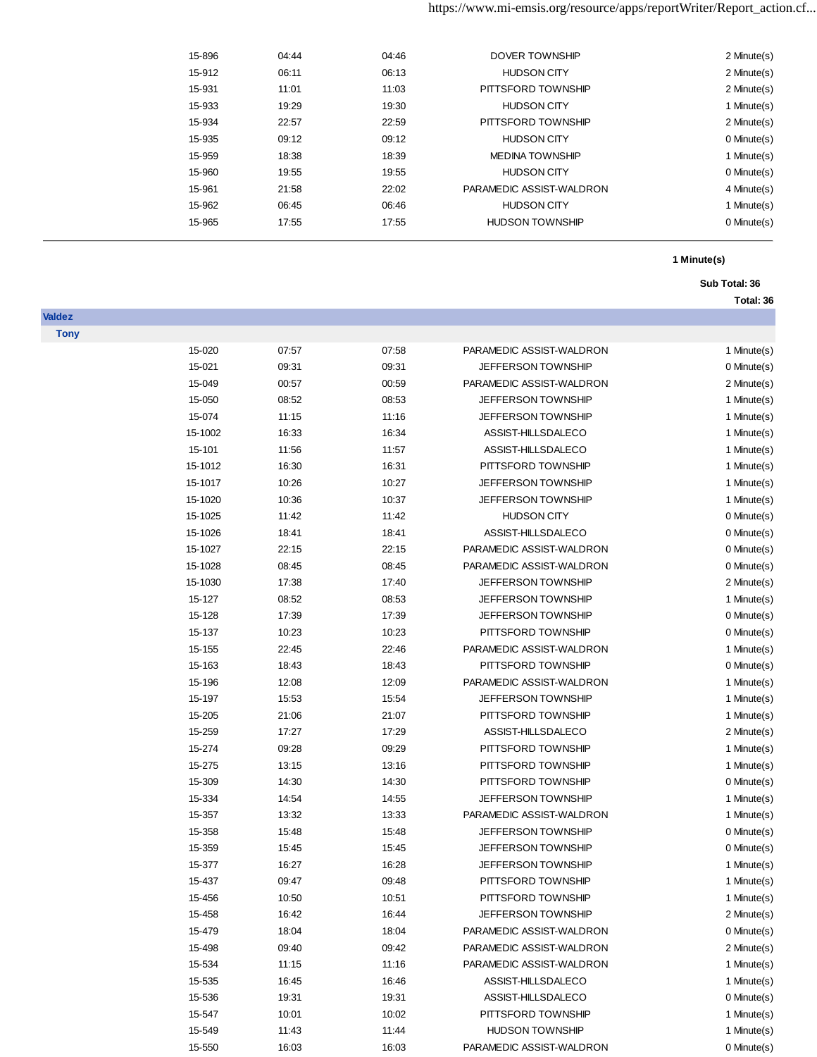| | | | | |
|---|---|---|---|---|
| 15-896 | 04:44 | 04:46 | DOVER TOWNSHIP | 2 Minute(s) |
| 15-912 | 06:11 | 06:13 | HUDSON CITY | 2 Minute(s) |
| 15-931 | 11:01 | 11:03 | PITTSFORD TOWNSHIP | 2 Minute(s) |
| 15-933 | 19:29 | 19:30 | HUDSON CITY | 1 Minute(s) |
| 15-934 | 22:57 | 22:59 | PITTSFORD TOWNSHIP | 2 Minute(s) |
| 15-935 | 09:12 | 09:12 | HUDSON CITY | 0 Minute(s) |
| 15-959 | 18:38 | 18:39 | MEDINA TOWNSHIP | 1 Minute(s) |
| 15-960 | 19:55 | 19:55 | HUDSON CITY | 0 Minute(s) |
| 15-961 | 21:58 | 22:02 | PARAMEDIC ASSIST-WALDRON | 4 Minute(s) |
| 15-962 | 06:45 | 06:46 | HUDSON CITY | 1 Minute(s) |
| 15-965 | 17:55 | 17:55 | HUDSON TOWNSHIP | 0 Minute(s) |

**1 Minute(s)**

**Sub Total: 36**

**Total: 36**

**Valdez**

**Tony**

| | | | | |
|---|---|---|---|---|
| 15-020 | 07:57 | 07:58 | PARAMEDIC ASSIST-WALDRON | 1 Minute(s) |
| 15-021 | 09:31 | 09:31 | JEFFERSON TOWNSHIP | 0 Minute(s) |
| 15-049 | 00:57 | 00:59 | PARAMEDIC ASSIST-WALDRON | 2 Minute(s) |
| 15-050 | 08:52 | 08:53 | JEFFERSON TOWNSHIP | 1 Minute(s) |
| 15-074 | 11:15 | 11:16 | JEFFERSON TOWNSHIP | 1 Minute(s) |
| 15-1002 | 16:33 | 16:34 | ASSIST-HILLSDALECO | 1 Minute(s) |
| 15-101 | 11:56 | 11:57 | ASSIST-HILLSDALECO | 1 Minute(s) |
| 15-1012 | 16:30 | 16:31 | PITTSFORD TOWNSHIP | 1 Minute(s) |
| 15-1017 | 10:26 | 10:27 | JEFFERSON TOWNSHIP | 1 Minute(s) |
| 15-1020 | 10:36 | 10:37 | JEFFERSON TOWNSHIP | 1 Minute(s) |
| 15-1025 | 11:42 | 11:42 | HUDSON CITY | 0 Minute(s) |
| 15-1026 | 18:41 | 18:41 | ASSIST-HILLSDALECO | 0 Minute(s) |
| 15-1027 | 22:15 | 22:15 | PARAMEDIC ASSIST-WALDRON | 0 Minute(s) |
| 15-1028 | 08:45 | 08:45 | PARAMEDIC ASSIST-WALDRON | 0 Minute(s) |
| 15-1030 | 17:38 | 17:40 | JEFFERSON TOWNSHIP | 2 Minute(s) |
| 15-127 | 08:52 | 08:53 | JEFFERSON TOWNSHIP | 1 Minute(s) |
| 15-128 | 17:39 | 17:39 | JEFFERSON TOWNSHIP | 0 Minute(s) |
| 15-137 | 10:23 | 10:23 | PITTSFORD TOWNSHIP | 0 Minute(s) |
| 15-155 | 22:45 | 22:46 | PARAMEDIC ASSIST-WALDRON | 1 Minute(s) |
| 15-163 | 18:43 | 18:43 | PITTSFORD TOWNSHIP | 0 Minute(s) |
| 15-196 | 12:08 | 12:09 | PARAMEDIC ASSIST-WALDRON | 1 Minute(s) |
| 15-197 | 15:53 | 15:54 | JEFFERSON TOWNSHIP | 1 Minute(s) |
| 15-205 | 21:06 | 21:07 | PITTSFORD TOWNSHIP | 1 Minute(s) |
| 15-259 | 17:27 | 17:29 | ASSIST-HILLSDALECO | 2 Minute(s) |
| 15-274 | 09:28 | 09:29 | PITTSFORD TOWNSHIP | 1 Minute(s) |
| 15-275 | 13:15 | 13:16 | PITTSFORD TOWNSHIP | 1 Minute(s) |
| 15-309 | 14:30 | 14:30 | PITTSFORD TOWNSHIP | 0 Minute(s) |
| 15-334 | 14:54 | 14:55 | JEFFERSON TOWNSHIP | 1 Minute(s) |
| 15-357 | 13:32 | 13:33 | PARAMEDIC ASSIST-WALDRON | 1 Minute(s) |
| 15-358 | 15:48 | 15:48 | JEFFERSON TOWNSHIP | 0 Minute(s) |
| 15-359 | 15:45 | 15:45 | JEFFERSON TOWNSHIP | 0 Minute(s) |
| 15-377 | 16:27 | 16:28 | JEFFERSON TOWNSHIP | 1 Minute(s) |
| 15-437 | 09:47 | 09:48 | PITTSFORD TOWNSHIP | 1 Minute(s) |
| 15-456 | 10:50 | 10:51 | PITTSFORD TOWNSHIP | 1 Minute(s) |
| 15-458 | 16:42 | 16:44 | JEFFERSON TOWNSHIP | 2 Minute(s) |
| 15-479 | 18:04 | 18:04 | PARAMEDIC ASSIST-WALDRON | 0 Minute(s) |
| 15-498 | 09:40 | 09:42 | PARAMEDIC ASSIST-WALDRON | 2 Minute(s) |
| 15-534 | 11:15 | 11:16 | PARAMEDIC ASSIST-WALDRON | 1 Minute(s) |
| 15-535 | 16:45 | 16:46 | ASSIST-HILLSDALECO | 1 Minute(s) |
| 15-536 | 19:31 | 19:31 | ASSIST-HILLSDALECO | 0 Minute(s) |
| 15-547 | 10:01 | 10:02 | PITTSFORD TOWNSHIP | 1 Minute(s) |
| 15-549 | 11:43 | 11:44 | HUDSON TOWNSHIP | 1 Minute(s) |
| 15-550 | 16:03 | 16:03 | PARAMEDIC ASSIST-WALDRON | 0 Minute(s) |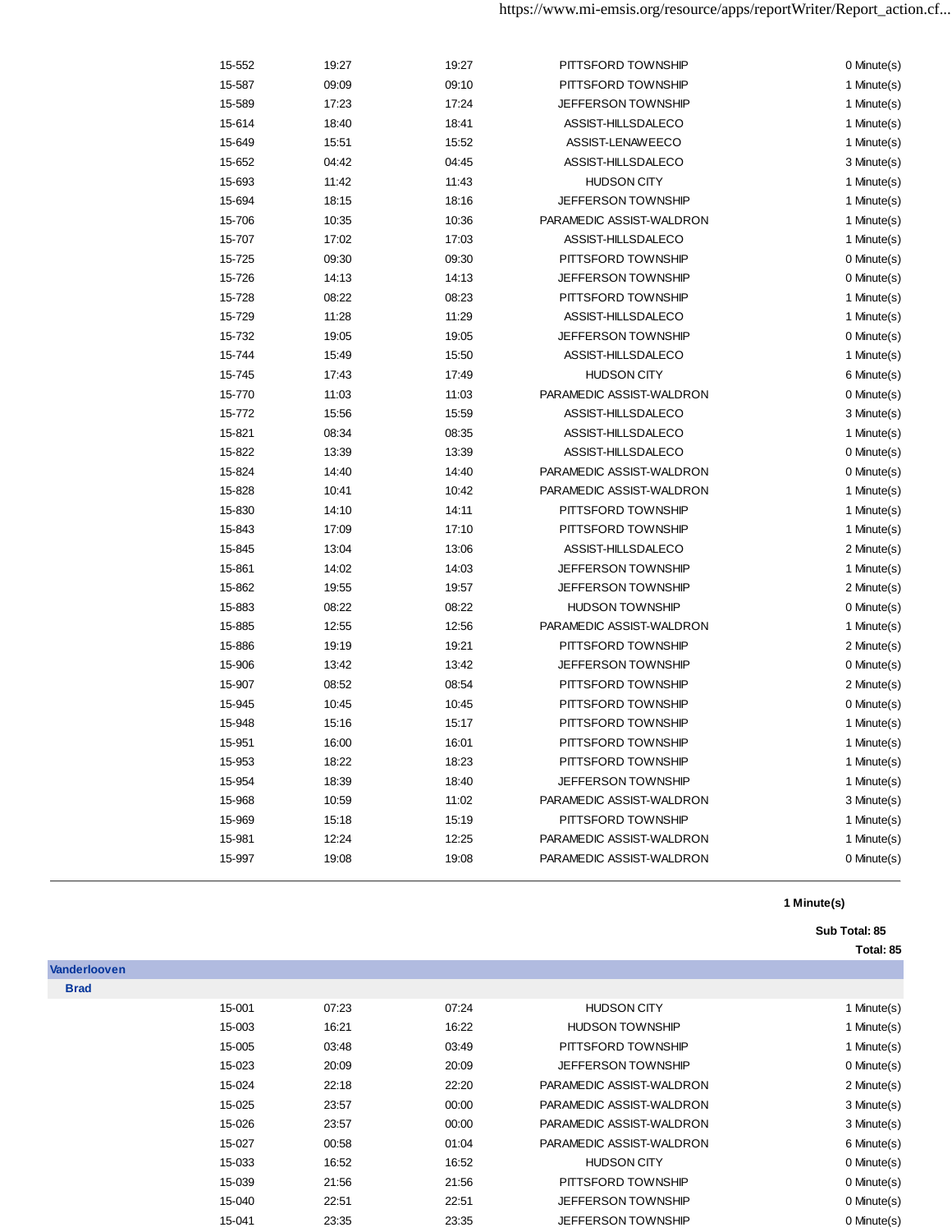| | | | | |
|---|---|---|---|---|
| 15-552 | 19:27 | 19:27 | PITTSFORD TOWNSHIP | 0 Minute(s) |
| 15-587 | 09:09 | 09:10 | PITTSFORD TOWNSHIP | 1 Minute(s) |
| 15-589 | 17:23 | 17:24 | JEFFERSON TOWNSHIP | 1 Minute(s) |
| 15-614 | 18:40 | 18:41 | ASSIST-HILLSDALECO | 1 Minute(s) |
| 15-649 | 15:51 | 15:52 | ASSIST-LENAWEECO | 1 Minute(s) |
| 15-652 | 04:42 | 04:45 | ASSIST-HILLSDALECO | 3 Minute(s) |
| 15-693 | 11:42 | 11:43 | HUDSON CITY | 1 Minute(s) |
| 15-694 | 18:15 | 18:16 | JEFFERSON TOWNSHIP | 1 Minute(s) |
| 15-706 | 10:35 | 10:36 | PARAMEDIC ASSIST-WALDRON | 1 Minute(s) |
| 15-707 | 17:02 | 17:03 | ASSIST-HILLSDALECO | 1 Minute(s) |
| 15-725 | 09:30 | 09:30 | PITTSFORD TOWNSHIP | 0 Minute(s) |
| 15-726 | 14:13 | 14:13 | JEFFERSON TOWNSHIP | 0 Minute(s) |
| 15-728 | 08:22 | 08:23 | PITTSFORD TOWNSHIP | 1 Minute(s) |
| 15-729 | 11:28 | 11:29 | ASSIST-HILLSDALECO | 1 Minute(s) |
| 15-732 | 19:05 | 19:05 | JEFFERSON TOWNSHIP | 0 Minute(s) |
| 15-744 | 15:49 | 15:50 | ASSIST-HILLSDALECO | 1 Minute(s) |
| 15-745 | 17:43 | 17:49 | HUDSON CITY | 6 Minute(s) |
| 15-770 | 11:03 | 11:03 | PARAMEDIC ASSIST-WALDRON | 0 Minute(s) |
| 15-772 | 15:56 | 15:59 | ASSIST-HILLSDALECO | 3 Minute(s) |
| 15-821 | 08:34 | 08:35 | ASSIST-HILLSDALECO | 1 Minute(s) |
| 15-822 | 13:39 | 13:39 | ASSIST-HILLSDALECO | 0 Minute(s) |
| 15-824 | 14:40 | 14:40 | PARAMEDIC ASSIST-WALDRON | 0 Minute(s) |
| 15-828 | 10:41 | 10:42 | PARAMEDIC ASSIST-WALDRON | 1 Minute(s) |
| 15-830 | 14:10 | 14:11 | PITTSFORD TOWNSHIP | 1 Minute(s) |
| 15-843 | 17:09 | 17:10 | PITTSFORD TOWNSHIP | 1 Minute(s) |
| 15-845 | 13:04 | 13:06 | ASSIST-HILLSDALECO | 2 Minute(s) |
| 15-861 | 14:02 | 14:03 | JEFFERSON TOWNSHIP | 1 Minute(s) |
| 15-862 | 19:55 | 19:57 | JEFFERSON TOWNSHIP | 2 Minute(s) |
| 15-883 | 08:22 | 08:22 | HUDSON TOWNSHIP | 0 Minute(s) |
| 15-885 | 12:55 | 12:56 | PARAMEDIC ASSIST-WALDRON | 1 Minute(s) |
| 15-886 | 19:19 | 19:21 | PITTSFORD TOWNSHIP | 2 Minute(s) |
| 15-906 | 13:42 | 13:42 | JEFFERSON TOWNSHIP | 0 Minute(s) |
| 15-907 | 08:52 | 08:54 | PITTSFORD TOWNSHIP | 2 Minute(s) |
| 15-945 | 10:45 | 10:45 | PITTSFORD TOWNSHIP | 0 Minute(s) |
| 15-948 | 15:16 | 15:17 | PITTSFORD TOWNSHIP | 1 Minute(s) |
| 15-951 | 16:00 | 16:01 | PITTSFORD TOWNSHIP | 1 Minute(s) |
| 15-953 | 18:22 | 18:23 | PITTSFORD TOWNSHIP | 1 Minute(s) |
| 15-954 | 18:39 | 18:40 | JEFFERSON TOWNSHIP | 1 Minute(s) |
| 15-968 | 10:59 | 11:02 | PARAMEDIC ASSIST-WALDRON | 3 Minute(s) |
| 15-969 | 15:18 | 15:19 | PITTSFORD TOWNSHIP | 1 Minute(s) |
| 15-981 | 12:24 | 12:25 | PARAMEDIC ASSIST-WALDRON | 1 Minute(s) |
| 15-997 | 19:08 | 19:08 | PARAMEDIC ASSIST-WALDRON | 0 Minute(s) |

**1 Minute(s)**

**Sub Total: 85**

**Total: 85**

**Vanderlooven**

**Brad**

| | | | | |
|---|---|---|---|---|
| 15-001 | 07:23 | 07:24 | HUDSON CITY | 1 Minute(s) |
| 15-003 | 16:21 | 16:22 | HUDSON TOWNSHIP | 1 Minute(s) |
| 15-005 | 03:48 | 03:49 | PITTSFORD TOWNSHIP | 1 Minute(s) |
| 15-023 | 20:09 | 20:09 | JEFFERSON TOWNSHIP | 0 Minute(s) |
| 15-024 | 22:18 | 22:20 | PARAMEDIC ASSIST-WALDRON | 2 Minute(s) |
| 15-025 | 23:57 | 00:00 | PARAMEDIC ASSIST-WALDRON | 3 Minute(s) |
| 15-026 | 23:57 | 00:00 | PARAMEDIC ASSIST-WALDRON | 3 Minute(s) |
| 15-027 | 00:58 | 01:04 | PARAMEDIC ASSIST-WALDRON | 6 Minute(s) |
| 15-033 | 16:52 | 16:52 | HUDSON CITY | 0 Minute(s) |
| 15-039 | 21:56 | 21:56 | PITTSFORD TOWNSHIP | 0 Minute(s) |
| 15-040 | 22:51 | 22:51 | JEFFERSON TOWNSHIP | 0 Minute(s) |
| 15-041 | 23:35 | 23:35 | JEFFERSON TOWNSHIP | 0 Minute(s) |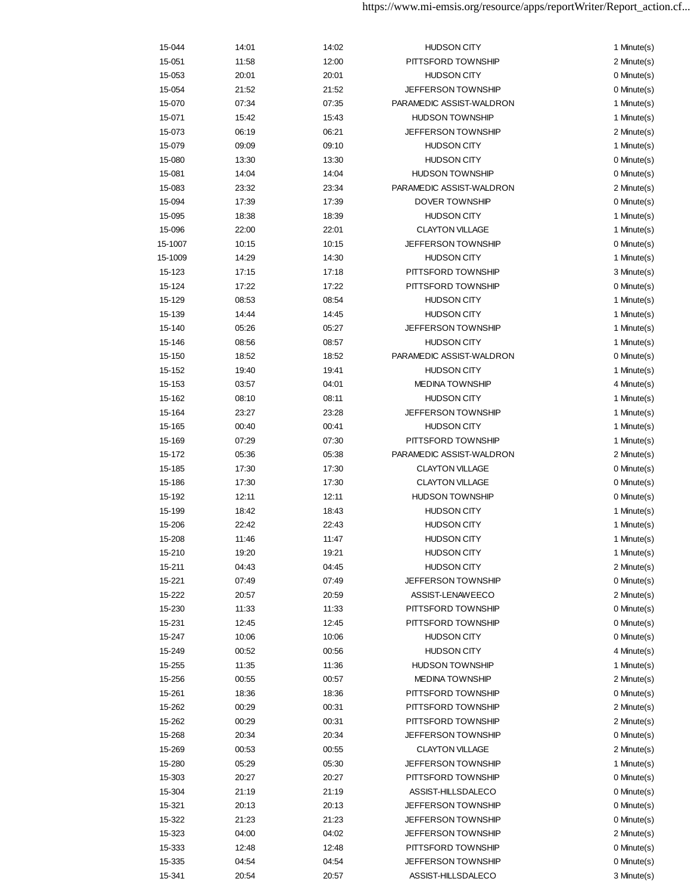| | | | | |
|---|---|---|---|---|
| 15-044 | 14:01 | 14:02 | HUDSON CITY | 1 Minute(s) |
| 15-051 | 11:58 | 12:00 | PITTSFORD TOWNSHIP | 2 Minute(s) |
| 15-053 | 20:01 | 20:01 | HUDSON CITY | 0 Minute(s) |
| 15-054 | 21:52 | 21:52 | JEFFERSON TOWNSHIP | 0 Minute(s) |
| 15-070 | 07:34 | 07:35 | PARAMEDIC ASSIST-WALDRON | 1 Minute(s) |
| 15-071 | 15:42 | 15:43 | HUDSON TOWNSHIP | 1 Minute(s) |
| 15-073 | 06:19 | 06:21 | JEFFERSON TOWNSHIP | 2 Minute(s) |
| 15-079 | 09:09 | 09:10 | HUDSON CITY | 1 Minute(s) |
| 15-080 | 13:30 | 13:30 | HUDSON CITY | 0 Minute(s) |
| 15-081 | 14:04 | 14:04 | HUDSON TOWNSHIP | 0 Minute(s) |
| 15-083 | 23:32 | 23:34 | PARAMEDIC ASSIST-WALDRON | 2 Minute(s) |
| 15-094 | 17:39 | 17:39 | DOVER TOWNSHIP | 0 Minute(s) |
| 15-095 | 18:38 | 18:39 | HUDSON CITY | 1 Minute(s) |
| 15-096 | 22:00 | 22:01 | CLAYTON VILLAGE | 1 Minute(s) |
| 15-1007 | 10:15 | 10:15 | JEFFERSON TOWNSHIP | 0 Minute(s) |
| 15-1009 | 14:29 | 14:30 | HUDSON CITY | 1 Minute(s) |
| 15-123 | 17:15 | 17:18 | PITTSFORD TOWNSHIP | 3 Minute(s) |
| 15-124 | 17:22 | 17:22 | PITTSFORD TOWNSHIP | 0 Minute(s) |
| 15-129 | 08:53 | 08:54 | HUDSON CITY | 1 Minute(s) |
| 15-139 | 14:44 | 14:45 | HUDSON CITY | 1 Minute(s) |
| 15-140 | 05:26 | 05:27 | JEFFERSON TOWNSHIP | 1 Minute(s) |
| 15-146 | 08:56 | 08:57 | HUDSON CITY | 1 Minute(s) |
| 15-150 | 18:52 | 18:52 | PARAMEDIC ASSIST-WALDRON | 0 Minute(s) |
| 15-152 | 19:40 | 19:41 | HUDSON CITY | 1 Minute(s) |
| 15-153 | 03:57 | 04:01 | MEDINA TOWNSHIP | 4 Minute(s) |
| 15-162 | 08:10 | 08:11 | HUDSON CITY | 1 Minute(s) |
| 15-164 | 23:27 | 23:28 | JEFFERSON TOWNSHIP | 1 Minute(s) |
| 15-165 | 00:40 | 00:41 | HUDSON CITY | 1 Minute(s) |
| 15-169 | 07:29 | 07:30 | PITTSFORD TOWNSHIP | 1 Minute(s) |
| 15-172 | 05:36 | 05:38 | PARAMEDIC ASSIST-WALDRON | 2 Minute(s) |
| 15-185 | 17:30 | 17:30 | CLAYTON VILLAGE | 0 Minute(s) |
| 15-186 | 17:30 | 17:30 | CLAYTON VILLAGE | 0 Minute(s) |
| 15-192 | 12:11 | 12:11 | HUDSON TOWNSHIP | 0 Minute(s) |
| 15-199 | 18:42 | 18:43 | HUDSON CITY | 1 Minute(s) |
| 15-206 | 22:42 | 22:43 | HUDSON CITY | 1 Minute(s) |
| 15-208 | 11:46 | 11:47 | HUDSON CITY | 1 Minute(s) |
| 15-210 | 19:20 | 19:21 | HUDSON CITY | 1 Minute(s) |
| 15-211 | 04:43 | 04:45 | HUDSON CITY | 2 Minute(s) |
| 15-221 | 07:49 | 07:49 | JEFFERSON TOWNSHIP | 0 Minute(s) |
| 15-222 | 20:57 | 20:59 | ASSIST-LENAWEECO | 2 Minute(s) |
| 15-230 | 11:33 | 11:33 | PITTSFORD TOWNSHIP | 0 Minute(s) |
| 15-231 | 12:45 | 12:45 | PITTSFORD TOWNSHIP | 0 Minute(s) |
| 15-247 | 10:06 | 10:06 | HUDSON CITY | 0 Minute(s) |
| 15-249 | 00:52 | 00:56 | HUDSON CITY | 4 Minute(s) |
| 15-255 | 11:35 | 11:36 | HUDSON TOWNSHIP | 1 Minute(s) |
| 15-256 | 00:55 | 00:57 | MEDINA TOWNSHIP | 2 Minute(s) |
| 15-261 | 18:36 | 18:36 | PITTSFORD TOWNSHIP | 0 Minute(s) |
| 15-262 | 00:29 | 00:31 | PITTSFORD TOWNSHIP | 2 Minute(s) |
| 15-262 | 00:29 | 00:31 | PITTSFORD TOWNSHIP | 2 Minute(s) |
| 15-268 | 20:34 | 20:34 | JEFFERSON TOWNSHIP | 0 Minute(s) |
| 15-269 | 00:53 | 00:55 | CLAYTON VILLAGE | 2 Minute(s) |
| 15-280 | 05:29 | 05:30 | JEFFERSON TOWNSHIP | 1 Minute(s) |
| 15-303 | 20:27 | 20:27 | PITTSFORD TOWNSHIP | 0 Minute(s) |
| 15-304 | 21:19 | 21:19 | ASSIST-HILLSDALECO | 0 Minute(s) |
| 15-321 | 20:13 | 20:13 | JEFFERSON TOWNSHIP | 0 Minute(s) |
| 15-322 | 21:23 | 21:23 | JEFFERSON TOWNSHIP | 0 Minute(s) |
| 15-323 | 04:00 | 04:02 | JEFFERSON TOWNSHIP | 2 Minute(s) |
| 15-333 | 12:48 | 12:48 | PITTSFORD TOWNSHIP | 0 Minute(s) |
| 15-335 | 04:54 | 04:54 | JEFFERSON TOWNSHIP | 0 Minute(s) |
| 15-341 | 20:54 | 20:57 | ASSIST-HILLSDALECO | 3 Minute(s) |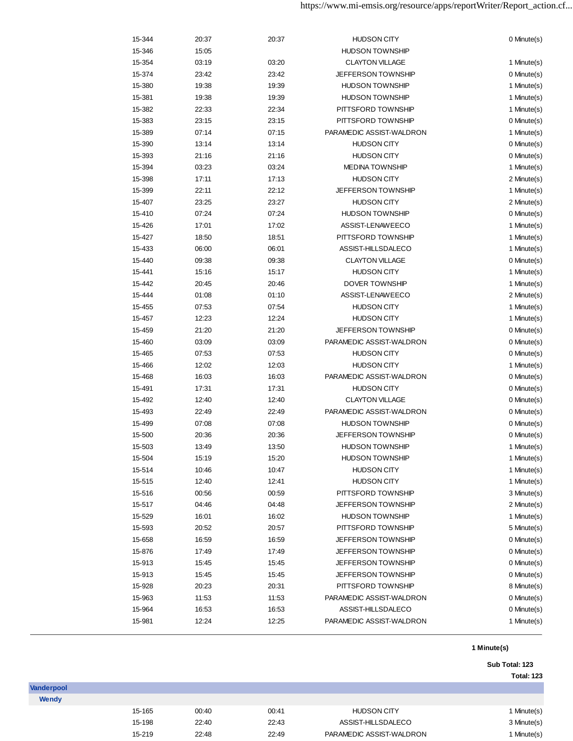| | | | | |
|---|---|---|---|---|
| 15-344 | 20:37 | 20:37 | HUDSON CITY | 0 Minute(s) |
| 15-346 | 15:05 | | HUDSON TOWNSHIP | |
| 15-354 | 03:19 | 03:20 | CLAYTON VILLAGE | 1 Minute(s) |
| 15-374 | 23:42 | 23:42 | JEFFERSON TOWNSHIP | 0 Minute(s) |
| 15-380 | 19:38 | 19:39 | HUDSON TOWNSHIP | 1 Minute(s) |
| 15-381 | 19:38 | 19:39 | HUDSON TOWNSHIP | 1 Minute(s) |
| 15-382 | 22:33 | 22:34 | PITTSFORD TOWNSHIP | 1 Minute(s) |
| 15-383 | 23:15 | 23:15 | PITTSFORD TOWNSHIP | 0 Minute(s) |
| 15-389 | 07:14 | 07:15 | PARAMEDIC ASSIST-WALDRON | 1 Minute(s) |
| 15-390 | 13:14 | 13:14 | HUDSON CITY | 0 Minute(s) |
| 15-393 | 21:16 | 21:16 | HUDSON CITY | 0 Minute(s) |
| 15-394 | 03:23 | 03:24 | MEDINA TOWNSHIP | 1 Minute(s) |
| 15-398 | 17:11 | 17:13 | HUDSON CITY | 2 Minute(s) |
| 15-399 | 22:11 | 22:12 | JEFFERSON TOWNSHIP | 1 Minute(s) |
| 15-407 | 23:25 | 23:27 | HUDSON CITY | 2 Minute(s) |
| 15-410 | 07:24 | 07:24 | HUDSON TOWNSHIP | 0 Minute(s) |
| 15-426 | 17:01 | 17:02 | ASSIST-LENAWEECO | 1 Minute(s) |
| 15-427 | 18:50 | 18:51 | PITTSFORD TOWNSHIP | 1 Minute(s) |
| 15-433 | 06:00 | 06:01 | ASSIST-HILLSDALECO | 1 Minute(s) |
| 15-440 | 09:38 | 09:38 | CLAYTON VILLAGE | 0 Minute(s) |
| 15-441 | 15:16 | 15:17 | HUDSON CITY | 1 Minute(s) |
| 15-442 | 20:45 | 20:46 | DOVER TOWNSHIP | 1 Minute(s) |
| 15-444 | 01:08 | 01:10 | ASSIST-LENAWEECO | 2 Minute(s) |
| 15-455 | 07:53 | 07:54 | HUDSON CITY | 1 Minute(s) |
| 15-457 | 12:23 | 12:24 | HUDSON CITY | 1 Minute(s) |
| 15-459 | 21:20 | 21:20 | JEFFERSON TOWNSHIP | 0 Minute(s) |
| 15-460 | 03:09 | 03:09 | PARAMEDIC ASSIST-WALDRON | 0 Minute(s) |
| 15-465 | 07:53 | 07:53 | HUDSON CITY | 0 Minute(s) |
| 15-466 | 12:02 | 12:03 | HUDSON CITY | 1 Minute(s) |
| 15-468 | 16:03 | 16:03 | PARAMEDIC ASSIST-WALDRON | 0 Minute(s) |
| 15-491 | 17:31 | 17:31 | HUDSON CITY | 0 Minute(s) |
| 15-492 | 12:40 | 12:40 | CLAYTON VILLAGE | 0 Minute(s) |
| 15-493 | 22:49 | 22:49 | PARAMEDIC ASSIST-WALDRON | 0 Minute(s) |
| 15-499 | 07:08 | 07:08 | HUDSON TOWNSHIP | 0 Minute(s) |
| 15-500 | 20:36 | 20:36 | JEFFERSON TOWNSHIP | 0 Minute(s) |
| 15-503 | 13:49 | 13:50 | HUDSON TOWNSHIP | 1 Minute(s) |
| 15-504 | 15:19 | 15:20 | HUDSON TOWNSHIP | 1 Minute(s) |
| 15-514 | 10:46 | 10:47 | HUDSON CITY | 1 Minute(s) |
| 15-515 | 12:40 | 12:41 | HUDSON CITY | 1 Minute(s) |
| 15-516 | 00:56 | 00:59 | PITTSFORD TOWNSHIP | 3 Minute(s) |
| 15-517 | 04:46 | 04:48 | JEFFERSON TOWNSHIP | 2 Minute(s) |
| 15-529 | 16:01 | 16:02 | HUDSON TOWNSHIP | 1 Minute(s) |
| 15-593 | 20:52 | 20:57 | PITTSFORD TOWNSHIP | 5 Minute(s) |
| 15-658 | 16:59 | 16:59 | JEFFERSON TOWNSHIP | 0 Minute(s) |
| 15-876 | 17:49 | 17:49 | JEFFERSON TOWNSHIP | 0 Minute(s) |
| 15-913 | 15:45 | 15:45 | JEFFERSON TOWNSHIP | 0 Minute(s) |
| 15-913 | 15:45 | 15:45 | JEFFERSON TOWNSHIP | 0 Minute(s) |
| 15-928 | 20:23 | 20:31 | PITTSFORD TOWNSHIP | 8 Minute(s) |
| 15-963 | 11:53 | 11:53 | PARAMEDIC ASSIST-WALDRON | 0 Minute(s) |
| 15-964 | 16:53 | 16:53 | ASSIST-HILLSDALECO | 0 Minute(s) |
| 15-981 | 12:24 | 12:25 | PARAMEDIC ASSIST-WALDRON | 1 Minute(s) |

**1 Minute(s)**

**Sub Total: 123**

**Total: 123**

**Vanderpool**

**Wendy**

| | | | | |
|---|---|---|---|---|
| 15-165 | 00:40 | 00:41 | HUDSON CITY | 1 Minute(s) |
| 15-198 | 22:40 | 22:43 | ASSIST-HILLSDALECO | 3 Minute(s) |
| 15-219 | 22:48 | 22:49 | PARAMEDIC ASSIST-WALDRON | 1 Minute(s) |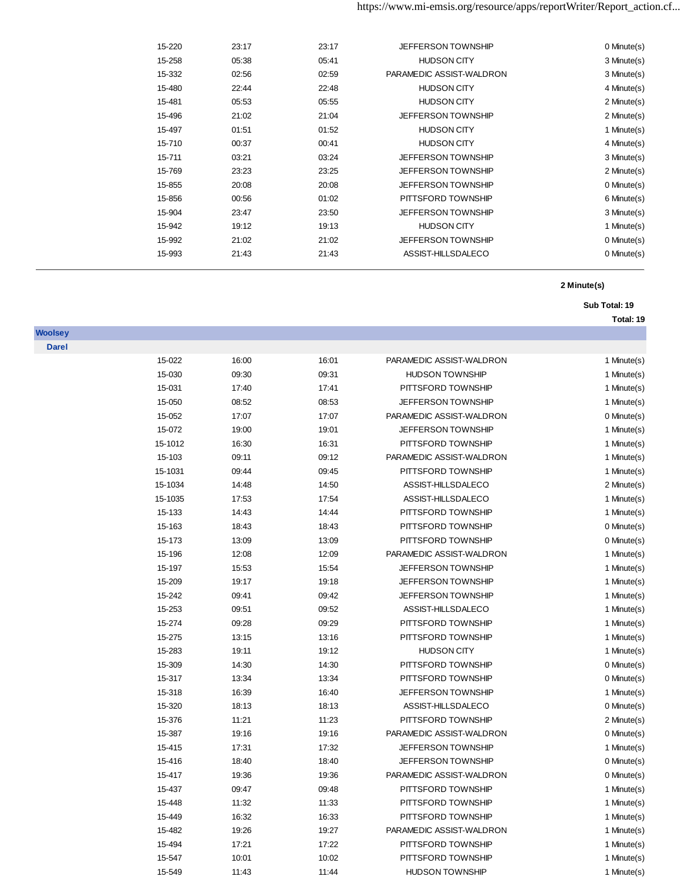| | | | | |
|---|---|---|---|---|
| 15-220 | 23:17 | 23:17 | JEFFERSON TOWNSHIP | 0 Minute(s) |
| 15-258 | 05:38 | 05:41 | HUDSON CITY | 3 Minute(s) |
| 15-332 | 02:56 | 02:59 | PARAMEDIC ASSIST-WALDRON | 3 Minute(s) |
| 15-480 | 22:44 | 22:48 | HUDSON CITY | 4 Minute(s) |
| 15-481 | 05:53 | 05:55 | HUDSON CITY | 2 Minute(s) |
| 15-496 | 21:02 | 21:04 | JEFFERSON TOWNSHIP | 2 Minute(s) |
| 15-497 | 01:51 | 01:52 | HUDSON CITY | 1 Minute(s) |
| 15-710 | 00:37 | 00:41 | HUDSON CITY | 4 Minute(s) |
| 15-711 | 03:21 | 03:24 | JEFFERSON TOWNSHIP | 3 Minute(s) |
| 15-769 | 23:23 | 23:25 | JEFFERSON TOWNSHIP | 2 Minute(s) |
| 15-855 | 20:08 | 20:08 | JEFFERSON TOWNSHIP | 0 Minute(s) |
| 15-856 | 00:56 | 01:02 | PITTSFORD TOWNSHIP | 6 Minute(s) |
| 15-904 | 23:47 | 23:50 | JEFFERSON TOWNSHIP | 3 Minute(s) |
| 15-942 | 19:12 | 19:13 | HUDSON CITY | 1 Minute(s) |
| 15-992 | 21:02 | 21:02 | JEFFERSON TOWNSHIP | 0 Minute(s) |
| 15-993 | 21:43 | 21:43 | ASSIST-HILLSDALECO | 0 Minute(s) |

**2 Minute(s)**

**Sub Total: 19**

**Total: 19**

**Woolsey**

**Darel**

| | | | | |
|---|---|---|---|---|
| 15-022 | 16:00 | 16:01 | PARAMEDIC ASSIST-WALDRON | 1 Minute(s) |
| 15-030 | 09:30 | 09:31 | HUDSON TOWNSHIP | 1 Minute(s) |
| 15-031 | 17:40 | 17:41 | PITTSFORD TOWNSHIP | 1 Minute(s) |
| 15-050 | 08:52 | 08:53 | JEFFERSON TOWNSHIP | 1 Minute(s) |
| 15-052 | 17:07 | 17:07 | PARAMEDIC ASSIST-WALDRON | 0 Minute(s) |
| 15-072 | 19:00 | 19:01 | JEFFERSON TOWNSHIP | 1 Minute(s) |
| 15-1012 | 16:30 | 16:31 | PITTSFORD TOWNSHIP | 1 Minute(s) |
| 15-103 | 09:11 | 09:12 | PARAMEDIC ASSIST-WALDRON | 1 Minute(s) |
| 15-1031 | 09:44 | 09:45 | PITTSFORD TOWNSHIP | 1 Minute(s) |
| 15-1034 | 14:48 | 14:50 | ASSIST-HILLSDALECO | 2 Minute(s) |
| 15-1035 | 17:53 | 17:54 | ASSIST-HILLSDALECO | 1 Minute(s) |
| 15-133 | 14:43 | 14:44 | PITTSFORD TOWNSHIP | 1 Minute(s) |
| 15-163 | 18:43 | 18:43 | PITTSFORD TOWNSHIP | 0 Minute(s) |
| 15-173 | 13:09 | 13:09 | PITTSFORD TOWNSHIP | 0 Minute(s) |
| 15-196 | 12:08 | 12:09 | PARAMEDIC ASSIST-WALDRON | 1 Minute(s) |
| 15-197 | 15:53 | 15:54 | JEFFERSON TOWNSHIP | 1 Minute(s) |
| 15-209 | 19:17 | 19:18 | JEFFERSON TOWNSHIP | 1 Minute(s) |
| 15-242 | 09:41 | 09:42 | JEFFERSON TOWNSHIP | 1 Minute(s) |
| 15-253 | 09:51 | 09:52 | ASSIST-HILLSDALECO | 1 Minute(s) |
| 15-274 | 09:28 | 09:29 | PITTSFORD TOWNSHIP | 1 Minute(s) |
| 15-275 | 13:15 | 13:16 | PITTSFORD TOWNSHIP | 1 Minute(s) |
| 15-283 | 19:11 | 19:12 | HUDSON CITY | 1 Minute(s) |
| 15-309 | 14:30 | 14:30 | PITTSFORD TOWNSHIP | 0 Minute(s) |
| 15-317 | 13:34 | 13:34 | PITTSFORD TOWNSHIP | 0 Minute(s) |
| 15-318 | 16:39 | 16:40 | JEFFERSON TOWNSHIP | 1 Minute(s) |
| 15-320 | 18:13 | 18:13 | ASSIST-HILLSDALECO | 0 Minute(s) |
| 15-376 | 11:21 | 11:23 | PITTSFORD TOWNSHIP | 2 Minute(s) |
| 15-387 | 19:16 | 19:16 | PARAMEDIC ASSIST-WALDRON | 0 Minute(s) |
| 15-415 | 17:31 | 17:32 | JEFFERSON TOWNSHIP | 1 Minute(s) |
| 15-416 | 18:40 | 18:40 | JEFFERSON TOWNSHIP | 0 Minute(s) |
| 15-417 | 19:36 | 19:36 | PARAMEDIC ASSIST-WALDRON | 0 Minute(s) |
| 15-437 | 09:47 | 09:48 | PITTSFORD TOWNSHIP | 1 Minute(s) |
| 15-448 | 11:32 | 11:33 | PITTSFORD TOWNSHIP | 1 Minute(s) |
| 15-449 | 16:32 | 16:33 | PITTSFORD TOWNSHIP | 1 Minute(s) |
| 15-482 | 19:26 | 19:27 | PARAMEDIC ASSIST-WALDRON | 1 Minute(s) |
| 15-494 | 17:21 | 17:22 | PITTSFORD TOWNSHIP | 1 Minute(s) |
| 15-547 | 10:01 | 10:02 | PITTSFORD TOWNSHIP | 1 Minute(s) |
| 15-549 | 11:43 | 11:44 | HUDSON TOWNSHIP | 1 Minute(s) |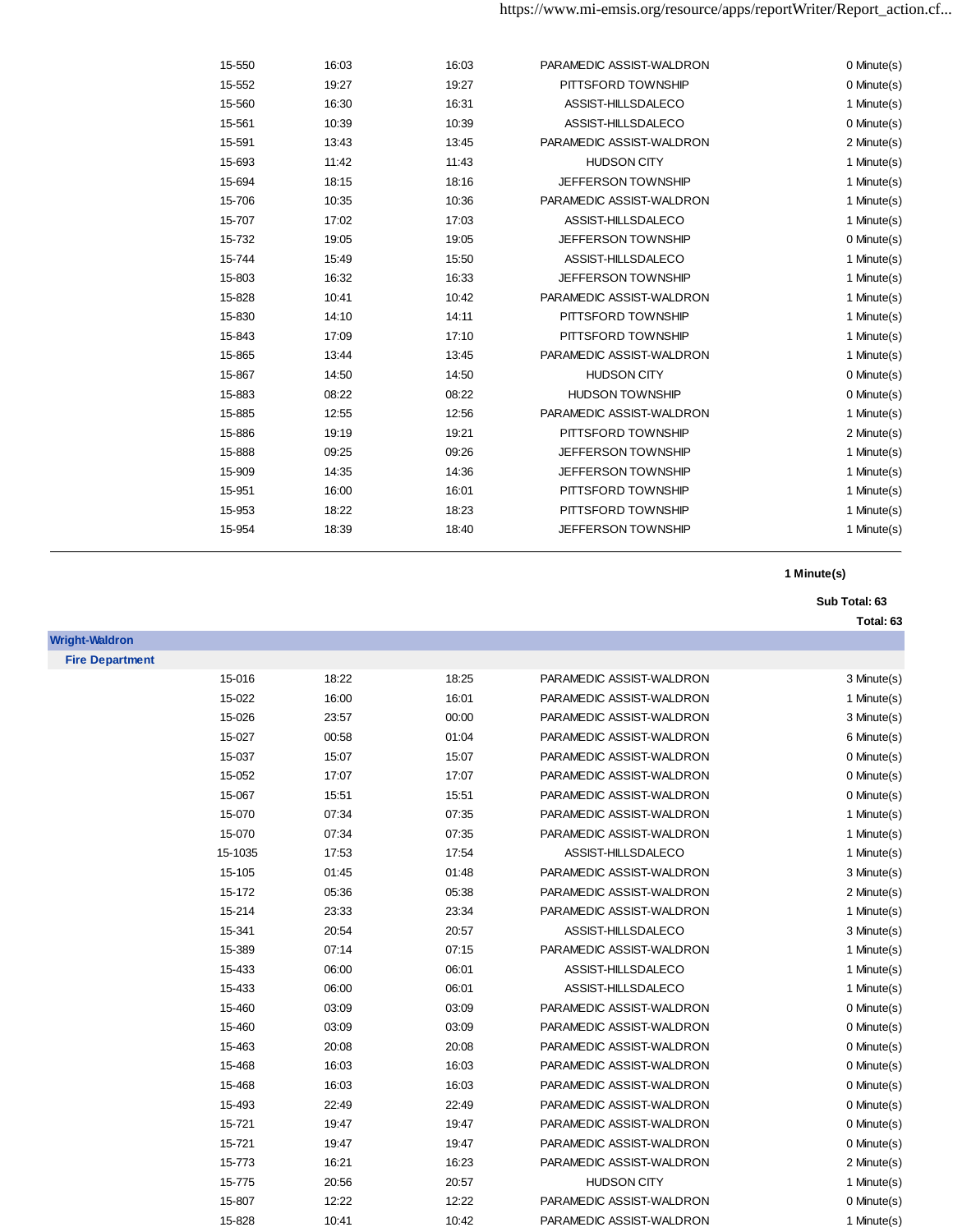| | | | | |
|---|---|---|---|---|
| 15-550 | 16:03 | 16:03 | PARAMEDIC ASSIST-WALDRON | 0 Minute(s) |
| 15-552 | 19:27 | 19:27 | PITTSFORD TOWNSHIP | 0 Minute(s) |
| 15-560 | 16:30 | 16:31 | ASSIST-HILLSDALECO | 1 Minute(s) |
| 15-561 | 10:39 | 10:39 | ASSIST-HILLSDALECO | 0 Minute(s) |
| 15-591 | 13:43 | 13:45 | PARAMEDIC ASSIST-WALDRON | 2 Minute(s) |
| 15-693 | 11:42 | 11:43 | HUDSON CITY | 1 Minute(s) |
| 15-694 | 18:15 | 18:16 | JEFFERSON TOWNSHIP | 1 Minute(s) |
| 15-706 | 10:35 | 10:36 | PARAMEDIC ASSIST-WALDRON | 1 Minute(s) |
| 15-707 | 17:02 | 17:03 | ASSIST-HILLSDALECO | 1 Minute(s) |
| 15-732 | 19:05 | 19:05 | JEFFERSON TOWNSHIP | 0 Minute(s) |
| 15-744 | 15:49 | 15:50 | ASSIST-HILLSDALECO | 1 Minute(s) |
| 15-803 | 16:32 | 16:33 | JEFFERSON TOWNSHIP | 1 Minute(s) |
| 15-828 | 10:41 | 10:42 | PARAMEDIC ASSIST-WALDRON | 1 Minute(s) |
| 15-830 | 14:10 | 14:11 | PITTSFORD TOWNSHIP | 1 Minute(s) |
| 15-843 | 17:09 | 17:10 | PITTSFORD TOWNSHIP | 1 Minute(s) |
| 15-865 | 13:44 | 13:45 | PARAMEDIC ASSIST-WALDRON | 1 Minute(s) |
| 15-867 | 14:50 | 14:50 | HUDSON CITY | 0 Minute(s) |
| 15-883 | 08:22 | 08:22 | HUDSON TOWNSHIP | 0 Minute(s) |
| 15-885 | 12:55 | 12:56 | PARAMEDIC ASSIST-WALDRON | 1 Minute(s) |
| 15-886 | 19:19 | 19:21 | PITTSFORD TOWNSHIP | 2 Minute(s) |
| 15-888 | 09:25 | 09:26 | JEFFERSON TOWNSHIP | 1 Minute(s) |
| 15-909 | 14:35 | 14:36 | JEFFERSON TOWNSHIP | 1 Minute(s) |
| 15-951 | 16:00 | 16:01 | PITTSFORD TOWNSHIP | 1 Minute(s) |
| 15-953 | 18:22 | 18:23 | PITTSFORD TOWNSHIP | 1 Minute(s) |
| 15-954 | 18:39 | 18:40 | JEFFERSON TOWNSHIP | 1 Minute(s) |

**1 Minute(s)**

**Sub Total: 63**

**Total: 63**

## Wright-Waldron

### Fire Department

| | | | | |
|---|---|---|---|---|
| 15-016 | 18:22 | 18:25 | PARAMEDIC ASSIST-WALDRON | 3 Minute(s) |
| 15-022 | 16:00 | 16:01 | PARAMEDIC ASSIST-WALDRON | 1 Minute(s) |
| 15-026 | 23:57 | 00:00 | PARAMEDIC ASSIST-WALDRON | 3 Minute(s) |
| 15-027 | 00:58 | 01:04 | PARAMEDIC ASSIST-WALDRON | 6 Minute(s) |
| 15-037 | 15:07 | 15:07 | PARAMEDIC ASSIST-WALDRON | 0 Minute(s) |
| 15-052 | 17:07 | 17:07 | PARAMEDIC ASSIST-WALDRON | 0 Minute(s) |
| 15-067 | 15:51 | 15:51 | PARAMEDIC ASSIST-WALDRON | 0 Minute(s) |
| 15-070 | 07:34 | 07:35 | PARAMEDIC ASSIST-WALDRON | 1 Minute(s) |
| 15-070 | 07:34 | 07:35 | PARAMEDIC ASSIST-WALDRON | 1 Minute(s) |
| 15-1035 | 17:53 | 17:54 | ASSIST-HILLSDALECO | 1 Minute(s) |
| 15-105 | 01:45 | 01:48 | PARAMEDIC ASSIST-WALDRON | 3 Minute(s) |
| 15-172 | 05:36 | 05:38 | PARAMEDIC ASSIST-WALDRON | 2 Minute(s) |
| 15-214 | 23:33 | 23:34 | PARAMEDIC ASSIST-WALDRON | 1 Minute(s) |
| 15-341 | 20:54 | 20:57 | ASSIST-HILLSDALECO | 3 Minute(s) |
| 15-389 | 07:14 | 07:15 | PARAMEDIC ASSIST-WALDRON | 1 Minute(s) |
| 15-433 | 06:00 | 06:01 | ASSIST-HILLSDALECO | 1 Minute(s) |
| 15-433 | 06:00 | 06:01 | ASSIST-HILLSDALECO | 1 Minute(s) |
| 15-460 | 03:09 | 03:09 | PARAMEDIC ASSIST-WALDRON | 0 Minute(s) |
| 15-460 | 03:09 | 03:09 | PARAMEDIC ASSIST-WALDRON | 0 Minute(s) |
| 15-463 | 20:08 | 20:08 | PARAMEDIC ASSIST-WALDRON | 0 Minute(s) |
| 15-468 | 16:03 | 16:03 | PARAMEDIC ASSIST-WALDRON | 0 Minute(s) |
| 15-468 | 16:03 | 16:03 | PARAMEDIC ASSIST-WALDRON | 0 Minute(s) |
| 15-493 | 22:49 | 22:49 | PARAMEDIC ASSIST-WALDRON | 0 Minute(s) |
| 15-721 | 19:47 | 19:47 | PARAMEDIC ASSIST-WALDRON | 0 Minute(s) |
| 15-721 | 19:47 | 19:47 | PARAMEDIC ASSIST-WALDRON | 0 Minute(s) |
| 15-773 | 16:21 | 16:23 | PARAMEDIC ASSIST-WALDRON | 2 Minute(s) |
| 15-775 | 20:56 | 20:57 | HUDSON CITY | 1 Minute(s) |
| 15-807 | 12:22 | 12:22 | PARAMEDIC ASSIST-WALDRON | 0 Minute(s) |
| 15-828 | 10:41 | 10:42 | PARAMEDIC ASSIST-WALDRON | 1 Minute(s) |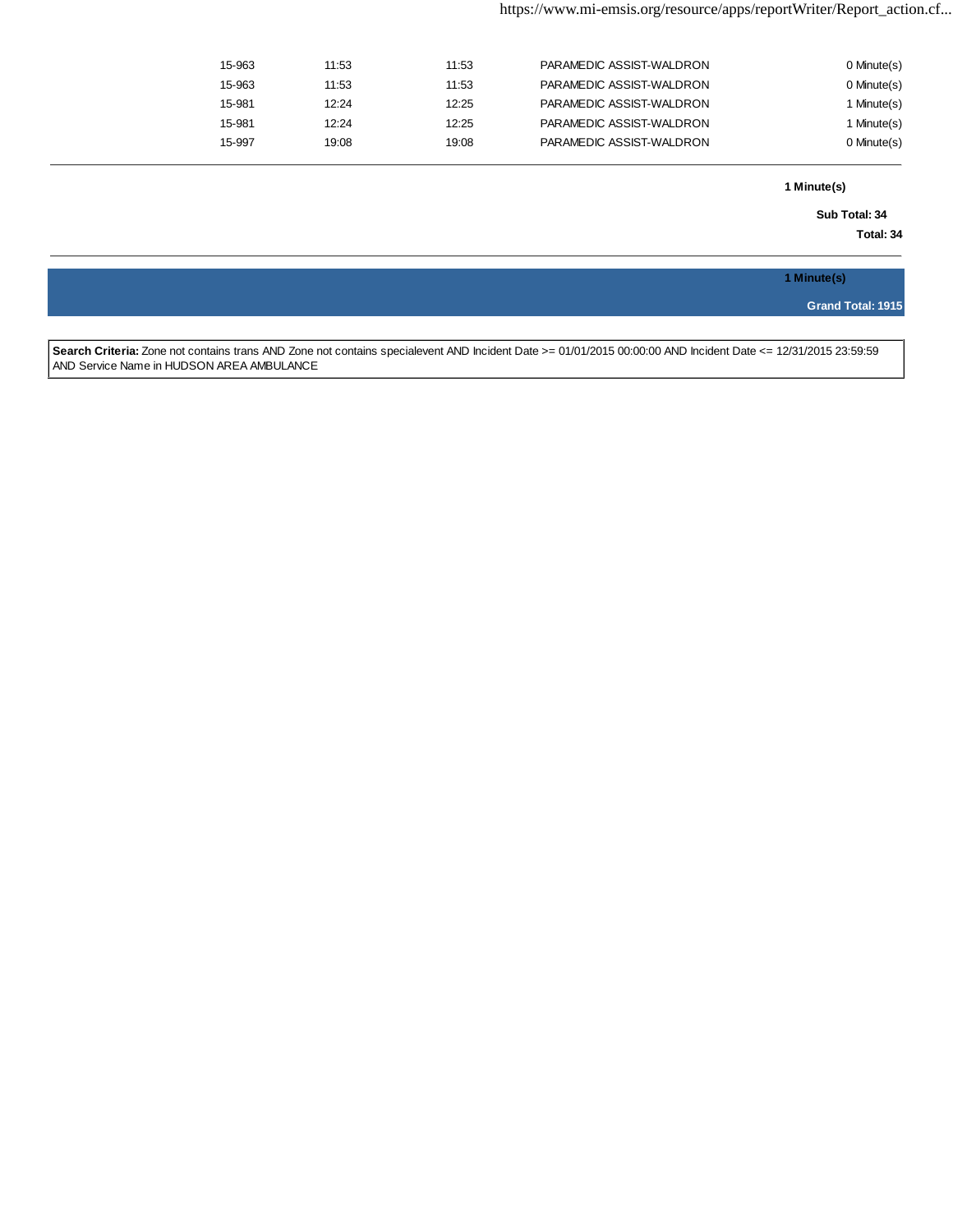| | | | | |
|---|---|---|---|---|
| 15-963 | 11:53 | 11:53 | PARAMEDIC ASSIST-WALDRON | 0 Minute(s) |
| 15-963 | 11:53 | 11:53 | PARAMEDIC ASSIST-WALDRON | 0 Minute(s) |
| 15-981 | 12:24 | 12:25 | PARAMEDIC ASSIST-WALDRON | 1 Minute(s) |
| 15-981 | 12:24 | 12:25 | PARAMEDIC ASSIST-WALDRON | 1 Minute(s) |
| 15-997 | 19:08 | 19:08 | PARAMEDIC ASSIST-WALDRON | 0 Minute(s) |

**1 Minute(s)**

**Sub Total: 34**

**Total: 34**

**1 Minute(s)**

**Grand Total: 1915**

**Search Criteria:** Zone not contains trans AND Zone not contains specialevent AND Incident Date >= 01/01/2015 00:00:00 AND Incident Date <= 12/31/2015 23:59:59 AND Service Name in HUDSON AREA AMBULANCE